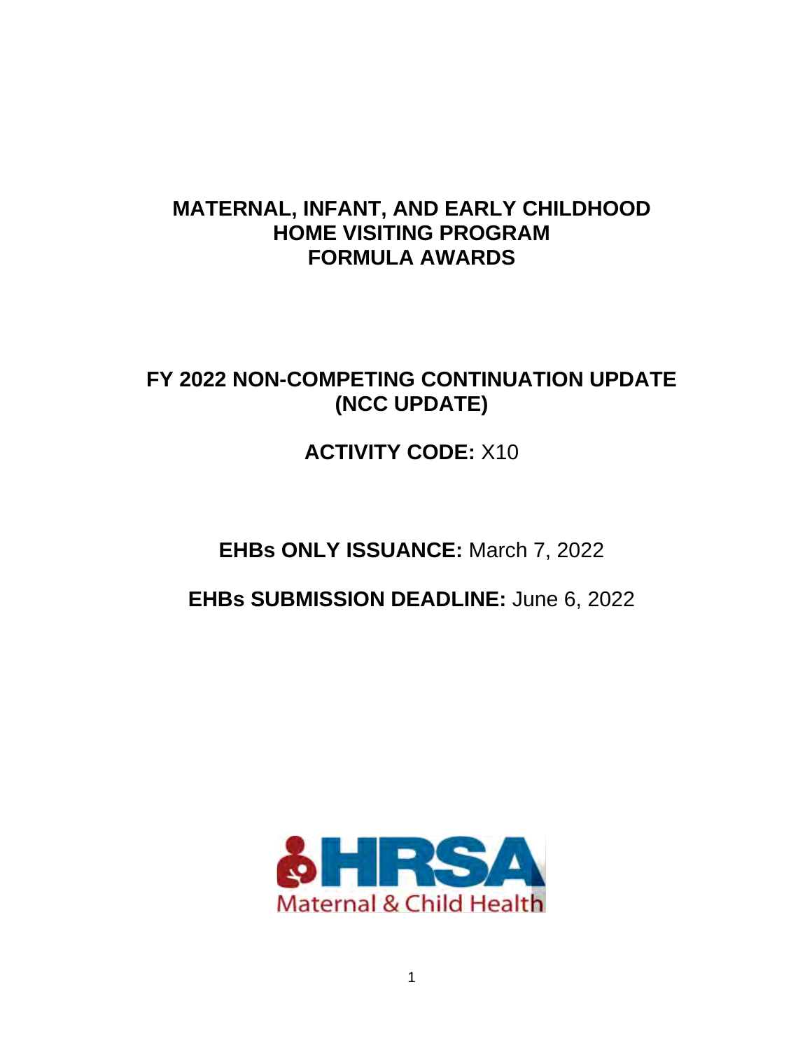# MATERNAL, INFANT, AND EARLY CHILDHOOD HOME VISITING PROGRAM FORMULA AWARDS

## FY 2022 NON-COMPETING CONTINUATION UPDATE (NCC UPDATE)

**ACTIVITY CODE:** X10

**EHBs ONLY ISSUANCE:** March 7, 2022

**EHBs SUBMISSION DEADLINE:** June 6, 2022

HRSA Maternal & Child Health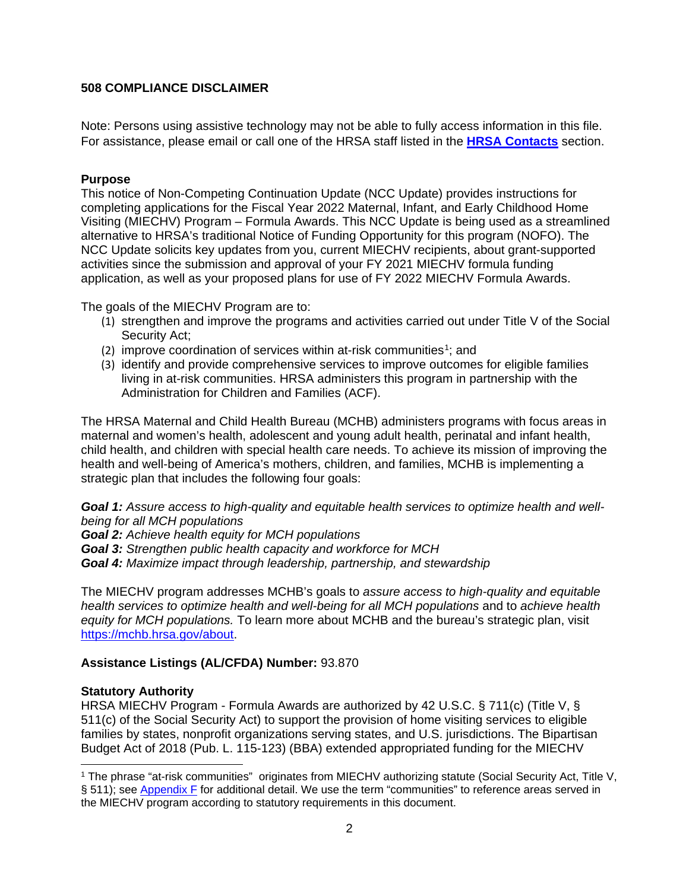**508 COMPLIANCE DISCLAIMER**

Note: Persons using assistive technology may not be able to fully access information in this file. For assistance, please email or call one of the HRSA staff listed in the **HRSA Contacts** section.

**Purpose**

This notice of Non-Competing Continuation Update (NCC Update) provides instructions for completing applications for the Fiscal Year 2022 Maternal, Infant, and Early Childhood Home Visiting (MIECHV) Program – Formula Awards. This NCC Update is being used as a streamlined alternative to HRSA's traditional Notice of Funding Opportunity for this program (NOFO). The NCC Update solicits key updates from you, current MIECHV recipients, about grant-supported activities since the submission and approval of your FY 2021 MIECHV formula funding application, as well as your proposed plans for use of FY 2022 MIECHV Formula Awards.

The goals of the MIECHV Program are to:

(1) strengthen and improve the programs and activities carried out under Title V of the Social Security Act;
(2) improve coordination of services within at-risk communities[1]; and
(3) identify and provide comprehensive services to improve outcomes for eligible families living in at-risk communities. HRSA administers this program in partnership with the Administration for Children and Families (ACF).

The HRSA Maternal and Child Health Bureau (MCHB) administers programs with focus areas in maternal and women's health, adolescent and young adult health, perinatal and infant health, child health, and children with special health care needs. To achieve its mission of improving the health and well-being of America's mothers, children, and families, MCHB is implementing a strategic plan that includes the following four goals:

***Goal 1:*** *Assure access to high-quality and equitable health services to optimize health and well-being for all MCH populations*
***Goal 2:*** *Achieve health equity for MCH populations*
***Goal 3:*** *Strengthen public health capacity and workforce for MCH*
***Goal 4:*** *Maximize impact through leadership, partnership, and stewardship*

The MIECHV program addresses MCHB's goals to *assure access to high-quality and equitable health services to optimize health and well-being for all MCH populations* and to *achieve health equity for MCH populations.* To learn more about MCHB and the bureau's strategic plan, visit https://mchb.hrsa.gov/about.

**Assistance Listings (AL/CFDA) Number:** 93.870

**Statutory Authority**

HRSA MIECHV Program - Formula Awards are authorized by 42 U.S.C. § 711(c) (Title V, § 511(c) of the Social Security Act) to support the provision of home visiting services to eligible families by states, nonprofit organizations serving states, and U.S. jurisdictions. The Bipartisan Budget Act of 2018 (Pub. L. 115-123) (BBA) extended appropriated funding for the MIECHV

[1] The phrase "at-risk communities" originates from MIECHV authorizing statute (Social Security Act, Title V, § 511); see Appendix F for additional detail. We use the term "communities" to reference areas served in the MIECHV program according to statutory requirements in this document.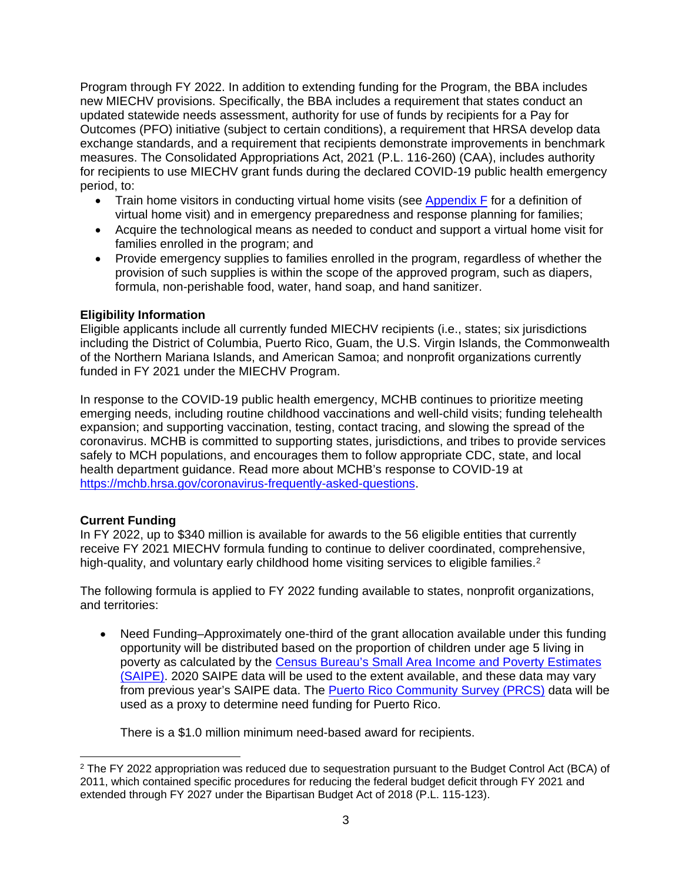Program through FY 2022. In addition to extending funding for the Program, the BBA includes new MIECHV provisions. Specifically, the BBA includes a requirement that states conduct an updated statewide needs assessment, authority for use of funds by recipients for a Pay for Outcomes (PFO) initiative (subject to certain conditions), a requirement that HRSA develop data exchange standards, and a requirement that recipients demonstrate improvements in benchmark measures. The Consolidated Appropriations Act, 2021 (P.L. 116-260) (CAA), includes authority for recipients to use MIECHV grant funds during the declared COVID-19 public health emergency period, to:

- Train home visitors in conducting virtual home visits (see Appendix F for a definition of virtual home visit) and in emergency preparedness and response planning for families;
- Acquire the technological means as needed to conduct and support a virtual home visit for families enrolled in the program; and
- Provide emergency supplies to families enrolled in the program, regardless of whether the provision of such supplies is within the scope of the approved program, such as diapers, formula, non-perishable food, water, hand soap, and hand sanitizer.

**Eligibility Information**

Eligible applicants include all currently funded MIECHV recipients (i.e., states; six jurisdictions including the District of Columbia, Puerto Rico, Guam, the U.S. Virgin Islands, the Commonwealth of the Northern Mariana Islands, and American Samoa; and nonprofit organizations currently funded in FY 2021 under the MIECHV Program.

In response to the COVID-19 public health emergency, MCHB continues to prioritize meeting emerging needs, including routine childhood vaccinations and well-child visits; funding telehealth expansion; and supporting vaccination, testing, contact tracing, and slowing the spread of the coronavirus. MCHB is committed to supporting states, jurisdictions, and tribes to provide services safely to MCH populations, and encourages them to follow appropriate CDC, state, and local health department guidance. Read more about MCHB's response to COVID-19 at https://mchb.hrsa.gov/coronavirus-frequently-asked-questions.

**Current Funding**

In FY 2022, up to $340 million is available for awards to the 56 eligible entities that currently receive FY 2021 MIECHV formula funding to continue to deliver coordinated, comprehensive, high-quality, and voluntary early childhood home visiting services to eligible families.[2]

The following formula is applied to FY 2022 funding available to states, nonprofit organizations, and territories:

- Need Funding–Approximately one-third of the grant allocation available under this funding opportunity will be distributed based on the proportion of children under age 5 living in poverty as calculated by the Census Bureau's Small Area Income and Poverty Estimates (SAIPE). 2020 SAIPE data will be used to the extent available, and these data may vary from previous year's SAIPE data. The Puerto Rico Community Survey (PRCS) data will be used as a proxy to determine need funding for Puerto Rico.

  There is a $1.0 million minimum need-based award for recipients.

[2] The FY 2022 appropriation was reduced due to sequestration pursuant to the Budget Control Act (BCA) of 2011, which contained specific procedures for reducing the federal budget deficit through FY 2021 and extended through FY 2027 under the Bipartisan Budget Act of 2018 (P.L. 115-123).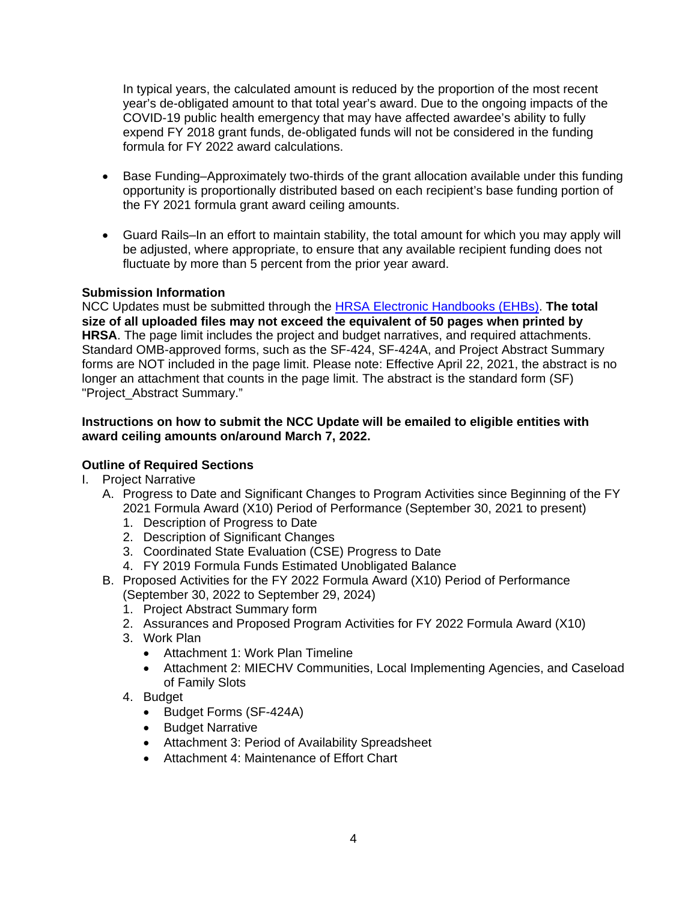In typical years, the calculated amount is reduced by the proportion of the most recent year's de-obligated amount to that total year's award. Due to the ongoing impacts of the COVID-19 public health emergency that may have affected awardee's ability to fully expend FY 2018 grant funds, de-obligated funds will not be considered in the funding formula for FY 2022 award calculations.

- Base Funding–Approximately two-thirds of the grant allocation available under this funding opportunity is proportionally distributed based on each recipient's base funding portion of the FY 2021 formula grant award ceiling amounts.

- Guard Rails–In an effort to maintain stability, the total amount for which you may apply will be adjusted, where appropriate, to ensure that any available recipient funding does not fluctuate by more than 5 percent from the prior year award.

**Submission Information**

NCC Updates must be submitted through the [HRSA Electronic Handbooks (EHBs)](). **The total size of all uploaded files may not exceed the equivalent of 50 pages when printed by HRSA**. The page limit includes the project and budget narratives, and required attachments. Standard OMB-approved forms, such as the SF-424, SF-424A, and Project Abstract Summary forms are NOT included in the page limit. Please note: Effective April 22, 2021, the abstract is no longer an attachment that counts in the page limit. The abstract is the standard form (SF) "Project_Abstract Summary."

**Instructions on how to submit the NCC Update will be emailed to eligible entities with award ceiling amounts on/around March 7, 2022.**

**Outline of Required Sections**

I. Project Narrative
   A. Progress to Date and Significant Changes to Program Activities since Beginning of the FY 2021 Formula Award (X10) Period of Performance (September 30, 2021 to present)
      1. Description of Progress to Date
      2. Description of Significant Changes
      3. Coordinated State Evaluation (CSE) Progress to Date
      4. FY 2019 Formula Funds Estimated Unobligated Balance
   B. Proposed Activities for the FY 2022 Formula Award (X10) Period of Performance (September 30, 2022 to September 29, 2024)
      1. Project Abstract Summary form
      2. Assurances and Proposed Program Activities for FY 2022 Formula Award (X10)
      3. Work Plan
         - Attachment 1: Work Plan Timeline
         - Attachment 2: MIECHV Communities, Local Implementing Agencies, and Caseload of Family Slots
      4. Budget
         - Budget Forms (SF-424A)
         - Budget Narrative
         - Attachment 3: Period of Availability Spreadsheet
         - Attachment 4: Maintenance of Effort Chart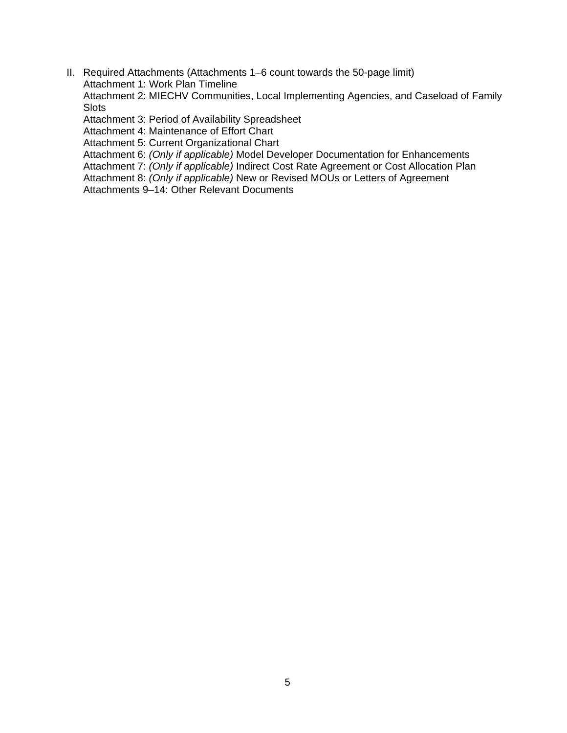II. Required Attachments (Attachments 1–6 count towards the 50-page limit)
    Attachment 1: Work Plan Timeline
    Attachment 2: MIECHV Communities, Local Implementing Agencies, and Caseload of Family Slots
    Attachment 3: Period of Availability Spreadsheet
    Attachment 4: Maintenance of Effort Chart
    Attachment 5: Current Organizational Chart
    Attachment 6: *(Only if applicable)* Model Developer Documentation for Enhancements
    Attachment 7: *(Only if applicable)* Indirect Cost Rate Agreement or Cost Allocation Plan
    Attachment 8: *(Only if applicable)* New or Revised MOUs or Letters of Agreement
    Attachments 9–14: Other Relevant Documents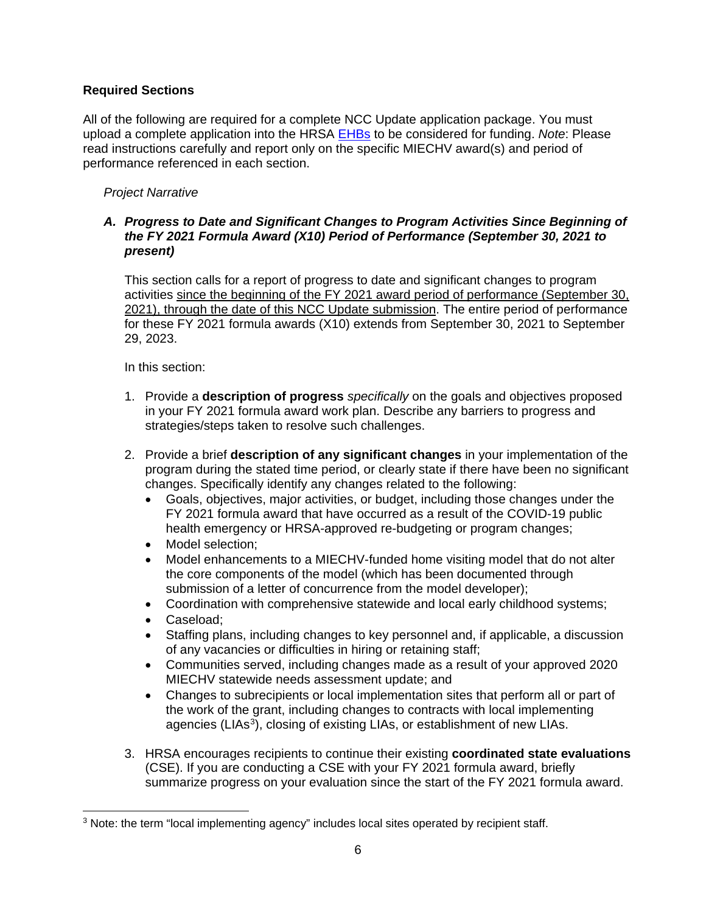**Required Sections**

All of the following are required for a complete NCC Update application package. You must upload a complete application into the HRSA EHBs to be considered for funding. *Note*: Please read instructions carefully and report only on the specific MIECHV award(s) and period of performance referenced in each section.

*Project Narrative*

***A. Progress to Date and Significant Changes to Program Activities Since Beginning of the FY 2021 Formula Award (X10) Period of Performance (September 30, 2021 to present)***

This section calls for a report of progress to date and significant changes to program activities <u>since the beginning of the FY 2021 award period of performance (September 30, 2021), through the date of this NCC Update submission</u>. The entire period of performance for these FY 2021 formula awards (X10) extends from September 30, 2021 to September 29, 2023.

In this section:

1. Provide a **description of progress** *specifically* on the goals and objectives proposed in your FY 2021 formula award work plan. Describe any barriers to progress and strategies/steps taken to resolve such challenges.

2. Provide a brief **description of any significant changes** in your implementation of the program during the stated time period, or clearly state if there have been no significant changes. Specifically identify any changes related to the following:
   - Goals, objectives, major activities, or budget, including those changes under the FY 2021 formula award that have occurred as a result of the COVID-19 public health emergency or HRSA-approved re-budgeting or program changes;
   - Model selection;
   - Model enhancements to a MIECHV-funded home visiting model that do not alter the core components of the model (which has been documented through submission of a letter of concurrence from the model developer);
   - Coordination with comprehensive statewide and local early childhood systems;
   - Caseload;
   - Staffing plans, including changes to key personnel and, if applicable, a discussion of any vacancies or difficulties in hiring or retaining staff;
   - Communities served, including changes made as a result of your approved 2020 MIECHV statewide needs assessment update; and
   - Changes to subrecipients or local implementation sites that perform all or part of the work of the grant, including changes to contracts with local implementing agencies (LIAs[3]), closing of existing LIAs, or establishment of new LIAs.

3. HRSA encourages recipients to continue their existing **coordinated state evaluations** (CSE). If you are conducting a CSE with your FY 2021 formula award, briefly summarize progress on your evaluation since the start of the FY 2021 formula award.

[3] Note: the term "local implementing agency" includes local sites operated by recipient staff.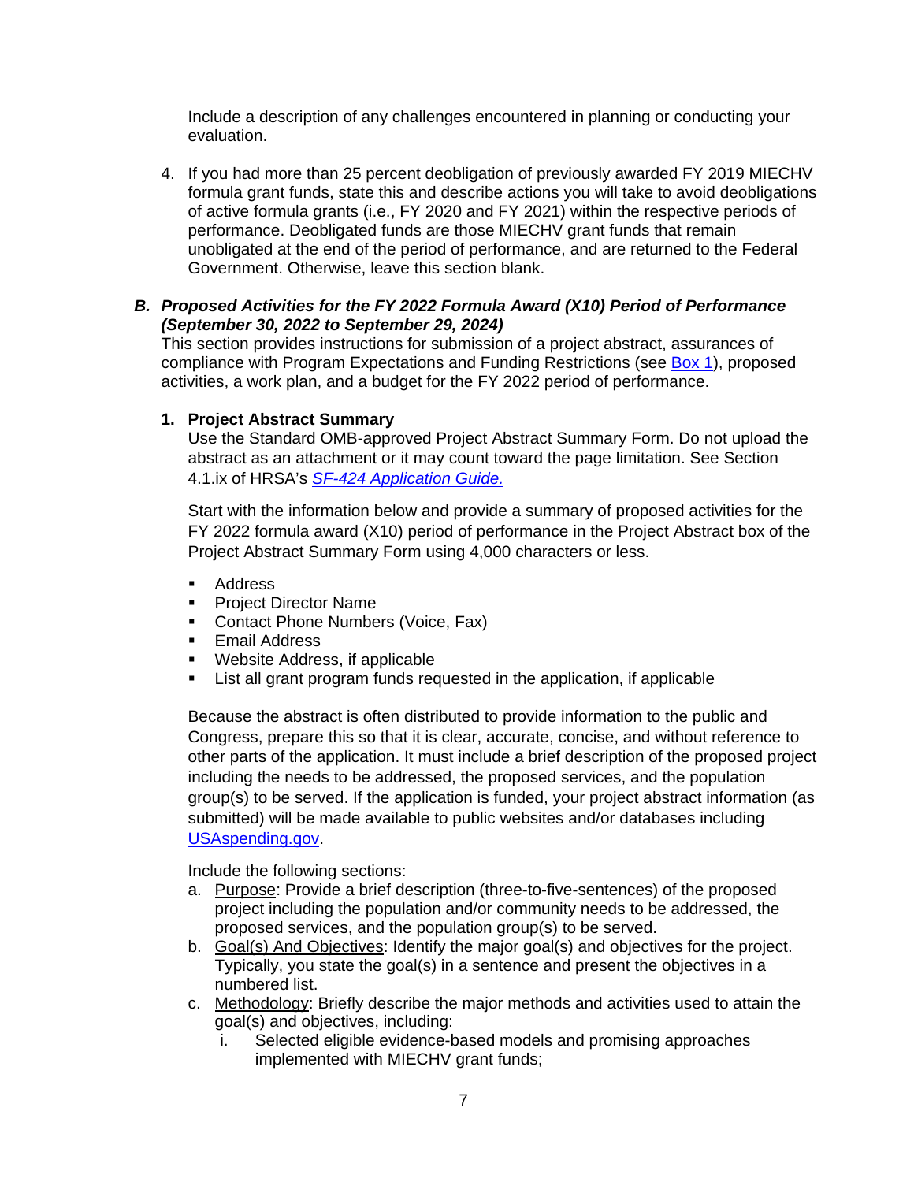Include a description of any challenges encountered in planning or conducting your evaluation.

4. If you had more than 25 percent deobligation of previously awarded FY 2019 MIECHV formula grant funds, state this and describe actions you will take to avoid deobligations of active formula grants (i.e., FY 2020 and FY 2021) within the respective periods of performance. Deobligated funds are those MIECHV grant funds that remain unobligated at the end of the period of performance, and are returned to the Federal Government. Otherwise, leave this section blank.

### *B. Proposed Activities for the FY 2022 Formula Award (X10) Period of Performance (September 30, 2022 to September 29, 2024)*

This section provides instructions for submission of a project abstract, assurances of compliance with Program Expectations and Funding Restrictions (see Box 1), proposed activities, a work plan, and a budget for the FY 2022 period of performance.

#### 1. Project Abstract Summary

Use the Standard OMB-approved Project Abstract Summary Form. Do not upload the abstract as an attachment or it may count toward the page limitation. See Section 4.1.ix of HRSA's *SF-424 Application Guide.*

Start with the information below and provide a summary of proposed activities for the FY 2022 formula award (X10) period of performance in the Project Abstract box of the Project Abstract Summary Form using 4,000 characters or less.

- Address
- Project Director Name
- Contact Phone Numbers (Voice, Fax)
- Email Address
- Website Address, if applicable
- List all grant program funds requested in the application, if applicable

Because the abstract is often distributed to provide information to the public and Congress, prepare this so that it is clear, accurate, concise, and without reference to other parts of the application. It must include a brief description of the proposed project including the needs to be addressed, the proposed services, and the population group(s) to be served. If the application is funded, your project abstract information (as submitted) will be made available to public websites and/or databases including USAspending.gov.

Include the following sections:

a. Purpose: Provide a brief description (three-to-five-sentences) of the proposed project including the population and/or community needs to be addressed, the proposed services, and the population group(s) to be served.
b. Goal(s) And Objectives: Identify the major goal(s) and objectives for the project. Typically, you state the goal(s) in a sentence and present the objectives in a numbered list.
c. Methodology: Briefly describe the major methods and activities used to attain the goal(s) and objectives, including:
    i. Selected eligible evidence-based models and promising approaches implemented with MIECHV grant funds;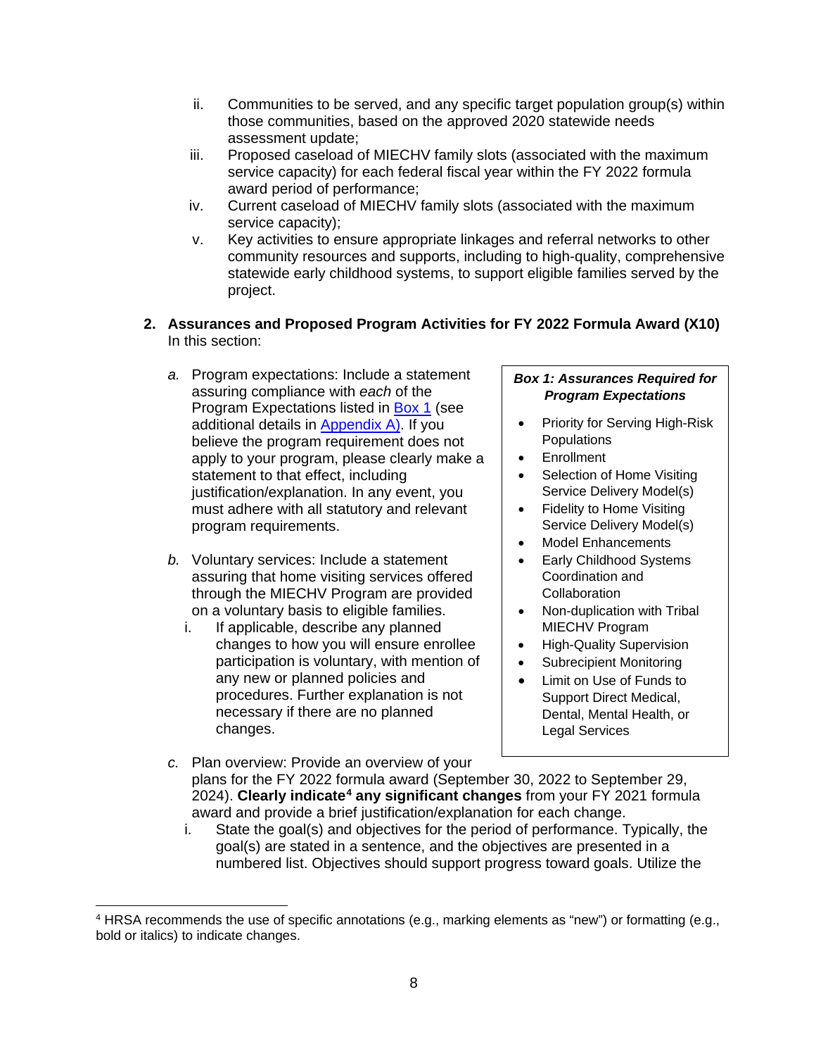ii. Communities to be served, and any specific target population group(s) within those communities, based on the approved 2020 statewide needs assessment update;

iii. Proposed caseload of MIECHV family slots (associated with the maximum service capacity) for each federal fiscal year within the FY 2022 formula award period of performance;

iv. Current caseload of MIECHV family slots (associated with the maximum service capacity);

v. Key activities to ensure appropriate linkages and referral networks to other community resources and supports, including to high-quality, comprehensive statewide early childhood systems, to support eligible families served by the project.

**2. Assurances and Proposed Program Activities for FY 2022 Formula Award (X10)**
In this section:

*a.* Program expectations: Include a statement assuring compliance with *each* of the Program Expectations listed in Box 1 (see additional details in Appendix A). If you believe the program requirement does not apply to your program, please clearly make a statement to that effect, including justification/explanation. In any event, you must adhere with all statutory and relevant program requirements.

***Box 1: Assurances Required for Program Expectations***

- Priority for Serving High-Risk Populations
- Enrollment
- Selection of Home Visiting Service Delivery Model(s)
- Fidelity to Home Visiting Service Delivery Model(s)
- Model Enhancements
- Early Childhood Systems Coordination and Collaboration
- Non-duplication with Tribal MIECHV Program
- High-Quality Supervision
- Subrecipient Monitoring
- Limit on Use of Funds to Support Direct Medical, Dental, Mental Health, or Legal Services

*b.* Voluntary services: Include a statement assuring that home visiting services offered through the MIECHV Program are provided on a voluntary basis to eligible families.

i. If applicable, describe any planned changes to how you will ensure enrollee participation is voluntary, with mention of any new or planned policies and procedures. Further explanation is not necessary if there are no planned changes.

*c.* Plan overview: Provide an overview of your plans for the FY 2022 formula award (September 30, 2022 to September 29, 2024). **Clearly indicate[4] any significant changes** from your FY 2021 formula award and provide a brief justification/explanation for each change.

i. State the goal(s) and objectives for the period of performance. Typically, the goal(s) are stated in a sentence, and the objectives are presented in a numbered list. Objectives should support progress toward goals. Utilize the

---

[4] HRSA recommends the use of specific annotations (e.g., marking elements as "new") or formatting (e.g., bold or italics) to indicate changes.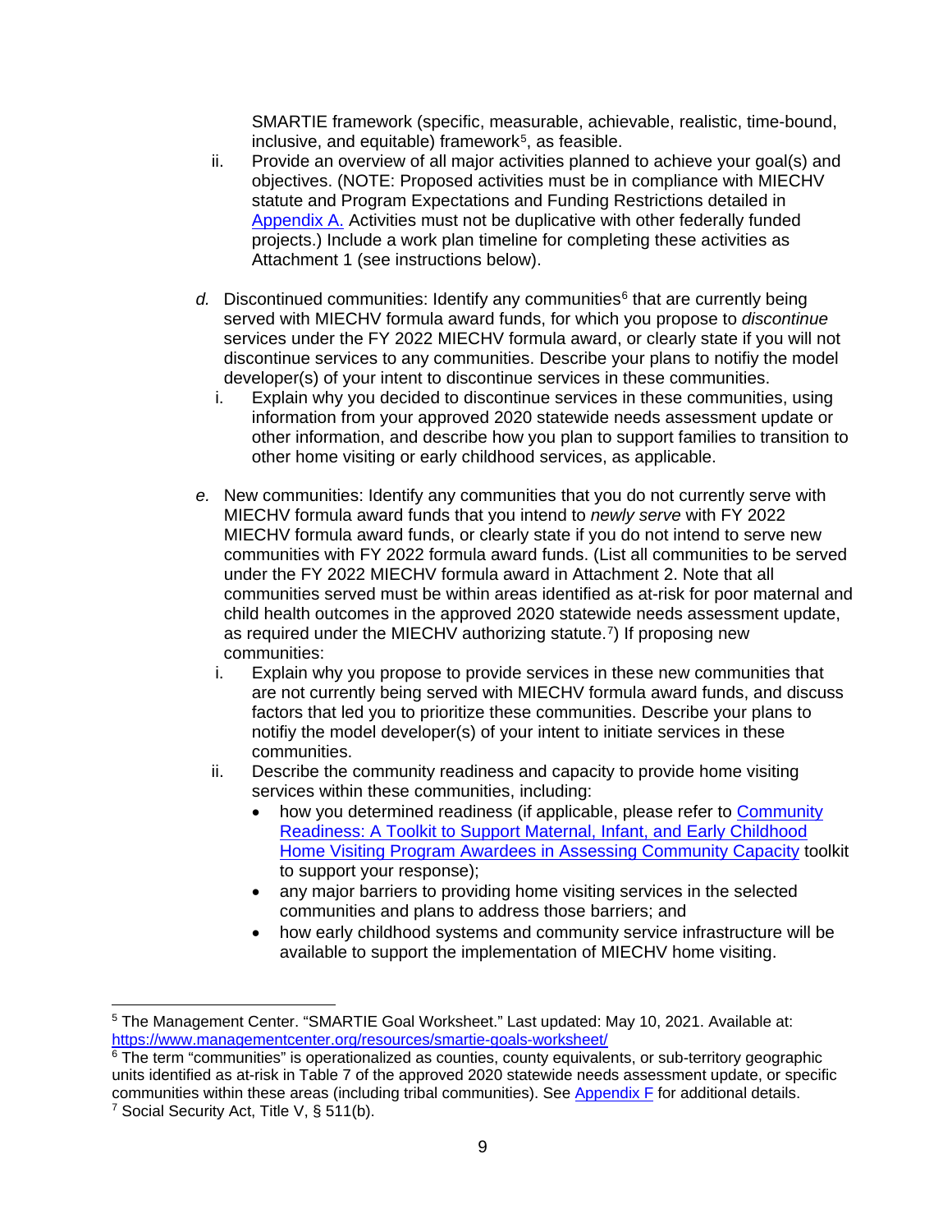SMARTIE framework (specific, measurable, achievable, realistic, time-bound, inclusive, and equitable) framework[5], as feasible.

ii. Provide an overview of all major activities planned to achieve your goal(s) and objectives. (NOTE: Proposed activities must be in compliance with MIECHV statute and Program Expectations and Funding Restrictions detailed in [Appendix A.](#) Activities must not be duplicative with other federally funded projects.) Include a work plan timeline for completing these activities as Attachment 1 (see instructions below).

*d.* Discontinued communities: Identify any communities[6] that are currently being served with MIECHV formula award funds, for which you propose to *discontinue* services under the FY 2022 MIECHV formula award, or clearly state if you will not discontinue services to any communities. Describe your plans to notifiy the model developer(s) of your intent to discontinue services in these communities.

i. Explain why you decided to discontinue services in these communities, using information from your approved 2020 statewide needs assessment update or other information, and describe how you plan to support families to transition to other home visiting or early childhood services, as applicable.

*e.* New communities: Identify any communities that you do not currently serve with MIECHV formula award funds that you intend to *newly serve* with FY 2022 MIECHV formula award funds, or clearly state if you do not intend to serve new communities with FY 2022 formula award funds. (List all communities to be served under the FY 2022 MIECHV formula award in Attachment 2. Note that all communities served must be within areas identified as at-risk for poor maternal and child health outcomes in the approved 2020 statewide needs assessment update, as required under the MIECHV authorizing statute.[7]) If proposing new communities:

i. Explain why you propose to provide services in these new communities that are not currently being served with MIECHV formula award funds, and discuss factors that led you to prioritize these communities. Describe your plans to notifiy the model developer(s) of your intent to initiate services in these communities.

ii. Describe the community readiness and capacity to provide home visiting services within these communities, including:

- how you determined readiness (if applicable, please refer to [Community Readiness: A Toolkit to Support Maternal, Infant, and Early Childhood Home Visiting Program Awardees in Assessing Community Capacity](#) toolkit to support your response);
- any major barriers to providing home visiting services in the selected communities and plans to address those barriers; and
- how early childhood systems and community service infrastructure will be available to support the implementation of MIECHV home visiting.

---

[5] The Management Center. "SMARTIE Goal Worksheet." Last updated: May 10, 2021. Available at: https://www.managementcenter.org/resources/smartie-goals-worksheet/

[6] The term "communities" is operationalized as counties, county equivalents, or sub-territory geographic units identified as at-risk in Table 7 of the approved 2020 statewide needs assessment update, or specific communities within these areas (including tribal communities). See [Appendix F](#) for additional details.

[7] Social Security Act, Title V, § 511(b).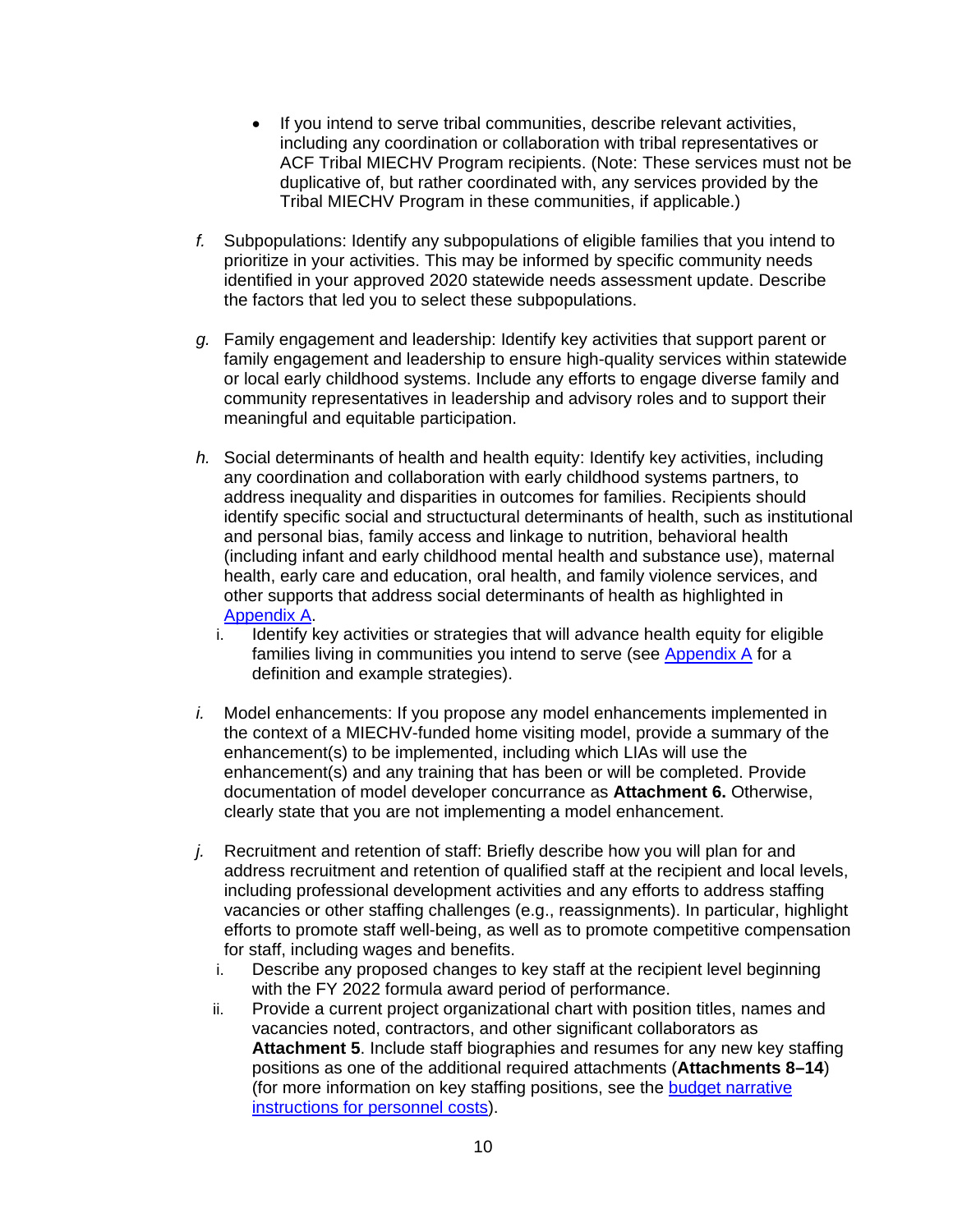- If you intend to serve tribal communities, describe relevant activities, including any coordination or collaboration with tribal representatives or ACF Tribal MIECHV Program recipients. (Note: These services must not be duplicative of, but rather coordinated with, any services provided by the Tribal MIECHV Program in these communities, if applicable.)

*f.* Subpopulations: Identify any subpopulations of eligible families that you intend to prioritize in your activities. This may be informed by specific community needs identified in your approved 2020 statewide needs assessment update. Describe the factors that led you to select these subpopulations.

*g.* Family engagement and leadership: Identify key activities that support parent or family engagement and leadership to ensure high-quality services within statewide or local early childhood systems. Include any efforts to engage diverse family and community representatives in leadership and advisory roles and to support their meaningful and equitable participation.

*h.* Social determinants of health and health equity: Identify key activities, including any coordination and collaboration with early childhood systems partners, to address inequality and disparities in outcomes for families. Recipients should identify specific social and structural determinants of health, such as institutional and personal bias, family access and linkage to nutrition, behavioral health (including infant and early childhood mental health and substance use), maternal health, early care and education, oral health, and family violence services, and other supports that address social determinants of health as highlighted in Appendix A.

  i. Identify key activities or strategies that will advance health equity for eligible families living in communities you intend to serve (see Appendix A for a definition and example strategies).

*i.* Model enhancements: If you propose any model enhancements implemented in the context of a MIECHV-funded home visiting model, provide a summary of the enhancement(s) to be implemented, including which LIAs will use the enhancement(s) and any training that has been or will be completed. Provide documentation of model developer concurrance as **Attachment 6.** Otherwise, clearly state that you are not implementing a model enhancement.

*j.* Recruitment and retention of staff: Briefly describe how you will plan for and address recruitment and retention of qualified staff at the recipient and local levels, including professional development activities and any efforts to address staffing vacancies or other staffing challenges (e.g., reassignments). In particular, highlight efforts to promote staff well-being, as well as to promote competitive compensation for staff, including wages and benefits.

  i. Describe any proposed changes to key staff at the recipient level beginning with the FY 2022 formula award period of performance.

  ii. Provide a current project organizational chart with position titles, names and vacancies noted, contractors, and other significant collaborators as **Attachment 5**. Include staff biographies and resumes for any new key staffing positions as one of the additional required attachments (**Attachments 8–14**) (for more information on key staffing positions, see the budget narrative instructions for personnel costs).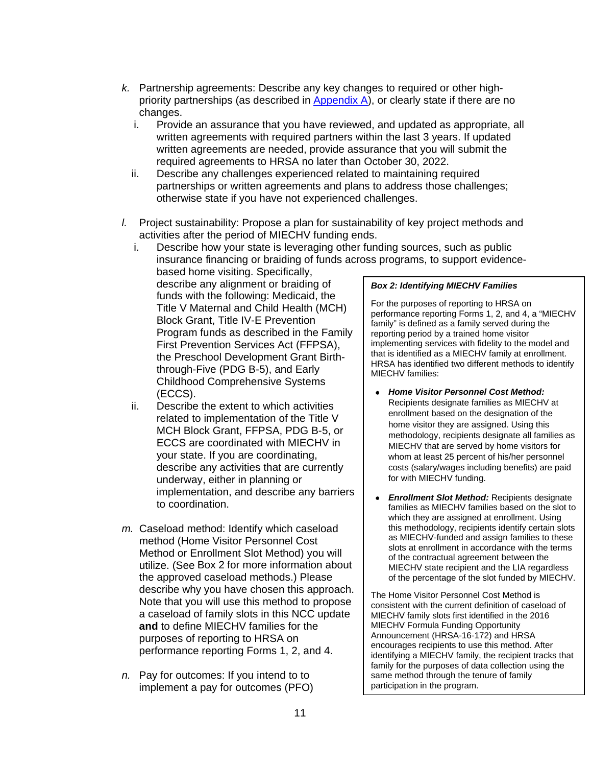*k.* Partnership agreements: Describe any key changes to required or other high-priority partnerships (as described in Appendix A), or clearly state if there are no changes.

   i. Provide an assurance that you have reviewed, and updated as appropriate, all written agreements with required partners within the last 3 years. If updated written agreements are needed, provide assurance that you will submit the required agreements to HRSA no later than October 30, 2022.

   ii. Describe any challenges experienced related to maintaining required partnerships or written agreements and plans to address those challenges; otherwise state if you have not experienced challenges.

*l.* Project sustainability: Propose a plan for sustainability of key project methods and activities after the period of MIECHV funding ends.

   i. Describe how your state is leveraging other funding sources, such as public insurance financing or braiding of funds across programs, to support evidence-based home visiting. Specifically, describe any alignment or braiding of funds with the following: Medicaid, the Title V Maternal and Child Health (MCH) Block Grant, Title IV-E Prevention Program funds as described in the Family First Prevention Services Act (FFPSA), the Preschool Development Grant Birth-through-Five (PDG B-5), and Early Childhood Comprehensive Systems (ECCS).

   ii. Describe the extent to which activities related to implementation of the Title V MCH Block Grant, FFPSA, PDG B-5, or ECCS are coordinated with MIECHV in your state. If you are coordinating, describe any activities that are currently underway, either in planning or implementation, and describe any barriers to coordination.

*m.* Caseload method: Identify which caseload method (Home Visitor Personnel Cost Method or Enrollment Slot Method) you will utilize. (See Box 2 for more information about the approved caseload methods.) Please describe why you have chosen this approach. Note that you will use this method to propose a caseload of family slots in this NCC update **and** to define MIECHV families for the purposes of reporting to HRSA on performance reporting Forms 1, 2, and 4.

> ***Box 2: Identifying MIECHV Families***
>
> For the purposes of reporting to HRSA on performance reporting Forms 1, 2, and 4, a "MIECHV family" is defined as a family served during the reporting period by a trained home visitor implementing services with fidelity to the model and that is identified as a MIECHV family at enrollment. HRSA has identified two different methods to identify MIECHV families:
>
> - ***Home Visitor Personnel Cost Method:*** Recipients designate families as MIECHV at enrollment based on the designation of the home visitor they are assigned. Using this methodology, recipients designate all families as MIECHV that are served by home visitors for whom at least 25 percent of his/her personnel costs (salary/wages including benefits) are paid for with MIECHV funding.
> - ***Enrollment Slot Method:*** Recipients designate families as MIECHV families based on the slot to which they are assigned at enrollment. Using this methodology, recipients identify certain slots as MIECHV-funded and assign families to these slots at enrollment in accordance with the terms of the contractual agreement between the MIECHV state recipient and the LIA regardless of the percentage of the slot funded by MIECHV.
>
> The Home Visitor Personnel Cost Method is consistent with the current definition of caseload of MIECHV family slots first identified in the 2016 MIECHV Formula Funding Opportunity Announcement (HRSA-16-172) and HRSA encourages recipients to use this method. After identifying a MIECHV family, the recipient tracks that family for the purposes of data collection using the same method through the tenure of family participation in the program.

*n.* Pay for outcomes: If you intend to to implement a pay for outcomes (PFO)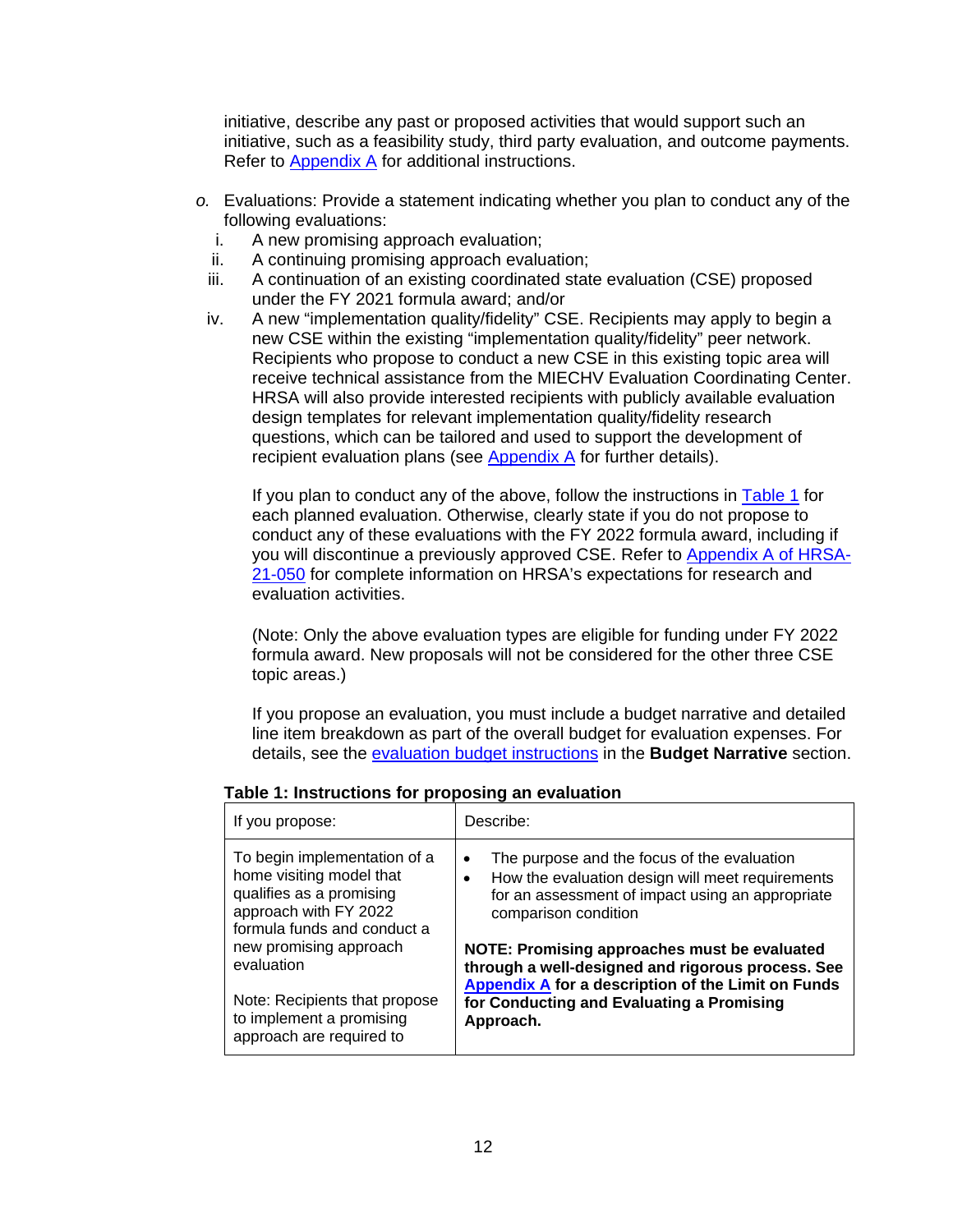initiative, describe any past or proposed activities that would support such an initiative, such as a feasibility study, third party evaluation, and outcome payments. Refer to Appendix A for additional instructions.

*o.* Evaluations: Provide a statement indicating whether you plan to conduct any of the following evaluations:

  i. A new promising approach evaluation;
  ii. A continuing promising approach evaluation;
  iii. A continuation of an existing coordinated state evaluation (CSE) proposed under the FY 2021 formula award; and/or
  iv. A new "implementation quality/fidelity" CSE. Recipients may apply to begin a new CSE within the existing "implementation quality/fidelity" peer network. Recipients who propose to conduct a new CSE in this existing topic area will receive technical assistance from the MIECHV Evaluation Coordinating Center. HRSA will also provide interested recipients with publicly available evaluation design templates for relevant implementation quality/fidelity research questions, which can be tailored and used to support the development of recipient evaluation plans (see Appendix A for further details).

  If you plan to conduct any of the above, follow the instructions in Table 1 for each planned evaluation. Otherwise, clearly state if you do not propose to conduct any of these evaluations with the FY 2022 formula award, including if you will discontinue a previously approved CSE. Refer to Appendix A of HRSA-21-050 for complete information on HRSA's expectations for research and evaluation activities.

  (Note: Only the above evaluation types are eligible for funding under FY 2022 formula award. New proposals will not be considered for the other three CSE topic areas.)

  If you propose an evaluation, you must include a budget narrative and detailed line item breakdown as part of the overall budget for evaluation expenses. For details, see the evaluation budget instructions in the **Budget Narrative** section.

**Table 1: Instructions for proposing an evaluation**

| If you propose: | Describe: |
| --- | --- |
| To begin implementation of a home visiting model that qualifies as a promising approach with FY 2022 formula funds and conduct a new promising approach evaluation<br><br>Note: Recipients that propose to implement a promising approach are required to | • The purpose and the focus of the evaluation<br>• How the evaluation design will meet requirements for an assessment of impact using an appropriate comparison condition<br><br>**NOTE: Promising approaches must be evaluated through a well-designed and rigorous process. See Appendix A for a description of the Limit on Funds for Conducting and Evaluating a Promising Approach.** |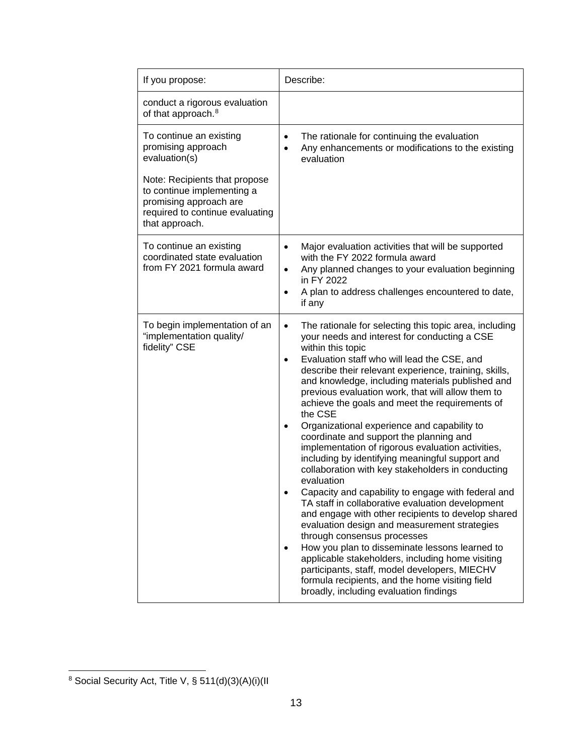| If you propose: | Describe: |
|---|---|
| conduct a rigorous evaluation of that approach.[8] | |
| To continue an existing promising approach evaluation(s)<br><br>Note: Recipients that propose to continue implementing a promising approach are required to continue evaluating that approach. | • The rationale for continuing the evaluation<br>• Any enhancements or modifications to the existing evaluation |
| To continue an existing coordinated state evaluation from FY 2021 formula award | • Major evaluation activities that will be supported with the FY 2022 formula award<br>• Any planned changes to your evaluation beginning in FY 2022<br>• A plan to address challenges encountered to date, if any |
| To begin implementation of an "implementation quality/ fidelity" CSE | • The rationale for selecting this topic area, including your needs and interest for conducting a CSE within this topic<br>• Evaluation staff who will lead the CSE, and describe their relevant experience, training, skills, and knowledge, including materials published and previous evaluation work, that will allow them to achieve the goals and meet the requirements of the CSE<br>• Organizational experience and capability to coordinate and support the planning and implementation of rigorous evaluation activities, including by identifying meaningful support and collaboration with key stakeholders in conducting evaluation<br>• Capacity and capability to engage with federal and TA staff in collaborative evaluation development and engage with other recipients to develop shared evaluation design and measurement strategies through consensus processes<br>• How you plan to disseminate lessons learned to applicable stakeholders, including home visiting participants, staff, model developers, MIECHV formula recipients, and the home visiting field broadly, including evaluation findings |

[8] Social Security Act, Title V, § 511(d)(3)(A)(i)(II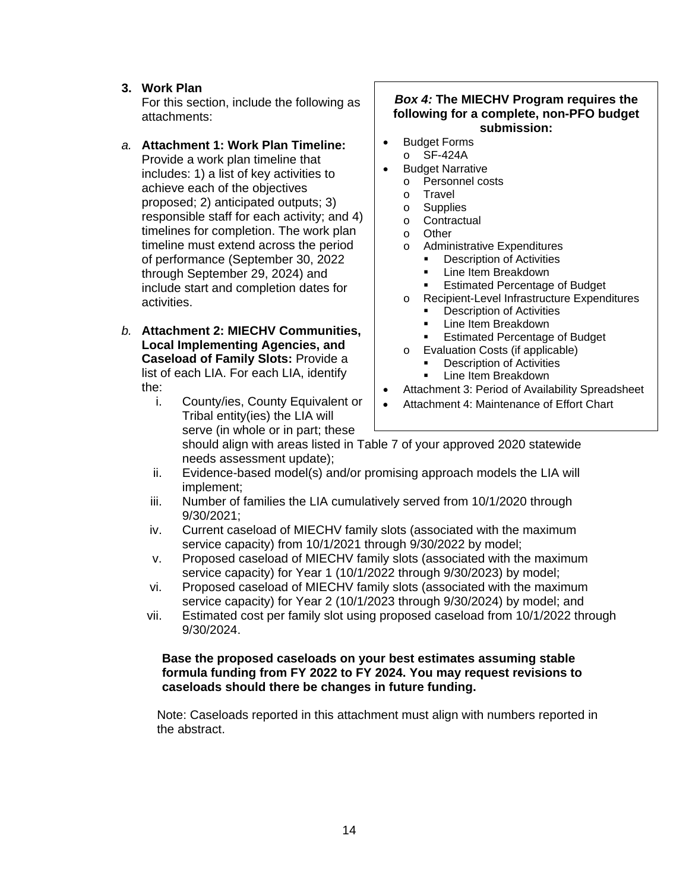3. **Work Plan**
   For this section, include the following as attachments:

*a.* **Attachment 1: Work Plan Timeline:** Provide a work plan timeline that includes: 1) a list of key activities to achieve each of the objectives proposed; 2) anticipated outputs; 3) responsible staff for each activity; and 4) timelines for completion. The work plan timeline must extend across the period of performance (September 30, 2022 through September 29, 2024) and include start and completion dates for activities.

*b.* **Attachment 2: MIECHV Communities, Local Implementing Agencies, and Caseload of Family Slots:** Provide a list of each LIA. For each LIA, identify the:

   i. County/ies, County Equivalent or Tribal entity(ies) the LIA will serve (in whole or in part; these should align with areas listed in Table 7 of your approved 2020 statewide needs assessment update);
   ii. Evidence-based model(s) and/or promising approach models the LIA will implement;
   iii. Number of families the LIA cumulatively served from 10/1/2020 through 9/30/2021;
   iv. Current caseload of MIECHV family slots (associated with the maximum service capacity) from 10/1/2021 through 9/30/2022 by model;
   v. Proposed caseload of MIECHV family slots (associated with the maximum service capacity) for Year 1 (10/1/2022 through 9/30/2023) by model;
   vi. Proposed caseload of MIECHV family slots (associated with the maximum service capacity) for Year 2 (10/1/2023 through 9/30/2024) by model; and
   vii. Estimated cost per family slot using proposed caseload from 10/1/2022 through 9/30/2024.

   **Base the proposed caseloads on your best estimates assuming stable formula funding from FY 2022 to FY 2024. You may request revisions to caseloads should there be changes in future funding.**

   Note: Caseloads reported in this attachment must align with numbers reported in the abstract.

> ***Box 4:* The MIECHV Program requires the following for a complete, non-PFO budget submission:**
>
> - Budget Forms
>   - SF-424A
> - Budget Narrative
>   - Personnel costs
>   - Travel
>   - Supplies
>   - Contractual
>   - Other
>   - Administrative Expenditures
>     - Description of Activities
>     - Line Item Breakdown
>     - Estimated Percentage of Budget
>   - Recipient-Level Infrastructure Expenditures
>     - Description of Activities
>     - Line Item Breakdown
>     - Estimated Percentage of Budget
>   - Evaluation Costs (if applicable)
>     - Description of Activities
>     - Line Item Breakdown
> - Attachment 3: Period of Availability Spreadsheet
> - Attachment 4: Maintenance of Effort Chart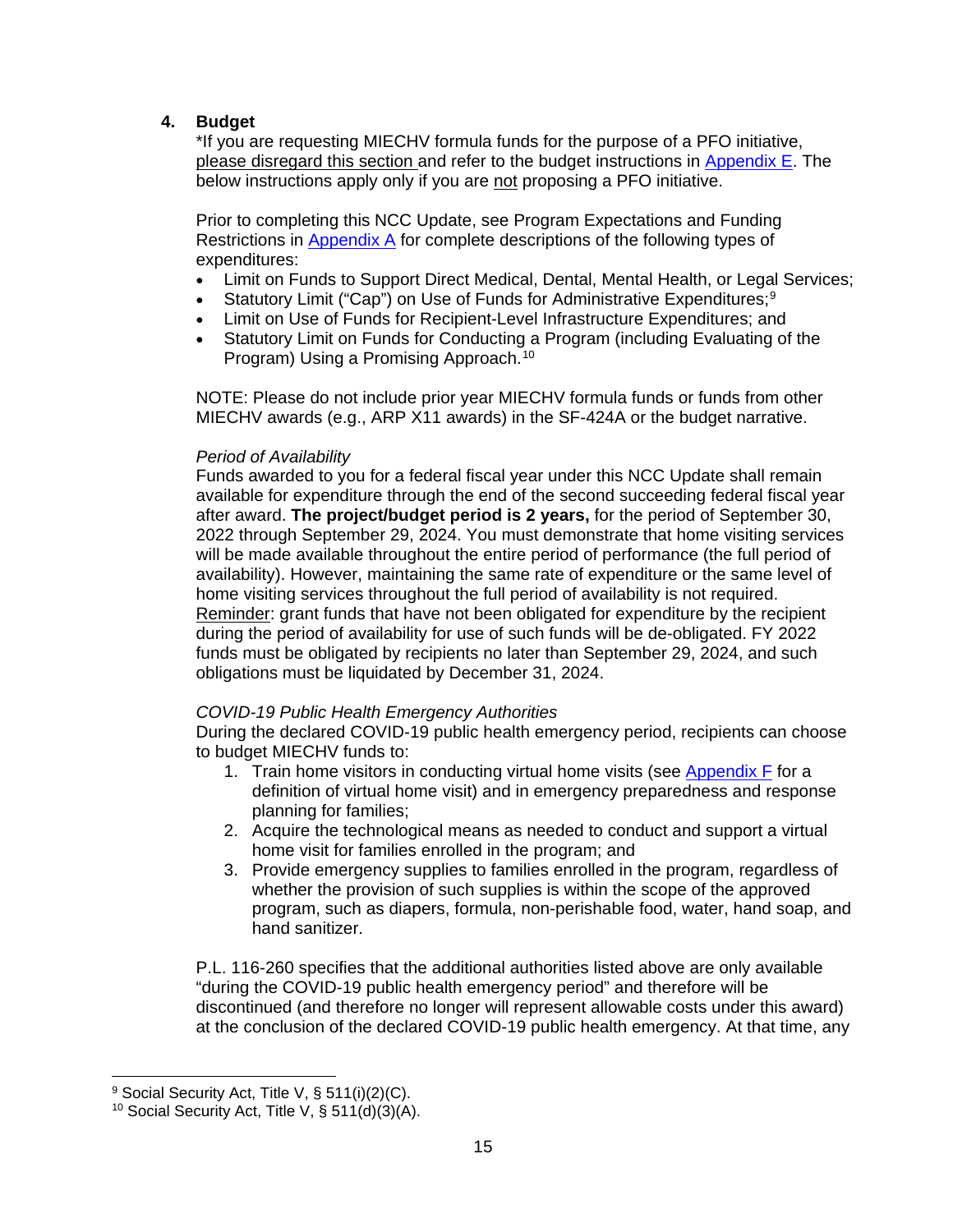## 4. Budget

*If you are requesting MIECHV formula funds for the purpose of a PFO initiative, please disregard this section and refer to the budget instructions in Appendix E. The below instructions apply only if you are not proposing a PFO initiative.

Prior to completing this NCC Update, see Program Expectations and Funding Restrictions in Appendix A for complete descriptions of the following types of expenditures:

- Limit on Funds to Support Direct Medical, Dental, Mental Health, or Legal Services;
- Statutory Limit ("Cap") on Use of Funds for Administrative Expenditures;[9]
- Limit on Use of Funds for Recipient-Level Infrastructure Expenditures; and
- Statutory Limit on Funds for Conducting a Program (including Evaluating of the Program) Using a Promising Approach.[10]

NOTE: Please do not include prior year MIECHV formula funds or funds from other MIECHV awards (e.g., ARP X11 awards) in the SF-424A or the budget narrative.

*Period of Availability*

Funds awarded to you for a federal fiscal year under this NCC Update shall remain available for expenditure through the end of the second succeeding federal fiscal year after award. **The project/budget period is 2 years,** for the period of September 30, 2022 through September 29, 2024. You must demonstrate that home visiting services will be made available throughout the entire period of performance (the full period of availability). However, maintaining the same rate of expenditure or the same level of home visiting services throughout the full period of availability is not required. Reminder: grant funds that have not been obligated for expenditure by the recipient during the period of availability for use of such funds will be de-obligated. FY 2022 funds must be obligated by recipients no later than September 29, 2024, and such obligations must be liquidated by December 31, 2024.

*COVID-19 Public Health Emergency Authorities*

During the declared COVID-19 public health emergency period, recipients can choose to budget MIECHV funds to:

1. Train home visitors in conducting virtual home visits (see Appendix F for a definition of virtual home visit) and in emergency preparedness and response planning for families;
2. Acquire the technological means as needed to conduct and support a virtual home visit for families enrolled in the program; and
3. Provide emergency supplies to families enrolled in the program, regardless of whether the provision of such supplies is within the scope of the approved program, such as diapers, formula, non-perishable food, water, hand soap, and hand sanitizer.

P.L. 116-260 specifies that the additional authorities listed above are only available "during the COVID-19 public health emergency period" and therefore will be discontinued (and therefore no longer will represent allowable costs under this award) at the conclusion of the declared COVID-19 public health emergency. At that time, any

---

[9] Social Security Act, Title V, § 511(i)(2)(C).

[10] Social Security Act, Title V, § 511(d)(3)(A).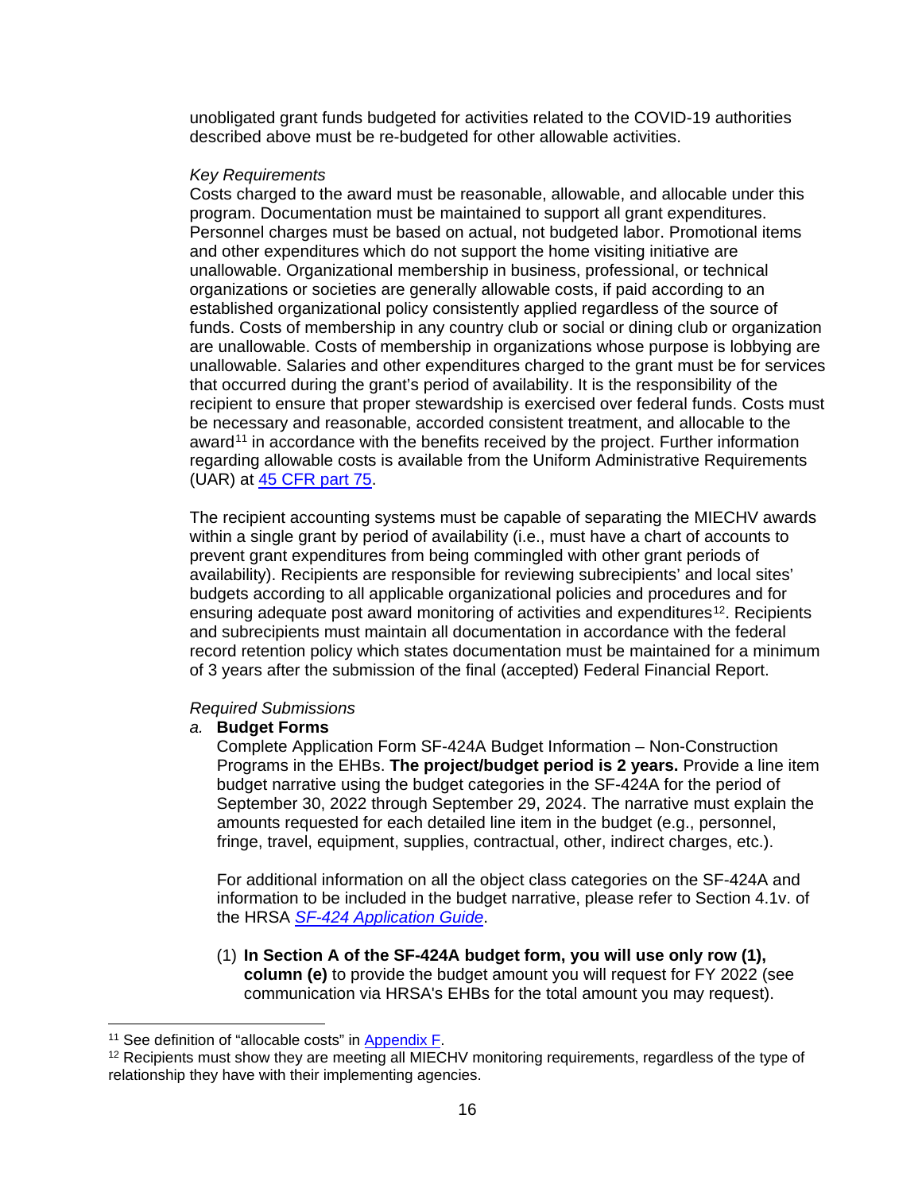unobligated grant funds budgeted for activities related to the COVID-19 authorities described above must be re-budgeted for other allowable activities.

*Key Requirements*

Costs charged to the award must be reasonable, allowable, and allocable under this program. Documentation must be maintained to support all grant expenditures. Personnel charges must be based on actual, not budgeted labor. Promotional items and other expenditures which do not support the home visiting initiative are unallowable. Organizational membership in business, professional, or technical organizations or societies are generally allowable costs, if paid according to an established organizational policy consistently applied regardless of the source of funds. Costs of membership in any country club or social or dining club or organization are unallowable. Costs of membership in organizations whose purpose is lobbying are unallowable. Salaries and other expenditures charged to the grant must be for services that occurred during the grant's period of availability. It is the responsibility of the recipient to ensure that proper stewardship is exercised over federal funds. Costs must be necessary and reasonable, accorded consistent treatment, and allocable to the award[11] in accordance with the benefits received by the project. Further information regarding allowable costs is available from the Uniform Administrative Requirements (UAR) at [45 CFR part 75](45 CFR part 75).

The recipient accounting systems must be capable of separating the MIECHV awards within a single grant by period of availability (i.e., must have a chart of accounts to prevent grant expenditures from being commingled with other grant periods of availability). Recipients are responsible for reviewing subrecipients' and local sites' budgets according to all applicable organizational policies and procedures and for ensuring adequate post award monitoring of activities and expenditures[12]. Recipients and subrecipients must maintain all documentation in accordance with the federal record retention policy which states documentation must be maintained for a minimum of 3 years after the submission of the final (accepted) Federal Financial Report.

*Required Submissions*

*a.* **Budget Forms**

Complete Application Form SF-424A Budget Information – Non-Construction Programs in the EHBs. **The project/budget period is 2 years.** Provide a line item budget narrative using the budget categories in the SF-424A for the period of September 30, 2022 through September 29, 2024. The narrative must explain the amounts requested for each detailed line item in the budget (e.g., personnel, fringe, travel, equipment, supplies, contractual, other, indirect charges, etc.).

For additional information on all the object class categories on the SF-424A and information to be included in the budget narrative, please refer to Section 4.1v. of the HRSA *[SF-424 Application Guide](SF-424 Application Guide)*.

(1) **In Section A of the SF-424A budget form, you will use only row (1), column (e)** to provide the budget amount you will request for FY 2022 (see communication via HRSA's EHBs for the total amount you may request).

---

[11] See definition of "allocable costs" in [Appendix F](Appendix F).

[12] Recipients must show they are meeting all MIECHV monitoring requirements, regardless of the type of relationship they have with their implementing agencies.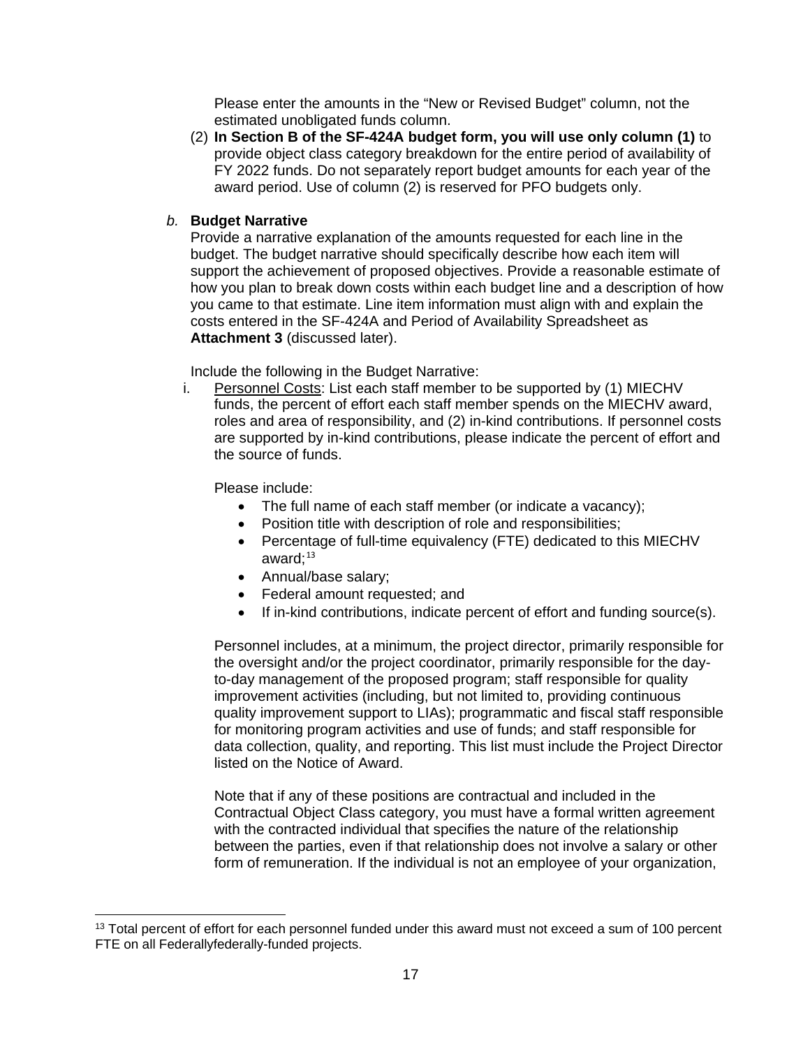Please enter the amounts in the "New or Revised Budget" column, not the estimated unobligated funds column.

(2) **In Section B of the SF-424A budget form, you will use only column (1)** to provide object class category breakdown for the entire period of availability of FY 2022 funds. Do not separately report budget amounts for each year of the award period. Use of column (2) is reserved for PFO budgets only.

*b.* **Budget Narrative**

Provide a narrative explanation of the amounts requested for each line in the budget. The budget narrative should specifically describe how each item will support the achievement of proposed objectives. Provide a reasonable estimate of how you plan to break down costs within each budget line and a description of how you came to that estimate. Line item information must align with and explain the costs entered in the SF-424A and Period of Availability Spreadsheet as **Attachment 3** (discussed later).

Include the following in the Budget Narrative:

i. Personnel Costs: List each staff member to be supported by (1) MIECHV funds, the percent of effort each staff member spends on the MIECHV award, roles and area of responsibility, and (2) in-kind contributions. If personnel costs are supported by in-kind contributions, please indicate the percent of effort and the source of funds.

Please include:

- The full name of each staff member (or indicate a vacancy);
- Position title with description of role and responsibilities;
- Percentage of full-time equivalency (FTE) dedicated to this MIECHV award;[13]
- Annual/base salary;
- Federal amount requested; and
- If in-kind contributions, indicate percent of effort and funding source(s).

Personnel includes, at a minimum, the project director, primarily responsible for the oversight and/or the project coordinator, primarily responsible for the day-to-day management of the proposed program; staff responsible for quality improvement activities (including, but not limited to, providing continuous quality improvement support to LIAs); programmatic and fiscal staff responsible for monitoring program activities and use of funds; and staff responsible for data collection, quality, and reporting. This list must include the Project Director listed on the Notice of Award.

Note that if any of these positions are contractual and included in the Contractual Object Class category, you must have a formal written agreement with the contracted individual that specifies the nature of the relationship between the parties, even if that relationship does not involve a salary or other form of remuneration. If the individual is not an employee of your organization,

[13] Total percent of effort for each personnel funded under this award must not exceed a sum of 100 percent FTE on all Federallyfederally-funded projects.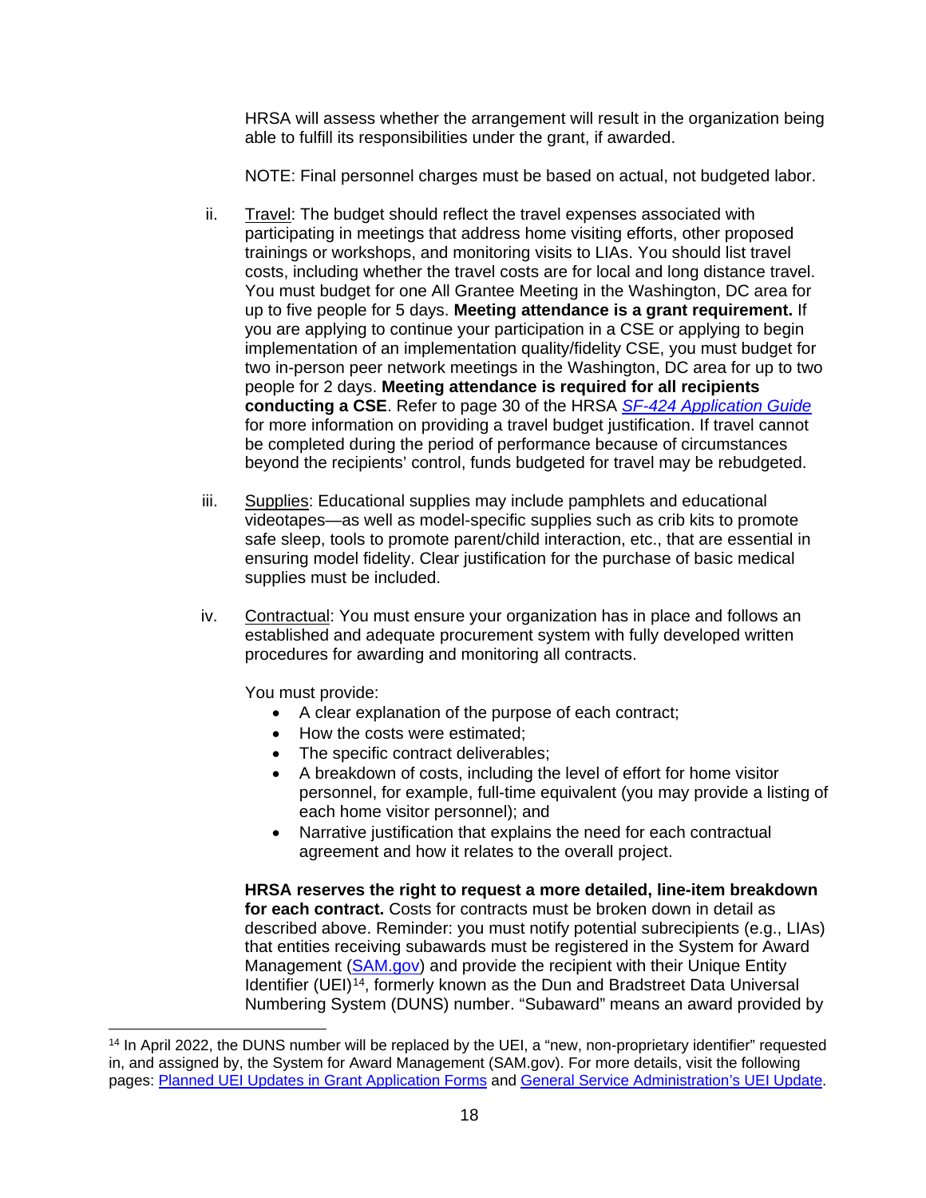HRSA will assess whether the arrangement will result in the organization being able to fulfill its responsibilities under the grant, if awarded.

NOTE: Final personnel charges must be based on actual, not budgeted labor.

ii. Travel: The budget should reflect the travel expenses associated with participating in meetings that address home visiting efforts, other proposed trainings or workshops, and monitoring visits to LIAs. You should list travel costs, including whether the travel costs are for local and long distance travel. You must budget for one All Grantee Meeting in the Washington, DC area for up to five people for 5 days. **Meeting attendance is a grant requirement.** If you are applying to continue your participation in a CSE or applying to begin implementation of an implementation quality/fidelity CSE, you must budget for two in-person peer network meetings in the Washington, DC area for up to two people for 2 days. **Meeting attendance is required for all recipients conducting a CSE**. Refer to page 30 of the HRSA *SF-424 Application Guide* for more information on providing a travel budget justification. If travel cannot be completed during the period of performance because of circumstances beyond the recipients' control, funds budgeted for travel may be rebudgeted.

iii. Supplies: Educational supplies may include pamphlets and educational videotapes—as well as model-specific supplies such as crib kits to promote safe sleep, tools to promote parent/child interaction, etc., that are essential in ensuring model fidelity. Clear justification for the purchase of basic medical supplies must be included.

iv. Contractual: You must ensure your organization has in place and follows an established and adequate procurement system with fully developed written procedures for awarding and monitoring all contracts.

You must provide:

- A clear explanation of the purpose of each contract;
- How the costs were estimated;
- The specific contract deliverables;
- A breakdown of costs, including the level of effort for home visitor personnel, for example, full-time equivalent (you may provide a listing of each home visitor personnel); and
- Narrative justification that explains the need for each contractual agreement and how it relates to the overall project.

**HRSA reserves the right to request a more detailed, line-item breakdown for each contract.** Costs for contracts must be broken down in detail as described above. Reminder: you must notify potential subrecipients (e.g., LIAs) that entities receiving subawards must be registered in the System for Award Management (SAM.gov) and provide the recipient with their Unique Entity Identifier (UEI)[14], formerly known as the Dun and Bradstreet Data Universal Numbering System (DUNS) number. "Subaward" means an award provided by

[14] In April 2022, the DUNS number will be replaced by the UEI, a "new, non-proprietary identifier" requested in, and assigned by, the System for Award Management (SAM.gov). For more details, visit the following pages: Planned UEI Updates in Grant Application Forms and General Service Administration's UEI Update.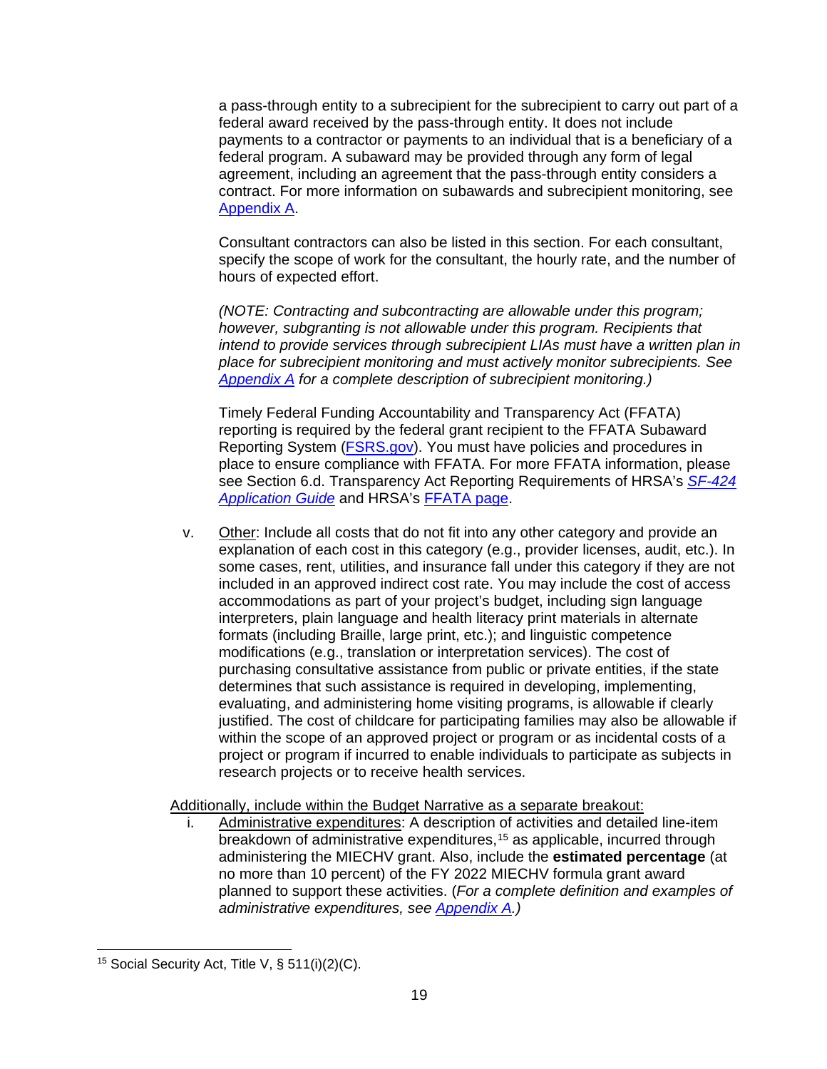a pass-through entity to a subrecipient for the subrecipient to carry out part of a federal award received by the pass-through entity. It does not include payments to a contractor or payments to an individual that is a beneficiary of a federal program. A subaward may be provided through any form of legal agreement, including an agreement that the pass-through entity considers a contract. For more information on subawards and subrecipient monitoring, see Appendix A.

Consultant contractors can also be listed in this section. For each consultant, specify the scope of work for the consultant, the hourly rate, and the number of hours of expected effort.

*(NOTE: Contracting and subcontracting are allowable under this program; however, subgranting is not allowable under this program. Recipients that intend to provide services through subrecipient LIAs must have a written plan in place for subrecipient monitoring and must actively monitor subrecipients. See Appendix A for a complete description of subrecipient monitoring.)*

Timely Federal Funding Accountability and Transparency Act (FFATA) reporting is required by the federal grant recipient to the FFATA Subaward Reporting System (FSRS.gov). You must have policies and procedures in place to ensure compliance with FFATA. For more FFATA information, please see Section 6.d. Transparency Act Reporting Requirements of HRSA's *SF-424 Application Guide* and HRSA's FFATA page.

v. Other: Include all costs that do not fit into any other category and provide an explanation of each cost in this category (e.g., provider licenses, audit, etc.). In some cases, rent, utilities, and insurance fall under this category if they are not included in an approved indirect cost rate. You may include the cost of access accommodations as part of your project's budget, including sign language interpreters, plain language and health literacy print materials in alternate formats (including Braille, large print, etc.); and linguistic competence modifications (e.g., translation or interpretation services). The cost of purchasing consultative assistance from public or private entities, if the state determines that such assistance is required in developing, implementing, evaluating, and administering home visiting programs, is allowable if clearly justified. The cost of childcare for participating families may also be allowable if within the scope of an approved project or program or as incidental costs of a project or program if incurred to enable individuals to participate as subjects in research projects or to receive health services.

Additionally, include within the Budget Narrative as a separate breakout:

i. Administrative expenditures: A description of activities and detailed line-item breakdown of administrative expenditures,[15] as applicable, incurred through administering the MIECHV grant. Also, include the **estimated percentage** (at no more than 10 percent) of the FY 2022 MIECHV formula grant award planned to support these activities. (*For a complete definition and examples of administrative expenditures, see Appendix A.)*

[15] Social Security Act, Title V, § 511(i)(2)(C).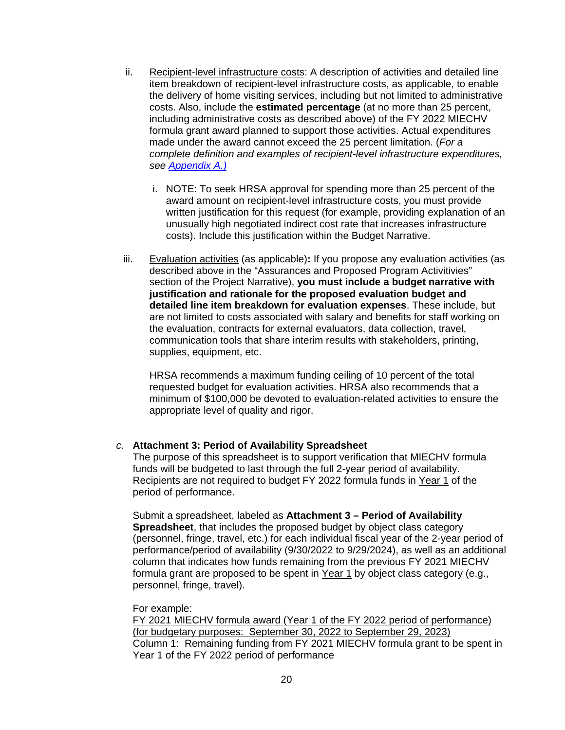ii. Recipient-level infrastructure costs: A description of activities and detailed line item breakdown of recipient-level infrastructure costs, as applicable, to enable the delivery of home visiting services, including but not limited to administrative costs. Also, include the **estimated percentage** (at no more than 25 percent, including administrative costs as described above) of the FY 2022 MIECHV formula grant award planned to support those activities. Actual expenditures made under the award cannot exceed the 25 percent limitation. (*For a complete definition and examples of recipient-level infrastructure expenditures, see [Appendix A.)](#)*

   i. NOTE: To seek HRSA approval for spending more than 25 percent of the award amount on recipient-level infrastructure costs, you must provide written justification for this request (for example, providing explanation of an unusually high negotiated indirect cost rate that increases infrastructure costs). Include this justification within the Budget Narrative.

iii. Evaluation activities (as applicable)**:** If you propose any evaluation activities (as described above in the "Assurances and Proposed Program Activitivies" section of the Project Narrative), **you must include a budget narrative with justification and rationale for the proposed evaluation budget and detailed line item breakdown for evaluation expenses**. These include, but are not limited to costs associated with salary and benefits for staff working on the evaluation, contracts for external evaluators, data collection, travel, communication tools that share interim results with stakeholders, printing, supplies, equipment, etc.

   HRSA recommends a maximum funding ceiling of 10 percent of the total requested budget for evaluation activities. HRSA also recommends that a minimum of $100,000 be devoted to evaluation-related activities to ensure the appropriate level of quality and rigor.

*c.* **Attachment 3: Period of Availability Spreadsheet**

The purpose of this spreadsheet is to support verification that MIECHV formula funds will be budgeted to last through the full 2-year period of availability. Recipients are not required to budget FY 2022 formula funds in Year 1 of the period of performance.

Submit a spreadsheet, labeled as **Attachment 3 – Period of Availability Spreadsheet**, that includes the proposed budget by object class category (personnel, fringe, travel, etc.) for each individual fiscal year of the 2-year period of performance/period of availability (9/30/2022 to 9/29/2024), as well as an additional column that indicates how funds remaining from the previous FY 2021 MIECHV formula grant are proposed to be spent in Year 1 by object class category (e.g., personnel, fringe, travel).

For example:
FY 2021 MIECHV formula award (Year 1 of the FY 2022 period of performance) (for budgetary purposes: September 30, 2022 to September 29, 2023)
Column 1: Remaining funding from FY 2021 MIECHV formula grant to be spent in Year 1 of the FY 2022 period of performance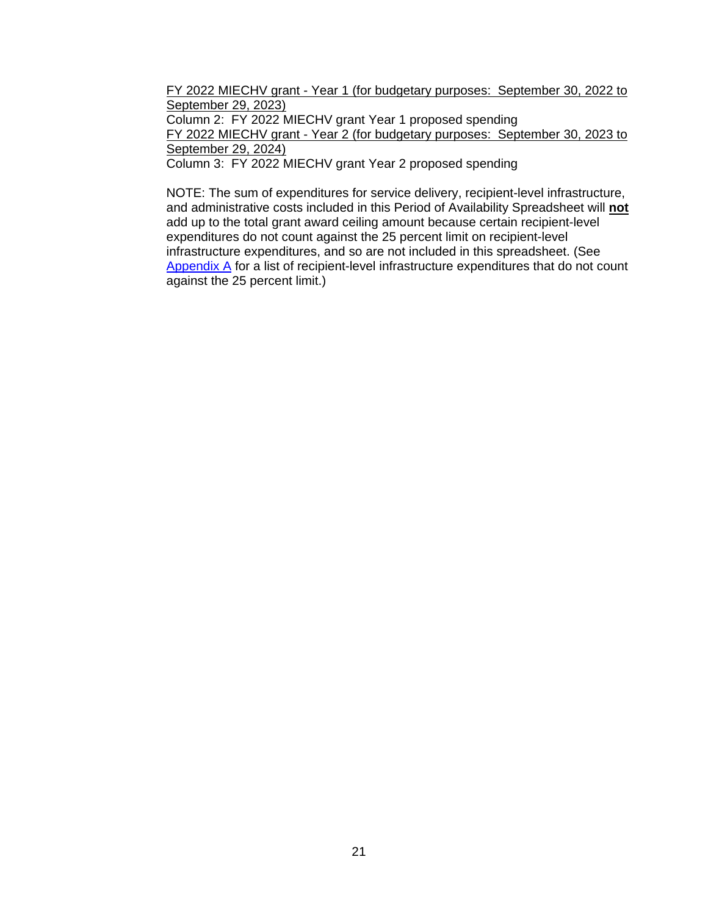<u>FY 2022 MIECHV grant - Year 1 (for budgetary purposes: September 30, 2022 to September 29, 2023)</u>
Column 2: FY 2022 MIECHV grant Year 1 proposed spending
<u>FY 2022 MIECHV grant - Year 2 (for budgetary purposes: September 30, 2023 to September 29, 2024)</u>
Column 3: FY 2022 MIECHV grant Year 2 proposed spending

NOTE: The sum of expenditures for service delivery, recipient-level infrastructure, and administrative costs included in this Period of Availability Spreadsheet will <u>**not**</u> add up to the total grant award ceiling amount because certain recipient-level expenditures do not count against the 25 percent limit on recipient-level infrastructure expenditures, and so are not included in this spreadsheet. (See Appendix A for a list of recipient-level infrastructure expenditures that do not count against the 25 percent limit.)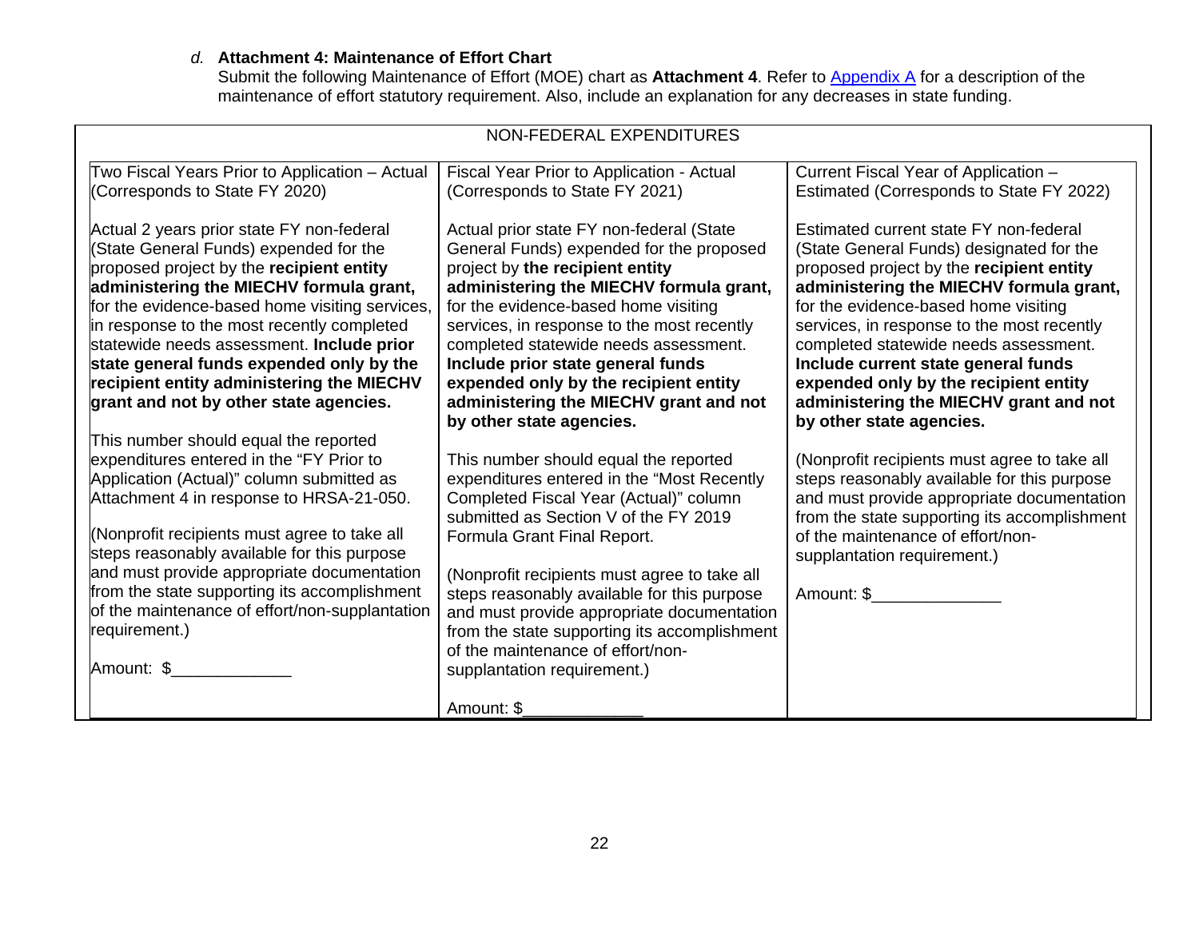*d.* **Attachment 4: Maintenance of Effort Chart**

Submit the following Maintenance of Effort (MOE) chart as **Attachment 4**. Refer to Appendix A for a description of the maintenance of effort statutory requirement. Also, include an explanation for any decreases in state funding.

| NON-FEDERAL EXPENDITURES | | |
|---|---|---|
| Two Fiscal Years Prior to Application – Actual (Corresponds to State FY 2020) | Fiscal Year Prior to Application - Actual (Corresponds to State FY 2021) | Current Fiscal Year of Application – Estimated (Corresponds to State FY 2022) |
| Actual 2 years prior state FY non-federal (State General Funds) expended for the proposed project by the **recipient entity administering the MIECHV formula grant,** for the evidence-based home visiting services, in response to the most recently completed statewide needs assessment. **Include prior state general funds expended only by the recipient entity administering the MIECHV grant and not by other state agencies.**<br><br>This number should equal the reported expenditures entered in the "FY Prior to Application (Actual)" column submitted as Attachment 4 in response to HRSA-21-050.<br><br>(Nonprofit recipients must agree to take all steps reasonably available for this purpose and must provide appropriate documentation from the state supporting its accomplishment of the maintenance of effort/non-supplantation requirement.)<br><br>Amount: $_____________ | Actual prior state FY non-federal (State General Funds) expended for the proposed project by **the recipient entity administering the MIECHV formula grant,** for the evidence-based home visiting services, in response to the most recently completed statewide needs assessment. **Include prior state general funds expended only by the recipient entity administering the MIECHV grant and not by other state agencies.**<br><br>This number should equal the reported expenditures entered in the "Most Recently Completed Fiscal Year (Actual)" column submitted as Section V of the FY 2019 Formula Grant Final Report.<br><br>(Nonprofit recipients must agree to take all steps reasonably available for this purpose and must provide appropriate documentation from the state supporting its accomplishment of the maintenance of effort/non-supplantation requirement.)<br><br>Amount: $_____________ | Estimated current state FY non-federal (State General Funds) designated for the proposed project by the **recipient entity administering the MIECHV formula grant,** for the evidence-based home visiting services, in response to the most recently completed statewide needs assessment. **Include current state general funds expended only by the recipient entity administering the MIECHV grant and not by other state agencies.**<br><br>(Nonprofit recipients must agree to take all steps reasonably available for this purpose and must provide appropriate documentation from the state supporting its accomplishment of the maintenance of effort/non-supplantation requirement.)<br><br>Amount: $_____________ |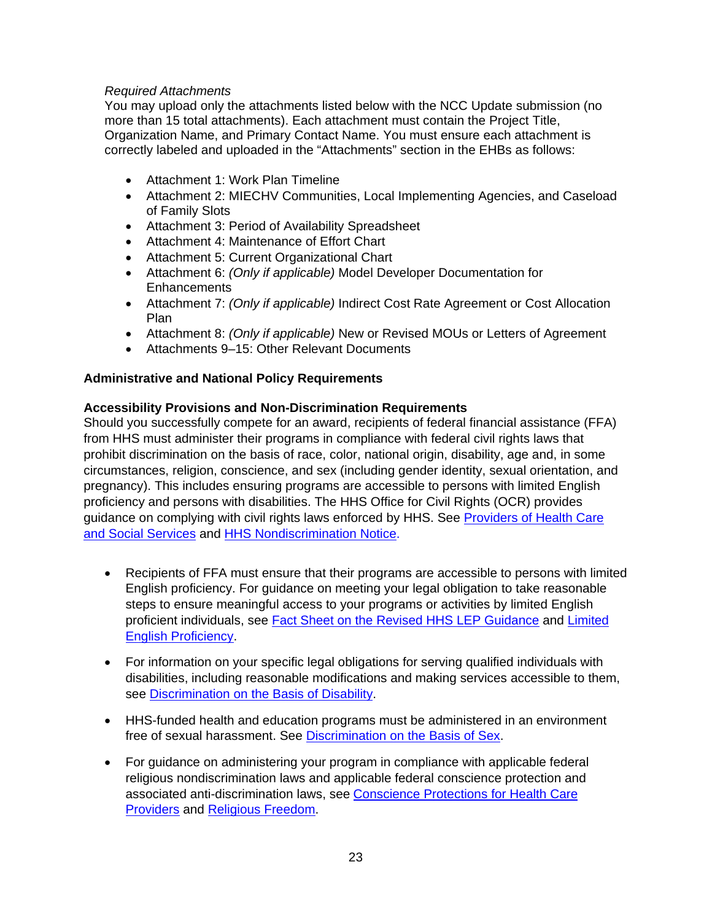*Required Attachments*

You may upload only the attachments listed below with the NCC Update submission (no more than 15 total attachments). Each attachment must contain the Project Title, Organization Name, and Primary Contact Name. You must ensure each attachment is correctly labeled and uploaded in the "Attachments" section in the EHBs as follows:

- Attachment 1: Work Plan Timeline
- Attachment 2: MIECHV Communities, Local Implementing Agencies, and Caseload of Family Slots
- Attachment 3: Period of Availability Spreadsheet
- Attachment 4: Maintenance of Effort Chart
- Attachment 5: Current Organizational Chart
- Attachment 6: *(Only if applicable)* Model Developer Documentation for Enhancements
- Attachment 7: *(Only if applicable)* Indirect Cost Rate Agreement or Cost Allocation Plan
- Attachment 8: *(Only if applicable)* New or Revised MOUs or Letters of Agreement
- Attachments 9–15: Other Relevant Documents

**Administrative and National Policy Requirements**

**Accessibility Provisions and Non-Discrimination Requirements**

Should you successfully compete for an award, recipients of federal financial assistance (FFA) from HHS must administer their programs in compliance with federal civil rights laws that prohibit discrimination on the basis of race, color, national origin, disability, age and, in some circumstances, religion, conscience, and sex (including gender identity, sexual orientation, and pregnancy). This includes ensuring programs are accessible to persons with limited English proficiency and persons with disabilities. The HHS Office for Civil Rights (OCR) provides guidance on complying with civil rights laws enforced by HHS. See Providers of Health Care and Social Services and HHS Nondiscrimination Notice.

- Recipients of FFA must ensure that their programs are accessible to persons with limited English proficiency. For guidance on meeting your legal obligation to take reasonable steps to ensure meaningful access to your programs or activities by limited English proficient individuals, see Fact Sheet on the Revised HHS LEP Guidance and Limited English Proficiency.
- For information on your specific legal obligations for serving qualified individuals with disabilities, including reasonable modifications and making services accessible to them, see Discrimination on the Basis of Disability.
- HHS-funded health and education programs must be administered in an environment free of sexual harassment. See Discrimination on the Basis of Sex.
- For guidance on administering your program in compliance with applicable federal religious nondiscrimination laws and applicable federal conscience protection and associated anti-discrimination laws, see Conscience Protections for Health Care Providers and Religious Freedom.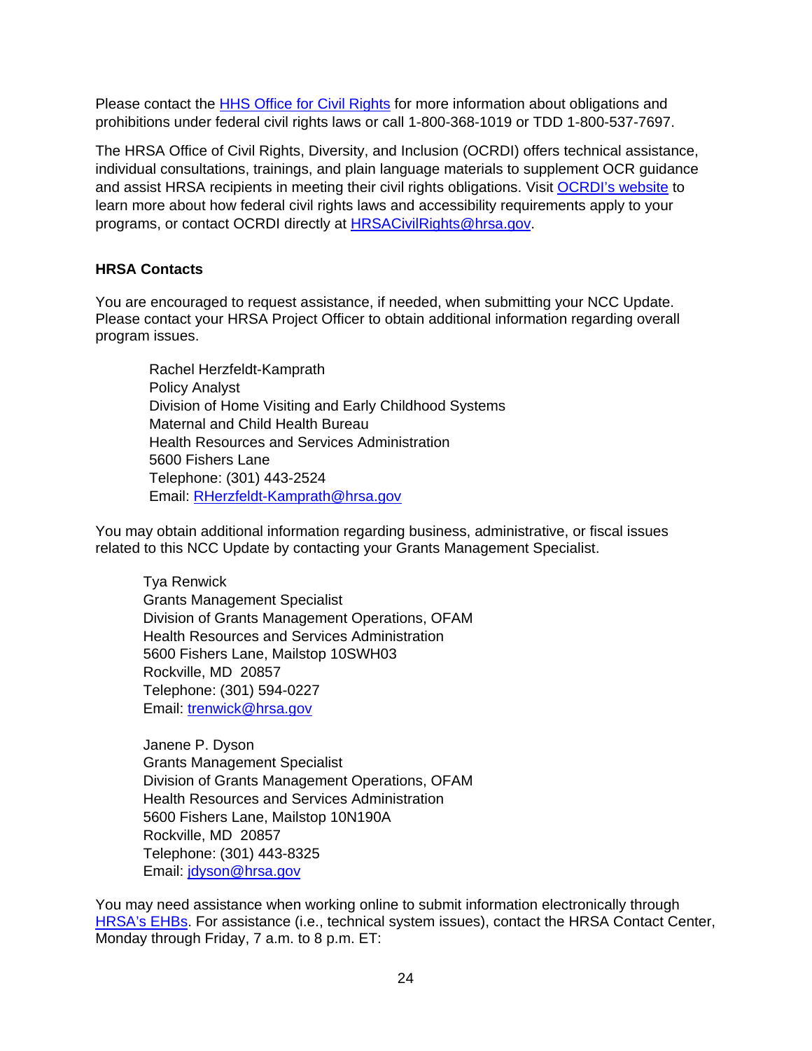Please contact the [HHS Office for Civil Rights](#) for more information about obligations and prohibitions under federal civil rights laws or call 1-800-368-1019 or TDD 1-800-537-7697.

The HRSA Office of Civil Rights, Diversity, and Inclusion (OCRDI) offers technical assistance, individual consultations, trainings, and plain language materials to supplement OCR guidance and assist HRSA recipients in meeting their civil rights obligations. Visit [OCRDI's website](#) to learn more about how federal civil rights laws and accessibility requirements apply to your programs, or contact OCRDI directly at [HRSACivilRights@hrsa.gov](mailto:HRSACivilRights@hrsa.gov).

**HRSA Contacts**

You are encouraged to request assistance, if needed, when submitting your NCC Update. Please contact your HRSA Project Officer to obtain additional information regarding overall program issues.

> Rachel Herzfeldt-Kamprath
> Policy Analyst
> Division of Home Visiting and Early Childhood Systems
> Maternal and Child Health Bureau
> Health Resources and Services Administration
> 5600 Fishers Lane
> Telephone: (301) 443-2524
> Email: [RHerzfeldt-Kamprath@hrsa.gov](mailto:RHerzfeldt-Kamprath@hrsa.gov)

You may obtain additional information regarding business, administrative, or fiscal issues related to this NCC Update by contacting your Grants Management Specialist.

> Tya Renwick
> Grants Management Specialist
> Division of Grants Management Operations, OFAM
> Health Resources and Services Administration
> 5600 Fishers Lane, Mailstop 10SWH03
> Rockville, MD 20857
> Telephone: (301) 594-0227
> Email: [trenwick@hrsa.gov](mailto:trenwick@hrsa.gov)

> Janene P. Dyson
> Grants Management Specialist
> Division of Grants Management Operations, OFAM
> Health Resources and Services Administration
> 5600 Fishers Lane, Mailstop 10N190A
> Rockville, MD 20857
> Telephone: (301) 443-8325
> Email: [jdyson@hrsa.gov](mailto:jdyson@hrsa.gov)

You may need assistance when working online to submit information electronically through [HRSA's EHBs](#). For assistance (i.e., technical system issues), contact the HRSA Contact Center, Monday through Friday, 7 a.m. to 8 p.m. ET: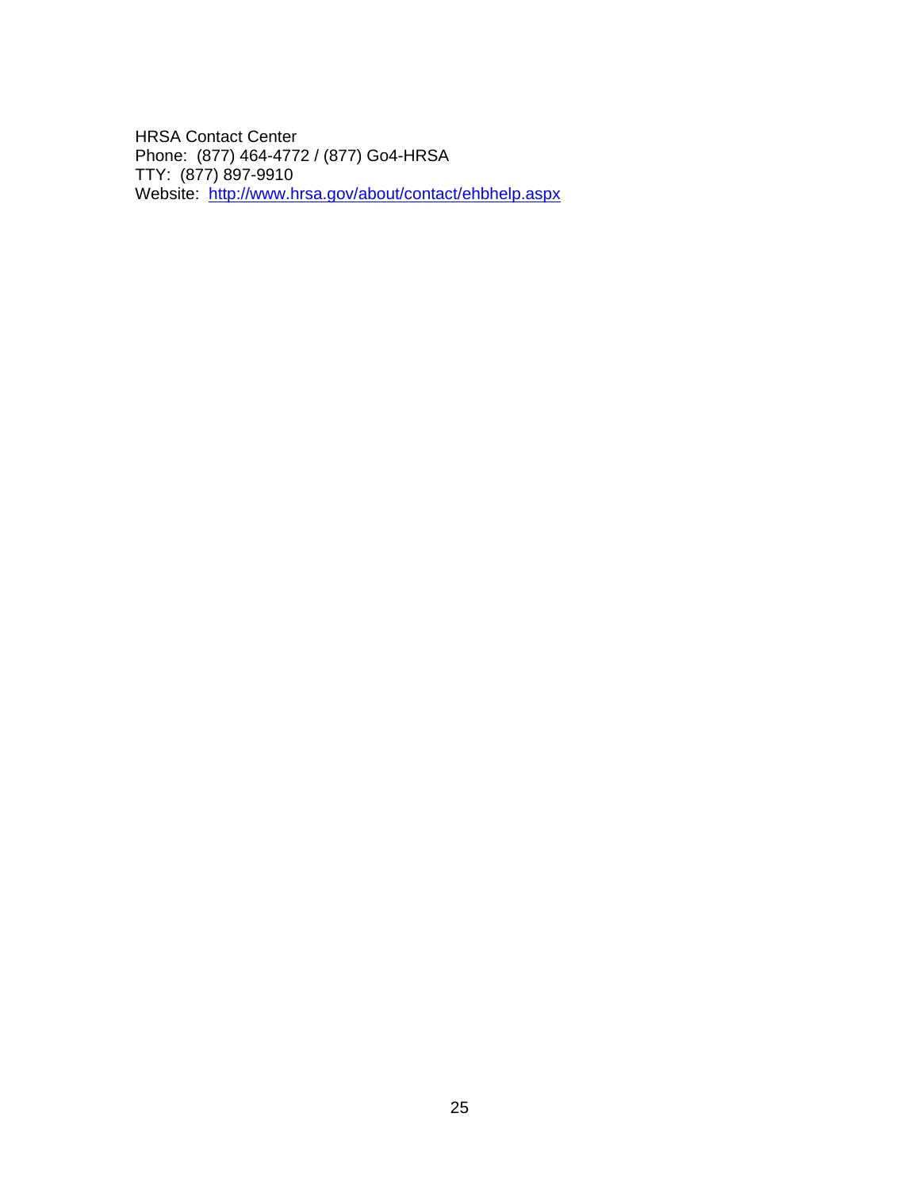HRSA Contact Center
Phone: (877) 464-4772 / (877) Go4-HRSA
TTY: (877) 897-9910
Website: [http://www.hrsa.gov/about/contact/ehbhelp.aspx](http://www.hrsa.gov/about/contact/ehbhelp.aspx)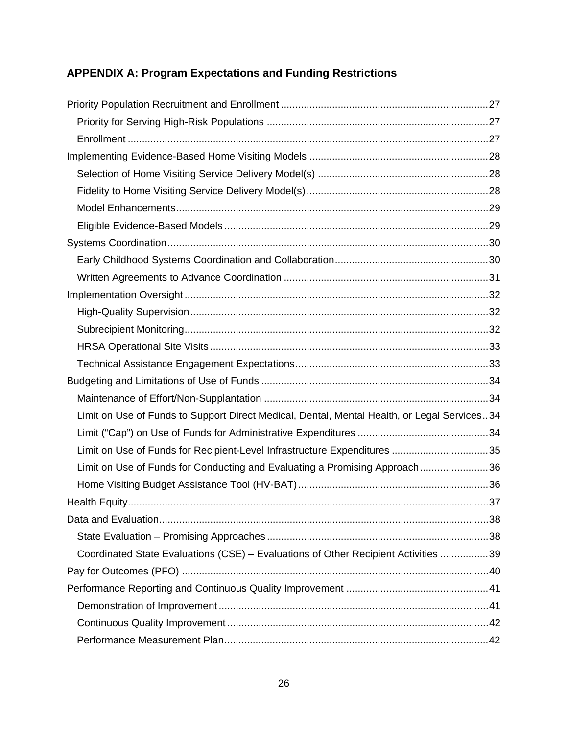## APPENDIX A: Program Expectations and Funding Restrictions

- Priority Population Recruitment and Enrollment ........................................................................ 27
  - Priority for Serving High-Risk Populations ............................................................................ 27
  - Enrollment ............................................................................................................................. 27
- Implementing Evidence-Based Home Visiting Models .............................................................. 28
  - Selection of Home Visiting Service Delivery Model(s) ........................................................... 28
  - Fidelity to Home Visiting Service Delivery Model(s) ............................................................... 28
  - Model Enhancements ............................................................................................................ 29
  - Eligible Evidence-Based Models ............................................................................................ 29
- Systems Coordination ................................................................................................................ 30
  - Early Childhood Systems Coordination and Collaboration ..................................................... 30
  - Written Agreements to Advance Coordination ....................................................................... 31
- Implementation Oversight .......................................................................................................... 32
  - High-Quality Supervision ........................................................................................................ 32
  - Subrecipient Monitoring .......................................................................................................... 32
  - HRSA Operational Site Visits ................................................................................................. 33
  - Technical Assistance Engagement Expectations ................................................................... 33
- Budgeting and Limitations of Use of Funds ............................................................................... 34
  - Maintenance of Effort/Non-Supplantation .............................................................................. 34
  - Limit on Use of Funds to Support Direct Medical, Dental, Mental Health, or Legal Services .. 34
  - Limit (“Cap”) on Use of Funds for Administrative Expenditures ............................................. 34
  - Limit on Use of Funds for Recipient-Level Infrastructure Expenditures .................................. 35
  - Limit on Use of Funds for Conducting and Evaluating a Promising Approach ........................ 36
  - Home Visiting Budget Assistance Tool (HV-BAT) .................................................................. 36
- Health Equity .............................................................................................................................. 37
- Data and Evaluation ................................................................................................................... 38
  - State Evaluation – Promising Approaches ............................................................................. 38
  - Coordinated State Evaluations (CSE) – Evaluations of Other Recipient Activities ................. 39
- Pay for Outcomes (PFO) ........................................................................................................... 40
- Performance Reporting and Continuous Quality Improvement ................................................. 41
  - Demonstration of Improvement .............................................................................................. 41
  - Continuous Quality Improvement ........................................................................................... 42
  - Performance Measurement Plan ............................................................................................ 42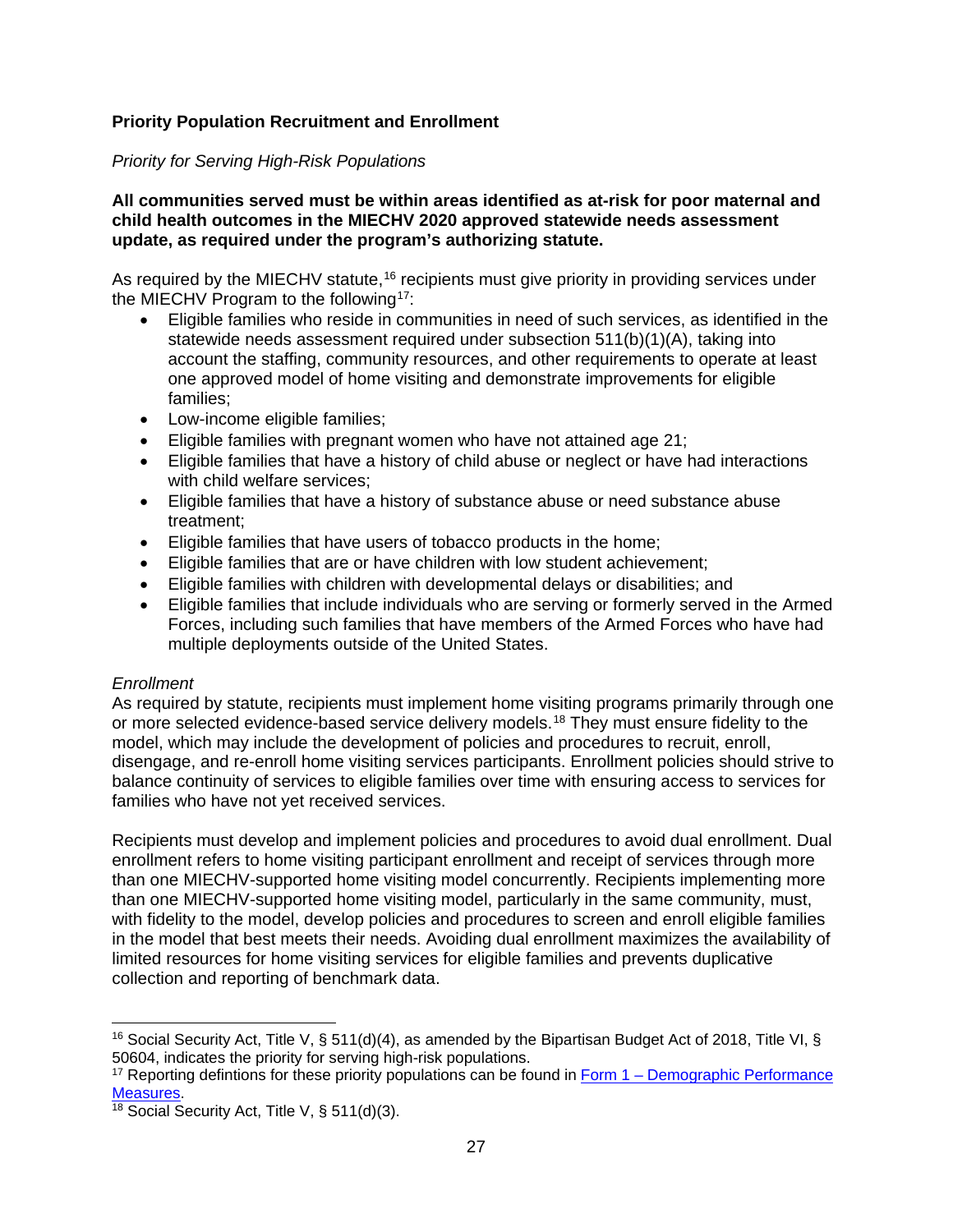**Priority Population Recruitment and Enrollment**

*Priority for Serving High-Risk Populations*

**All communities served must be within areas identified as at-risk for poor maternal and child health outcomes in the MIECHV 2020 approved statewide needs assessment update, as required under the program's authorizing statute.**

As required by the MIECHV statute,[16] recipients must give priority in providing services under the MIECHV Program to the following[17]:

- Eligible families who reside in communities in need of such services, as identified in the statewide needs assessment required under subsection 511(b)(1)(A), taking into account the staffing, community resources, and other requirements to operate at least one approved model of home visiting and demonstrate improvements for eligible families;
- Low-income eligible families;
- Eligible families with pregnant women who have not attained age 21;
- Eligible families that have a history of child abuse or neglect or have had interactions with child welfare services;
- Eligible families that have a history of substance abuse or need substance abuse treatment;
- Eligible families that have users of tobacco products in the home;
- Eligible families that are or have children with low student achievement;
- Eligible families with children with developmental delays or disabilities; and
- Eligible families that include individuals who are serving or formerly served in the Armed Forces, including such families that have members of the Armed Forces who have had multiple deployments outside of the United States.

*Enrollment*

As required by statute, recipients must implement home visiting programs primarily through one or more selected evidence-based service delivery models.[18] They must ensure fidelity to the model, which may include the development of policies and procedures to recruit, enroll, disengage, and re-enroll home visiting services participants. Enrollment policies should strive to balance continuity of services to eligible families over time with ensuring access to services for families who have not yet received services.

Recipients must develop and implement policies and procedures to avoid dual enrollment. Dual enrollment refers to home visiting participant enrollment and receipt of services through more than one MIECHV-supported home visiting model concurrently. Recipients implementing more than one MIECHV-supported home visiting model, particularly in the same community, must, with fidelity to the model, develop policies and procedures to screen and enroll eligible families in the model that best meets their needs. Avoiding dual enrollment maximizes the availability of limited resources for home visiting services for eligible families and prevents duplicative collection and reporting of benchmark data.

---

[16] Social Security Act, Title V, § 511(d)(4), as amended by the Bipartisan Budget Act of 2018, Title VI, § 50604, indicates the priority for serving high-risk populations.

[17] Reporting defintions for these priority populations can be found in [Form 1 – Demographic Performance Measures](#).

[18] Social Security Act, Title V, § 511(d)(3).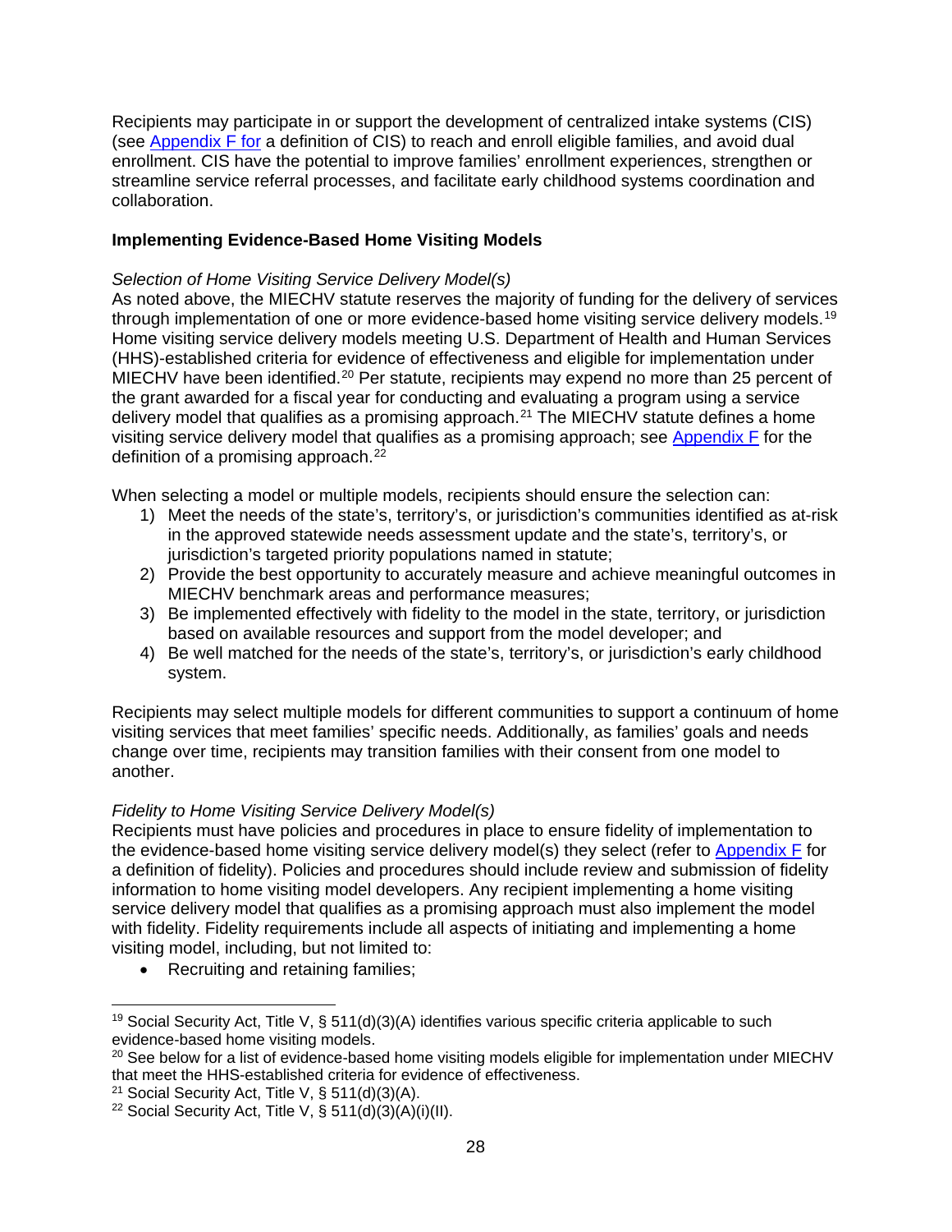Recipients may participate in or support the development of centralized intake systems (CIS) (see Appendix F for a definition of CIS) to reach and enroll eligible families, and avoid dual enrollment. CIS have the potential to improve families' enrollment experiences, strengthen or streamline service referral processes, and facilitate early childhood systems coordination and collaboration.

**Implementing Evidence-Based Home Visiting Models**

*Selection of Home Visiting Service Delivery Model(s)*

As noted above, the MIECHV statute reserves the majority of funding for the delivery of services through implementation of one or more evidence-based home visiting service delivery models.[19] Home visiting service delivery models meeting U.S. Department of Health and Human Services (HHS)-established criteria for evidence of effectiveness and eligible for implementation under MIECHV have been identified.[20] Per statute, recipients may expend no more than 25 percent of the grant awarded for a fiscal year for conducting and evaluating a program using a service delivery model that qualifies as a promising approach.[21] The MIECHV statute defines a home visiting service delivery model that qualifies as a promising approach; see Appendix F for the definition of a promising approach.[22]

When selecting a model or multiple models, recipients should ensure the selection can:

1) Meet the needs of the state's, territory's, or jurisdiction's communities identified as at-risk in the approved statewide needs assessment update and the state's, territory's, or jurisdiction's targeted priority populations named in statute;
2) Provide the best opportunity to accurately measure and achieve meaningful outcomes in MIECHV benchmark areas and performance measures;
3) Be implemented effectively with fidelity to the model in the state, territory, or jurisdiction based on available resources and support from the model developer; and
4) Be well matched for the needs of the state's, territory's, or jurisdiction's early childhood system.

Recipients may select multiple models for different communities to support a continuum of home visiting services that meet families' specific needs. Additionally, as families' goals and needs change over time, recipients may transition families with their consent from one model to another.

*Fidelity to Home Visiting Service Delivery Model(s)*

Recipients must have policies and procedures in place to ensure fidelity of implementation to the evidence-based home visiting service delivery model(s) they select (refer to Appendix F for a definition of fidelity). Policies and procedures should include review and submission of fidelity information to home visiting model developers. Any recipient implementing a home visiting service delivery model that qualifies as a promising approach must also implement the model with fidelity. Fidelity requirements include all aspects of initiating and implementing a home visiting model, including, but not limited to:

- Recruiting and retaining families;

---

[19] Social Security Act, Title V, § 511(d)(3)(A) identifies various specific criteria applicable to such evidence-based home visiting models.

[20] See below for a list of evidence-based home visiting models eligible for implementation under MIECHV that meet the HHS-established criteria for evidence of effectiveness.

[21] Social Security Act, Title V, § 511(d)(3)(A).

[22] Social Security Act, Title V, § 511(d)(3)(A)(i)(II).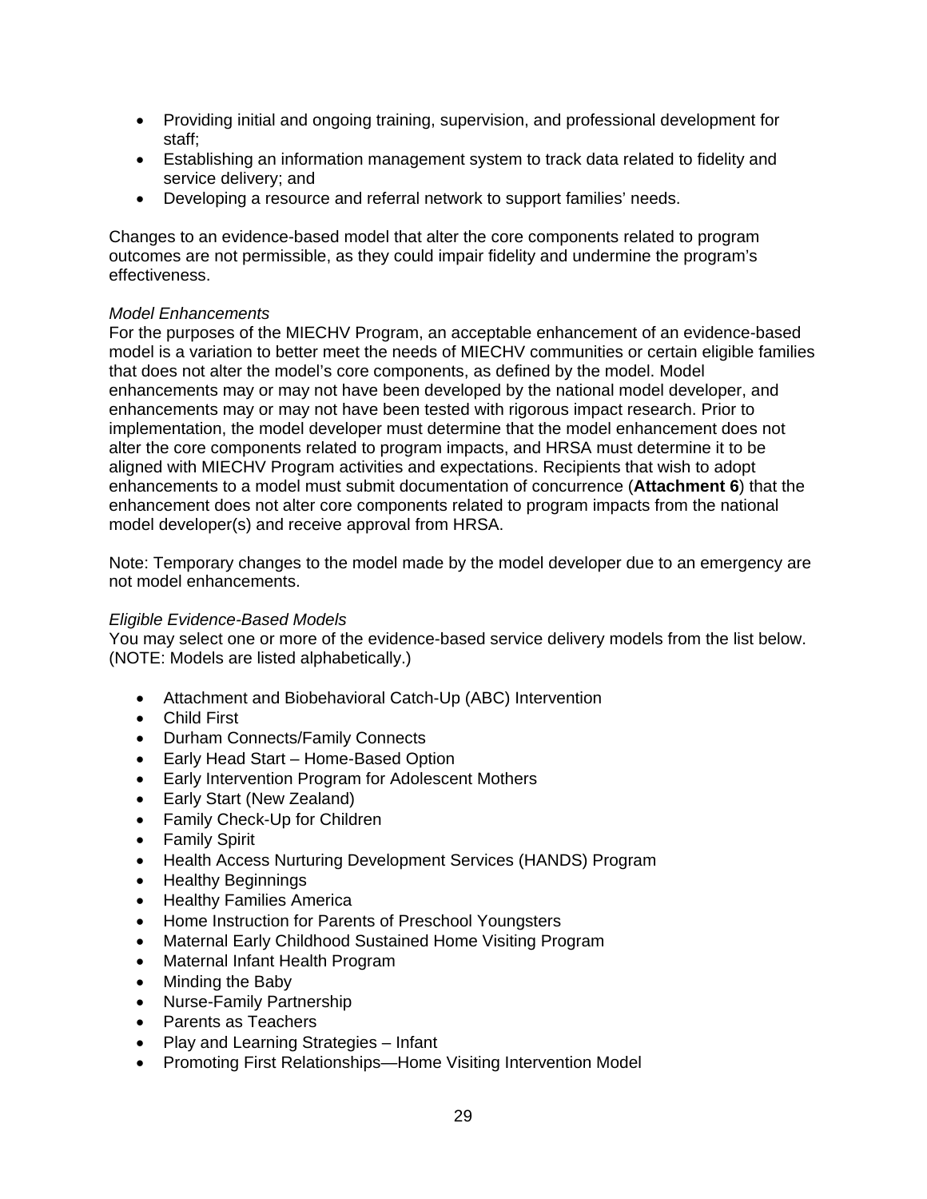- Providing initial and ongoing training, supervision, and professional development for staff;
- Establishing an information management system to track data related to fidelity and service delivery; and
- Developing a resource and referral network to support families' needs.

Changes to an evidence-based model that alter the core components related to program outcomes are not permissible, as they could impair fidelity and undermine the program's effectiveness.

*Model Enhancements*
For the purposes of the MIECHV Program, an acceptable enhancement of an evidence-based model is a variation to better meet the needs of MIECHV communities or certain eligible families that does not alter the model's core components, as defined by the model. Model enhancements may or may not have been developed by the national model developer, and enhancements may or may not have been tested with rigorous impact research. Prior to implementation, the model developer must determine that the model enhancement does not alter the core components related to program impacts, and HRSA must determine it to be aligned with MIECHV Program activities and expectations. Recipients that wish to adopt enhancements to a model must submit documentation of concurrence (**Attachment 6**) that the enhancement does not alter core components related to program impacts from the national model developer(s) and receive approval from HRSA.

Note: Temporary changes to the model made by the model developer due to an emergency are not model enhancements.

*Eligible Evidence-Based Models*
You may select one or more of the evidence-based service delivery models from the list below. (NOTE: Models are listed alphabetically.)

- Attachment and Biobehavioral Catch-Up (ABC) Intervention
- Child First
- Durham Connects/Family Connects
- Early Head Start – Home-Based Option
- Early Intervention Program for Adolescent Mothers
- Early Start (New Zealand)
- Family Check-Up for Children
- Family Spirit
- Health Access Nurturing Development Services (HANDS) Program
- Healthy Beginnings
- Healthy Families America
- Home Instruction for Parents of Preschool Youngsters
- Maternal Early Childhood Sustained Home Visiting Program
- Maternal Infant Health Program
- Minding the Baby
- Nurse-Family Partnership
- Parents as Teachers
- Play and Learning Strategies – Infant
- Promoting First Relationships—Home Visiting Intervention Model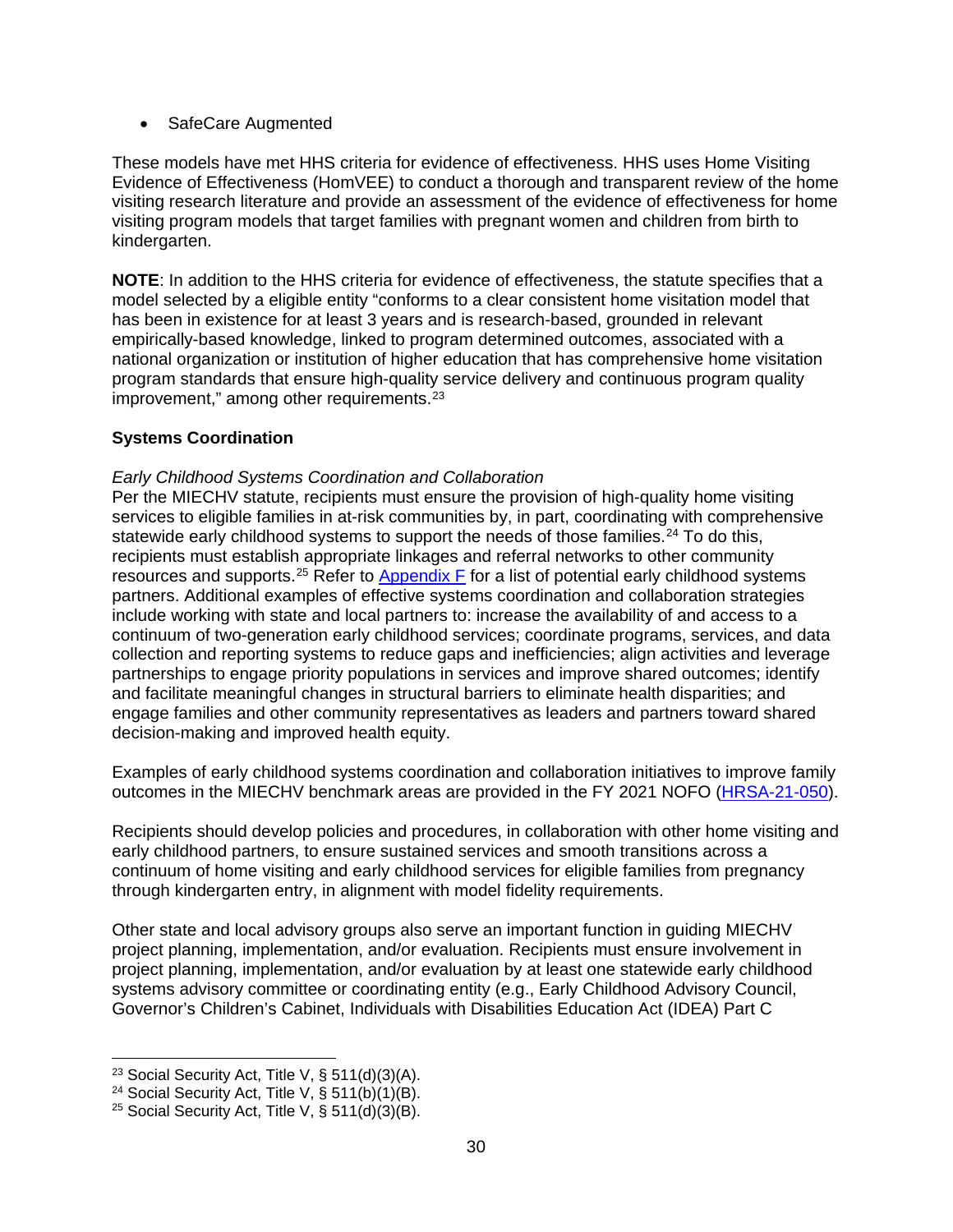- SafeCare Augmented

These models have met HHS criteria for evidence of effectiveness. HHS uses Home Visiting Evidence of Effectiveness (HomVEE) to conduct a thorough and transparent review of the home visiting research literature and provide an assessment of the evidence of effectiveness for home visiting program models that target families with pregnant women and children from birth to kindergarten.

**NOTE**: In addition to the HHS criteria for evidence of effectiveness, the statute specifies that a model selected by a eligible entity "conforms to a clear consistent home visitation model that has been in existence for at least 3 years and is research-based, grounded in relevant empirically-based knowledge, linked to program determined outcomes, associated with a national organization or institution of higher education that has comprehensive home visitation program standards that ensure high-quality service delivery and continuous program quality improvement," among other requirements.[23]

**Systems Coordination**

*Early Childhood Systems Coordination and Collaboration*

Per the MIECHV statute, recipients must ensure the provision of high-quality home visiting services to eligible families in at-risk communities by, in part, coordinating with comprehensive statewide early childhood systems to support the needs of those families.[24] To do this, recipients must establish appropriate linkages and referral networks to other community resources and supports.[25] Refer to Appendix F for a list of potential early childhood systems partners. Additional examples of effective systems coordination and collaboration strategies include working with state and local partners to: increase the availability of and access to a continuum of two-generation early childhood services; coordinate programs, services, and data collection and reporting systems to reduce gaps and inefficiencies; align activities and leverage partnerships to engage priority populations in services and improve shared outcomes; identify and facilitate meaningful changes in structural barriers to eliminate health disparities; and engage families and other community representatives as leaders and partners toward shared decision-making and improved health equity.

Examples of early childhood systems coordination and collaboration initiatives to improve family outcomes in the MIECHV benchmark areas are provided in the FY 2021 NOFO (HRSA-21-050).

Recipients should develop policies and procedures, in collaboration with other home visiting and early childhood partners, to ensure sustained services and smooth transitions across a continuum of home visiting and early childhood services for eligible families from pregnancy through kindergarten entry, in alignment with model fidelity requirements.

Other state and local advisory groups also serve an important function in guiding MIECHV project planning, implementation, and/or evaluation. Recipients must ensure involvement in project planning, implementation, and/or evaluation by at least one statewide early childhood systems advisory committee or coordinating entity (e.g., Early Childhood Advisory Council, Governor's Children's Cabinet, Individuals with Disabilities Education Act (IDEA) Part C

[23] Social Security Act, Title V, § 511(d)(3)(A).

[24] Social Security Act, Title V, § 511(b)(1)(B).

[25] Social Security Act, Title V, § 511(d)(3)(B).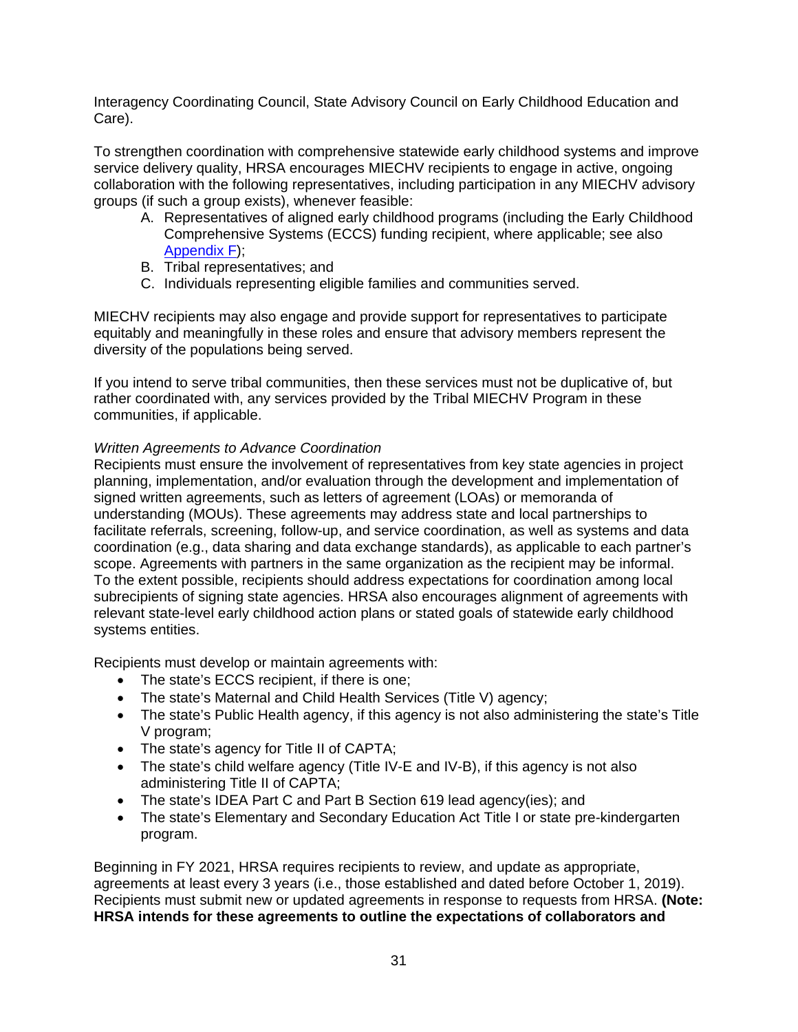Interagency Coordinating Council, State Advisory Council on Early Childhood Education and Care).

To strengthen coordination with comprehensive statewide early childhood systems and improve service delivery quality, HRSA encourages MIECHV recipients to engage in active, ongoing collaboration with the following representatives, including participation in any MIECHV advisory groups (if such a group exists), whenever feasible:

A. Representatives of aligned early childhood programs (including the Early Childhood Comprehensive Systems (ECCS) funding recipient, where applicable; see also Appendix F);
B. Tribal representatives; and
C. Individuals representing eligible families and communities served.

MIECHV recipients may also engage and provide support for representatives to participate equitably and meaningfully in these roles and ensure that advisory members represent the diversity of the populations being served.

If you intend to serve tribal communities, then these services must not be duplicative of, but rather coordinated with, any services provided by the Tribal MIECHV Program in these communities, if applicable.

*Written Agreements to Advance Coordination*
Recipients must ensure the involvement of representatives from key state agencies in project planning, implementation, and/or evaluation through the development and implementation of signed written agreements, such as letters of agreement (LOAs) or memoranda of understanding (MOUs). These agreements may address state and local partnerships to facilitate referrals, screening, follow-up, and service coordination, as well as systems and data coordination (e.g., data sharing and data exchange standards), as applicable to each partner's scope. Agreements with partners in the same organization as the recipient may be informal. To the extent possible, recipients should address expectations for coordination among local subrecipients of signing state agencies. HRSA also encourages alignment of agreements with relevant state-level early childhood action plans or stated goals of statewide early childhood systems entities.

Recipients must develop or maintain agreements with:

- The state's ECCS recipient, if there is one;
- The state's Maternal and Child Health Services (Title V) agency;
- The state's Public Health agency, if this agency is not also administering the state's Title V program;
- The state's agency for Title II of CAPTA;
- The state's child welfare agency (Title IV-E and IV-B), if this agency is not also administering Title II of CAPTA;
- The state's IDEA Part C and Part B Section 619 lead agency(ies); and
- The state's Elementary and Secondary Education Act Title I or state pre-kindergarten program.

Beginning in FY 2021, HRSA requires recipients to review, and update as appropriate, agreements at least every 3 years (i.e., those established and dated before October 1, 2019). Recipients must submit new or updated agreements in response to requests from HRSA. **(Note: HRSA intends for these agreements to outline the expectations of collaborators and**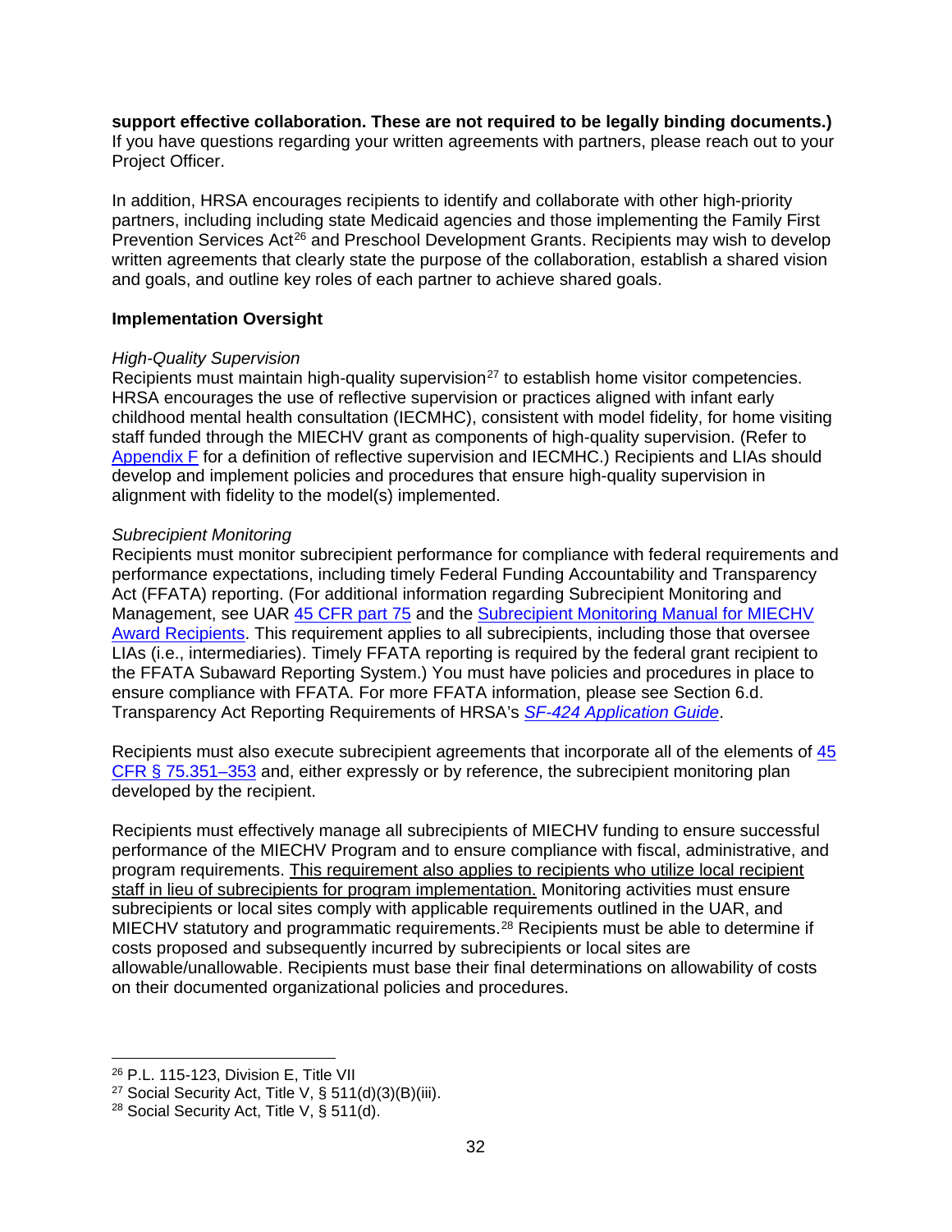**support effective collaboration. These are not required to be legally binding documents.)** If you have questions regarding your written agreements with partners, please reach out to your Project Officer.

In addition, HRSA encourages recipients to identify and collaborate with other high-priority partners, including including state Medicaid agencies and those implementing the Family First Prevention Services Act[26] and Preschool Development Grants. Recipients may wish to develop written agreements that clearly state the purpose of the collaboration, establish a shared vision and goals, and outline key roles of each partner to achieve shared goals.

**Implementation Oversight**

*High-Quality Supervision*
Recipients must maintain high-quality supervision[27] to establish home visitor competencies. HRSA encourages the use of reflective supervision or practices aligned with infant early childhood mental health consultation (IECMHC), consistent with model fidelity, for home visiting staff funded through the MIECHV grant as components of high-quality supervision. (Refer to Appendix F for a definition of reflective supervision and IECMHC.) Recipients and LIAs should develop and implement policies and procedures that ensure high-quality supervision in alignment with fidelity to the model(s) implemented.

*Subrecipient Monitoring*
Recipients must monitor subrecipient performance for compliance with federal requirements and performance expectations, including timely Federal Funding Accountability and Transparency Act (FFATA) reporting. (For additional information regarding Subrecipient Monitoring and Management, see UAR 45 CFR part 75 and the Subrecipient Monitoring Manual for MIECHV Award Recipients. This requirement applies to all subrecipients, including those that oversee LIAs (i.e., intermediaries). Timely FFATA reporting is required by the federal grant recipient to the FFATA Subaward Reporting System.) You must have policies and procedures in place to ensure compliance with FFATA. For more FFATA information, please see Section 6.d. Transparency Act Reporting Requirements of HRSA's *SF-424 Application Guide*.

Recipients must also execute subrecipient agreements that incorporate all of the elements of 45 CFR § 75.351–353 and, either expressly or by reference, the subrecipient monitoring plan developed by the recipient.

Recipients must effectively manage all subrecipients of MIECHV funding to ensure successful performance of the MIECHV Program and to ensure compliance with fiscal, administrative, and program requirements. This requirement also applies to recipients who utilize local recipient staff in lieu of subrecipients for program implementation. Monitoring activities must ensure subrecipients or local sites comply with applicable requirements outlined in the UAR, and MIECHV statutory and programmatic requirements.[28] Recipients must be able to determine if costs proposed and subsequently incurred by subrecipients or local sites are allowable/unallowable. Recipients must base their final determinations on allowability of costs on their documented organizational policies and procedures.

---

[26] P.L. 115-123, Division E, Title VII
[27] Social Security Act, Title V, § 511(d)(3)(B)(iii).
[28] Social Security Act, Title V, § 511(d).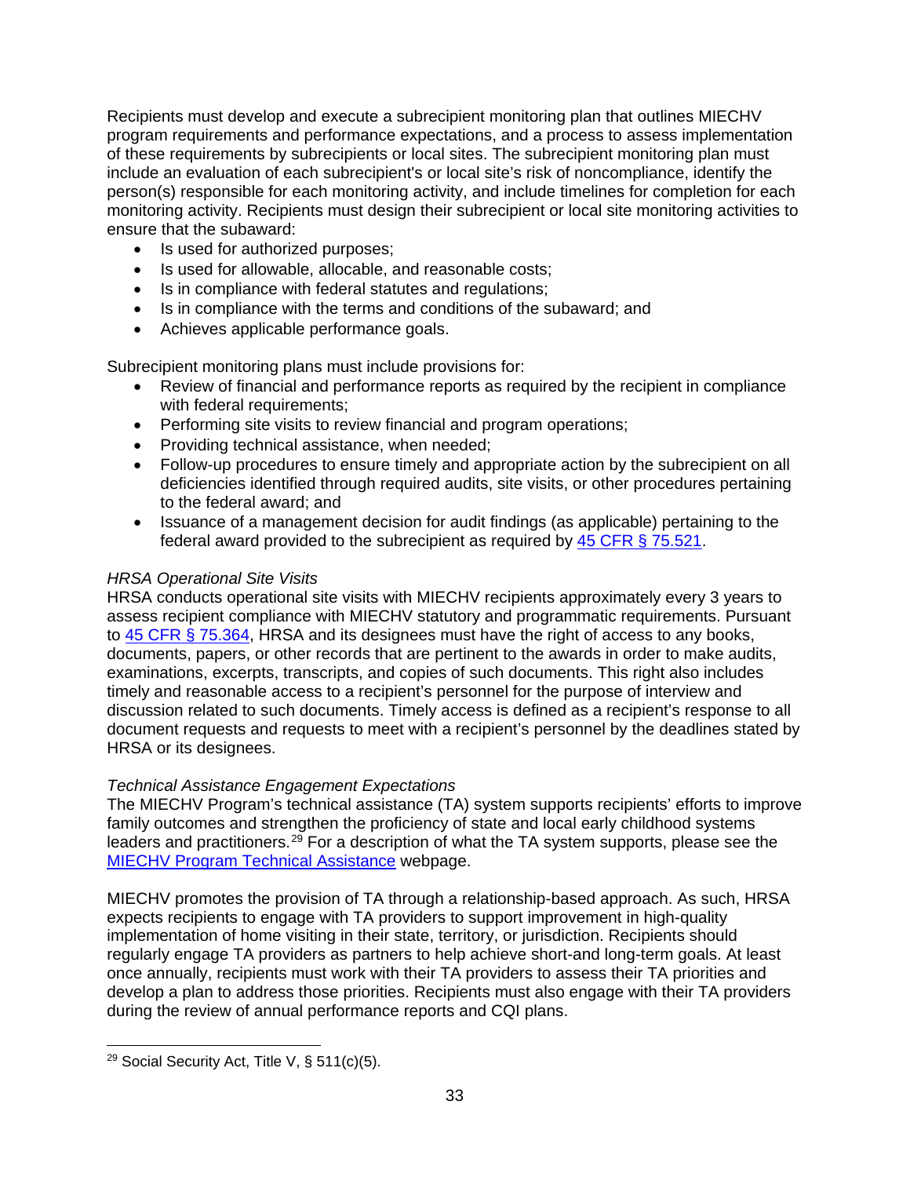Recipients must develop and execute a subrecipient monitoring plan that outlines MIECHV program requirements and performance expectations, and a process to assess implementation of these requirements by subrecipients or local sites. The subrecipient monitoring plan must include an evaluation of each subrecipient's or local site's risk of noncompliance, identify the person(s) responsible for each monitoring activity, and include timelines for completion for each monitoring activity. Recipients must design their subrecipient or local site monitoring activities to ensure that the subaward:

- Is used for authorized purposes;
- Is used for allowable, allocable, and reasonable costs;
- Is in compliance with federal statutes and regulations;
- Is in compliance with the terms and conditions of the subaward; and
- Achieves applicable performance goals.

Subrecipient monitoring plans must include provisions for:

- Review of financial and performance reports as required by the recipient in compliance with federal requirements;
- Performing site visits to review financial and program operations;
- Providing technical assistance, when needed;
- Follow-up procedures to ensure timely and appropriate action by the subrecipient on all deficiencies identified through required audits, site visits, or other procedures pertaining to the federal award; and
- Issuance of a management decision for audit findings (as applicable) pertaining to the federal award provided to the subrecipient as required by 45 CFR § 75.521.

*HRSA Operational Site Visits*

HRSA conducts operational site visits with MIECHV recipients approximately every 3 years to assess recipient compliance with MIECHV statutory and programmatic requirements. Pursuant to 45 CFR § 75.364, HRSA and its designees must have the right of access to any books, documents, papers, or other records that are pertinent to the awards in order to make audits, examinations, excerpts, transcripts, and copies of such documents. This right also includes timely and reasonable access to a recipient's personnel for the purpose of interview and discussion related to such documents. Timely access is defined as a recipient's response to all document requests and requests to meet with a recipient's personnel by the deadlines stated by HRSA or its designees.

*Technical Assistance Engagement Expectations*

The MIECHV Program's technical assistance (TA) system supports recipients' efforts to improve family outcomes and strengthen the proficiency of state and local early childhood systems leaders and practitioners.[29] For a description of what the TA system supports, please see the MIECHV Program Technical Assistance webpage.

MIECHV promotes the provision of TA through a relationship-based approach. As such, HRSA expects recipients to engage with TA providers to support improvement in high-quality implementation of home visiting in their state, territory, or jurisdiction. Recipients should regularly engage TA providers as partners to help achieve short-and long-term goals. At least once annually, recipients must work with their TA providers to assess their TA priorities and develop a plan to address those priorities. Recipients must also engage with their TA providers during the review of annual performance reports and CQI plans.

---

[29] Social Security Act, Title V, § 511(c)(5).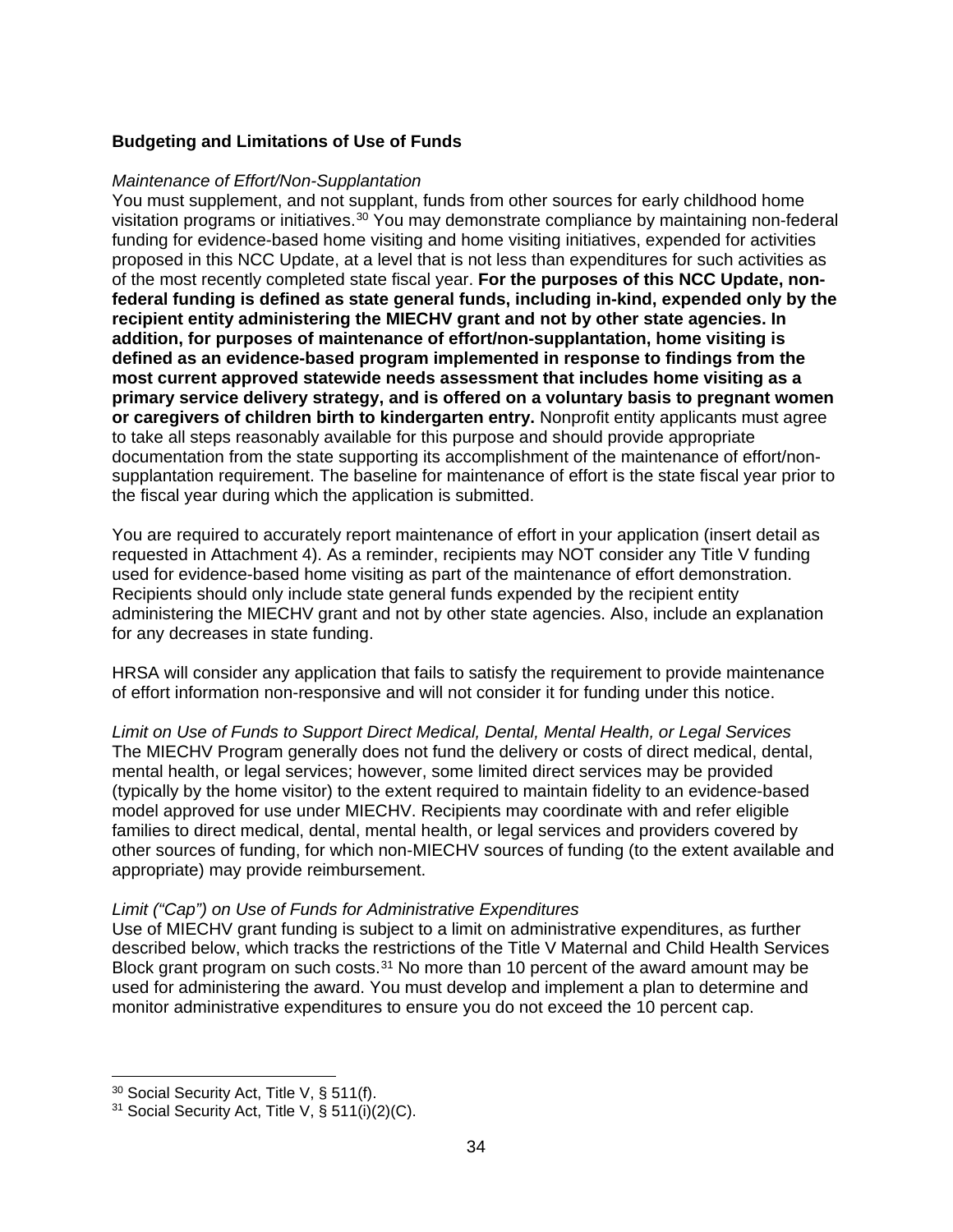### Budgeting and Limitations of Use of Funds

*Maintenance of Effort/Non-Supplantation*

You must supplement, and not supplant, funds from other sources for early childhood home visitation programs or initiatives.[30] You may demonstrate compliance by maintaining non-federal funding for evidence-based home visiting and home visiting initiatives, expended for activities proposed in this NCC Update, at a level that is not less than expenditures for such activities as of the most recently completed state fiscal year. **For the purposes of this NCC Update, non-federal funding is defined as state general funds, including in-kind, expended only by the recipient entity administering the MIECHV grant and not by other state agencies. In addition, for purposes of maintenance of effort/non-supplantation, home visiting is defined as an evidence-based program implemented in response to findings from the most current approved statewide needs assessment that includes home visiting as a primary service delivery strategy, and is offered on a voluntary basis to pregnant women or caregivers of children birth to kindergarten entry.** Nonprofit entity applicants must agree to take all steps reasonably available for this purpose and should provide appropriate documentation from the state supporting its accomplishment of the maintenance of effort/non-supplantation requirement. The baseline for maintenance of effort is the state fiscal year prior to the fiscal year during which the application is submitted.

You are required to accurately report maintenance of effort in your application (insert detail as requested in Attachment 4). As a reminder, recipients may NOT consider any Title V funding used for evidence-based home visiting as part of the maintenance of effort demonstration. Recipients should only include state general funds expended by the recipient entity administering the MIECHV grant and not by other state agencies. Also, include an explanation for any decreases in state funding.

HRSA will consider any application that fails to satisfy the requirement to provide maintenance of effort information non-responsive and will not consider it for funding under this notice.

*Limit on Use of Funds to Support Direct Medical, Dental, Mental Health, or Legal Services*

The MIECHV Program generally does not fund the delivery or costs of direct medical, dental, mental health, or legal services; however, some limited direct services may be provided (typically by the home visitor) to the extent required to maintain fidelity to an evidence-based model approved for use under MIECHV. Recipients may coordinate with and refer eligible families to direct medical, dental, mental health, or legal services and providers covered by other sources of funding, for which non-MIECHV sources of funding (to the extent available and appropriate) may provide reimbursement.

*Limit ("Cap") on Use of Funds for Administrative Expenditures*

Use of MIECHV grant funding is subject to a limit on administrative expenditures, as further described below, which tracks the restrictions of the Title V Maternal and Child Health Services Block grant program on such costs.[31] No more than 10 percent of the award amount may be used for administering the award. You must develop and implement a plan to determine and monitor administrative expenditures to ensure you do not exceed the 10 percent cap.

---

[30] Social Security Act, Title V, § 511(f).

[31] Social Security Act, Title V, § 511(i)(2)(C).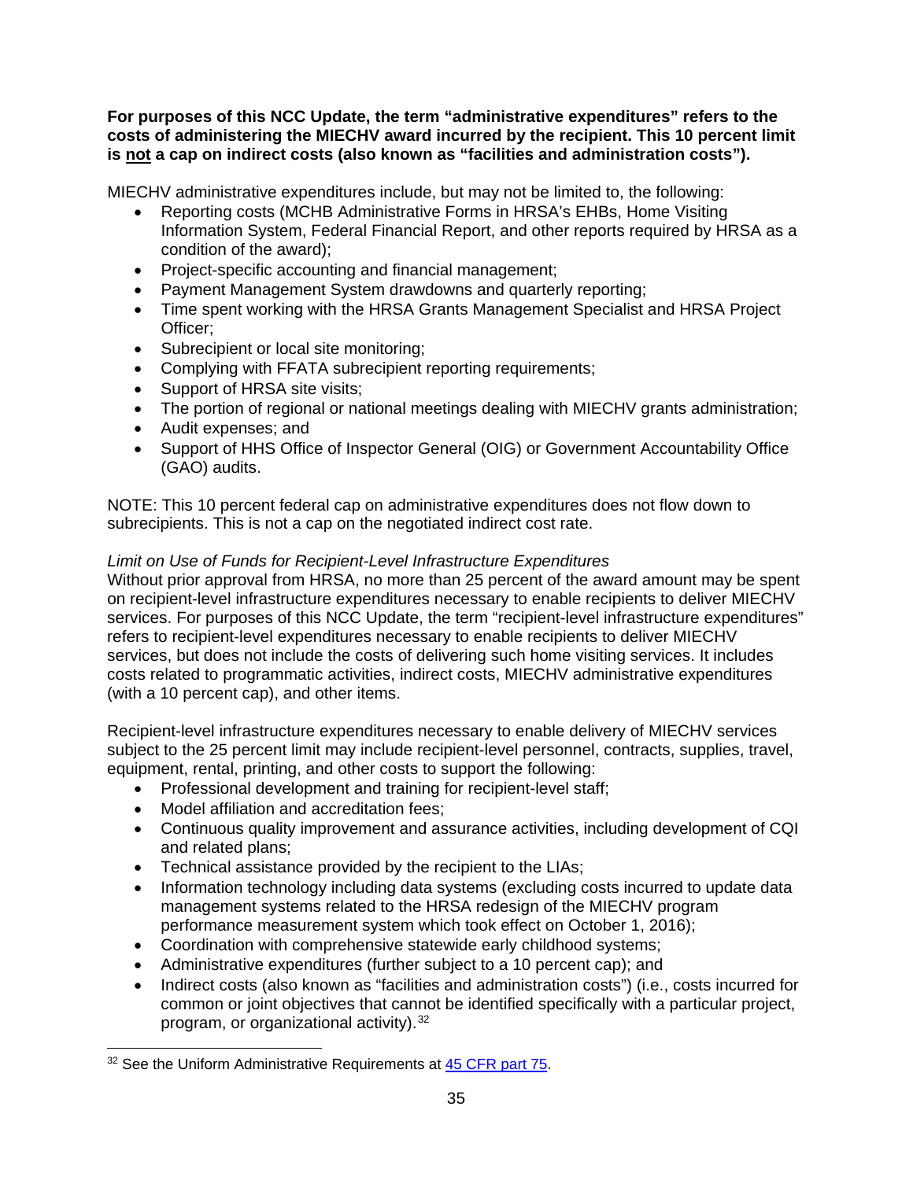**For purposes of this NCC Update, the term "administrative expenditures" refers to the costs of administering the MIECHV award incurred by the recipient. This 10 percent limit is <u>not</u> a cap on indirect costs (also known as "facilities and administration costs").**

MIECHV administrative expenditures include, but may not be limited to, the following:

- Reporting costs (MCHB Administrative Forms in HRSA's EHBs, Home Visiting Information System, Federal Financial Report, and other reports required by HRSA as a condition of the award);
- Project-specific accounting and financial management;
- Payment Management System drawdowns and quarterly reporting;
- Time spent working with the HRSA Grants Management Specialist and HRSA Project Officer;
- Subrecipient or local site monitoring;
- Complying with FFATA subrecipient reporting requirements;
- Support of HRSA site visits;
- The portion of regional or national meetings dealing with MIECHV grants administration;
- Audit expenses; and
- Support of HHS Office of Inspector General (OIG) or Government Accountability Office (GAO) audits.

NOTE: This 10 percent federal cap on administrative expenditures does not flow down to subrecipients. This is not a cap on the negotiated indirect cost rate.

*Limit on Use of Funds for Recipient-Level Infrastructure Expenditures*

Without prior approval from HRSA, no more than 25 percent of the award amount may be spent on recipient-level infrastructure expenditures necessary to enable recipients to deliver MIECHV services. For purposes of this NCC Update, the term "recipient-level infrastructure expenditures" refers to recipient-level expenditures necessary to enable recipients to deliver MIECHV services, but does not include the costs of delivering such home visiting services. It includes costs related to programmatic activities, indirect costs, MIECHV administrative expenditures (with a 10 percent cap), and other items.

Recipient-level infrastructure expenditures necessary to enable delivery of MIECHV services subject to the 25 percent limit may include recipient-level personnel, contracts, supplies, travel, equipment, rental, printing, and other costs to support the following:

- Professional development and training for recipient-level staff;
- Model affiliation and accreditation fees;
- Continuous quality improvement and assurance activities, including development of CQI and related plans;
- Technical assistance provided by the recipient to the LIAs;
- Information technology including data systems (excluding costs incurred to update data management systems related to the HRSA redesign of the MIECHV program performance measurement system which took effect on October 1, 2016);
- Coordination with comprehensive statewide early childhood systems;
- Administrative expenditures (further subject to a 10 percent cap); and
- Indirect costs (also known as "facilities and administration costs") (i.e., costs incurred for common or joint objectives that cannot be identified specifically with a particular project, program, or organizational activity).[32]

[32] See the Uniform Administrative Requirements at 45 CFR part 75.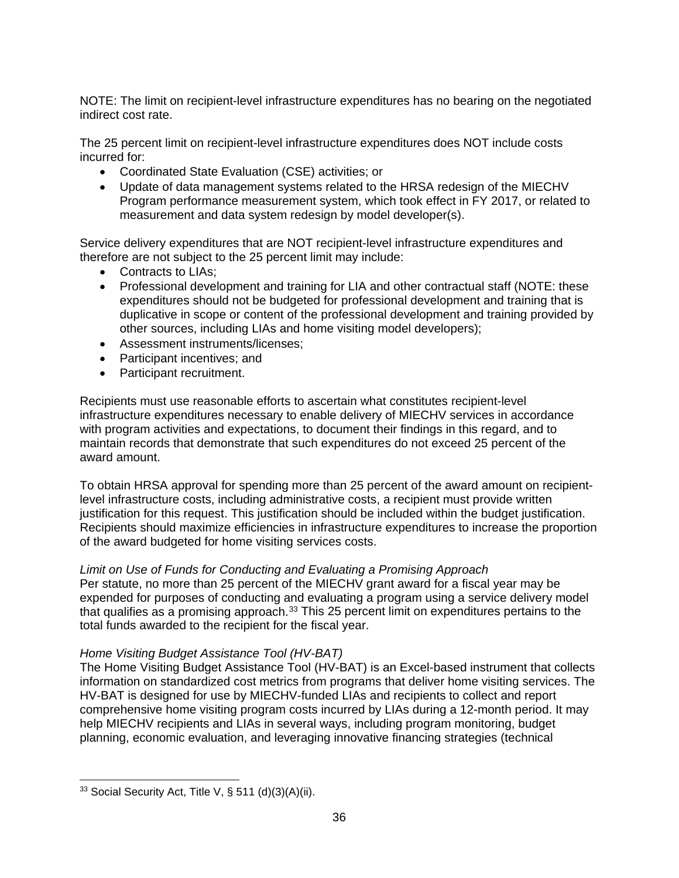NOTE: The limit on recipient-level infrastructure expenditures has no bearing on the negotiated indirect cost rate.

The 25 percent limit on recipient-level infrastructure expenditures does NOT include costs incurred for:

- Coordinated State Evaluation (CSE) activities; or
- Update of data management systems related to the HRSA redesign of the MIECHV Program performance measurement system, which took effect in FY 2017, or related to measurement and data system redesign by model developer(s).

Service delivery expenditures that are NOT recipient-level infrastructure expenditures and therefore are not subject to the 25 percent limit may include:

- Contracts to LIAs;
- Professional development and training for LIA and other contractual staff (NOTE: these expenditures should not be budgeted for professional development and training that is duplicative in scope or content of the professional development and training provided by other sources, including LIAs and home visiting model developers);
- Assessment instruments/licenses;
- Participant incentives; and
- Participant recruitment.

Recipients must use reasonable efforts to ascertain what constitutes recipient-level infrastructure expenditures necessary to enable delivery of MIECHV services in accordance with program activities and expectations, to document their findings in this regard, and to maintain records that demonstrate that such expenditures do not exceed 25 percent of the award amount.

To obtain HRSA approval for spending more than 25 percent of the award amount on recipient-level infrastructure costs, including administrative costs, a recipient must provide written justification for this request. This justification should be included within the budget justification. Recipients should maximize efficiencies in infrastructure expenditures to increase the proportion of the award budgeted for home visiting services costs.

*Limit on Use of Funds for Conducting and Evaluating a Promising Approach*

Per statute, no more than 25 percent of the MIECHV grant award for a fiscal year may be expended for purposes of conducting and evaluating a program using a service delivery model that qualifies as a promising approach.[33] This 25 percent limit on expenditures pertains to the total funds awarded to the recipient for the fiscal year.

*Home Visiting Budget Assistance Tool (HV-BAT)*

The Home Visiting Budget Assistance Tool (HV-BAT) is an Excel-based instrument that collects information on standardized cost metrics from programs that deliver home visiting services. The HV-BAT is designed for use by MIECHV-funded LIAs and recipients to collect and report comprehensive home visiting program costs incurred by LIAs during a 12-month period. It may help MIECHV recipients and LIAs in several ways, including program monitoring, budget planning, economic evaluation, and leveraging innovative financing strategies (technical

[33] Social Security Act, Title V, § 511 (d)(3)(A)(ii).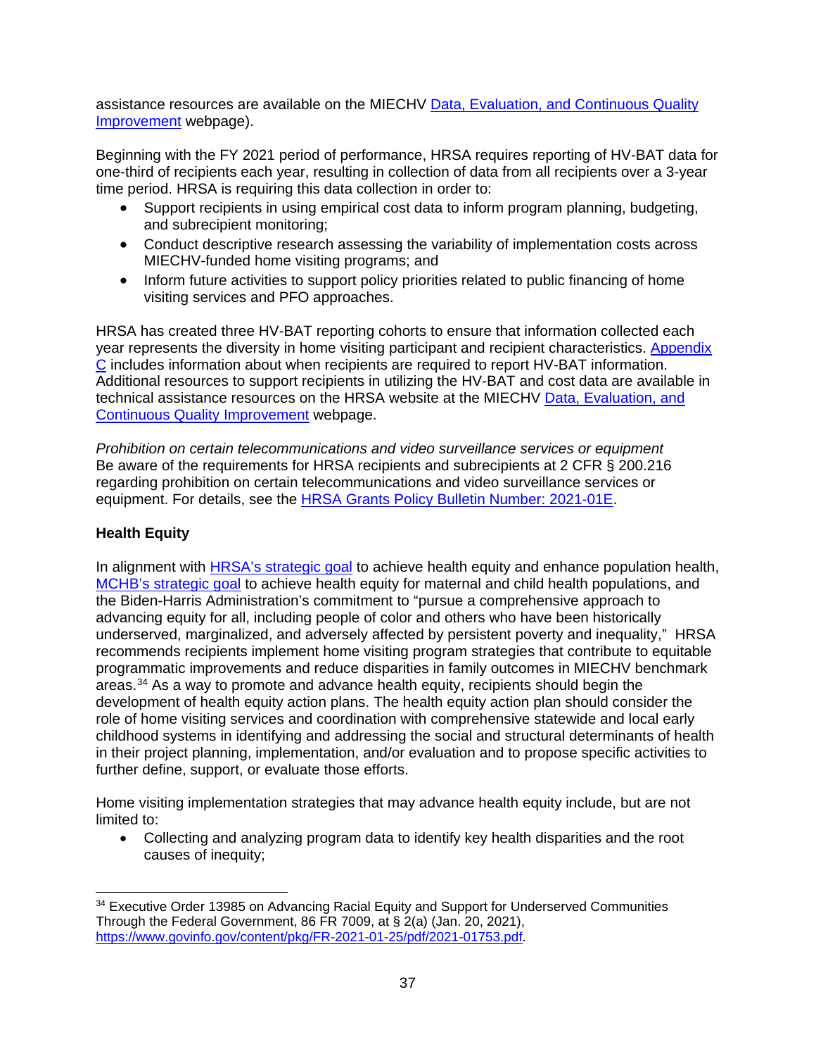assistance resources are available on the MIECHV [Data, Evaluation, and Continuous Quality Improvement](#) webpage).

Beginning with the FY 2021 period of performance, HRSA requires reporting of HV-BAT data for one-third of recipients each year, resulting in collection of data from all recipients over a 3-year time period. HRSA is requiring this data collection in order to:

- Support recipients in using empirical cost data to inform program planning, budgeting, and subrecipient monitoring;
- Conduct descriptive research assessing the variability of implementation costs across MIECHV-funded home visiting programs; and
- Inform future activities to support policy priorities related to public financing of home visiting services and PFO approaches.

HRSA has created three HV-BAT reporting cohorts to ensure that information collected each year represents the diversity in home visiting participant and recipient characteristics. [Appendix C](#) includes information about when recipients are required to report HV-BAT information. Additional resources to support recipients in utilizing the HV-BAT and cost data are available in technical assistance resources on the HRSA website at the MIECHV [Data, Evaluation, and Continuous Quality Improvement](#) webpage.

*Prohibition on certain telecommunications and video surveillance services or equipment*
Be aware of the requirements for HRSA recipients and subrecipients at 2 CFR § 200.216 regarding prohibition on certain telecommunications and video surveillance services or equipment. For details, see the [HRSA Grants Policy Bulletin Number: 2021-01E](#).

**Health Equity**

In alignment with [HRSA's strategic goal](#) to achieve health equity and enhance population health, [MCHB's strategic goal](#) to achieve health equity for maternal and child health populations, and the Biden-Harris Administration's commitment to "pursue a comprehensive approach to advancing equity for all, including people of color and others who have been historically underserved, marginalized, and adversely affected by persistent poverty and inequality," HRSA recommends recipients implement home visiting program strategies that contribute to equitable programmatic improvements and reduce disparities in family outcomes in MIECHV benchmark areas.[34] As a way to promote and advance health equity, recipients should begin the development of health equity action plans. The health equity action plan should consider the role of home visiting services and coordination with comprehensive statewide and local early childhood systems in identifying and addressing the social and structural determinants of health in their project planning, implementation, and/or evaluation and to propose specific activities to further define, support, or evaluate those efforts.

Home visiting implementation strategies that may advance health equity include, but are not limited to:

- Collecting and analyzing program data to identify key health disparities and the root causes of inequity;

[34] Executive Order 13985 on Advancing Racial Equity and Support for Underserved Communities Through the Federal Government, 86 FR 7009, at § 2(a) (Jan. 20, 2021), https://www.govinfo.gov/content/pkg/FR-2021-01-25/pdf/2021-01753.pdf.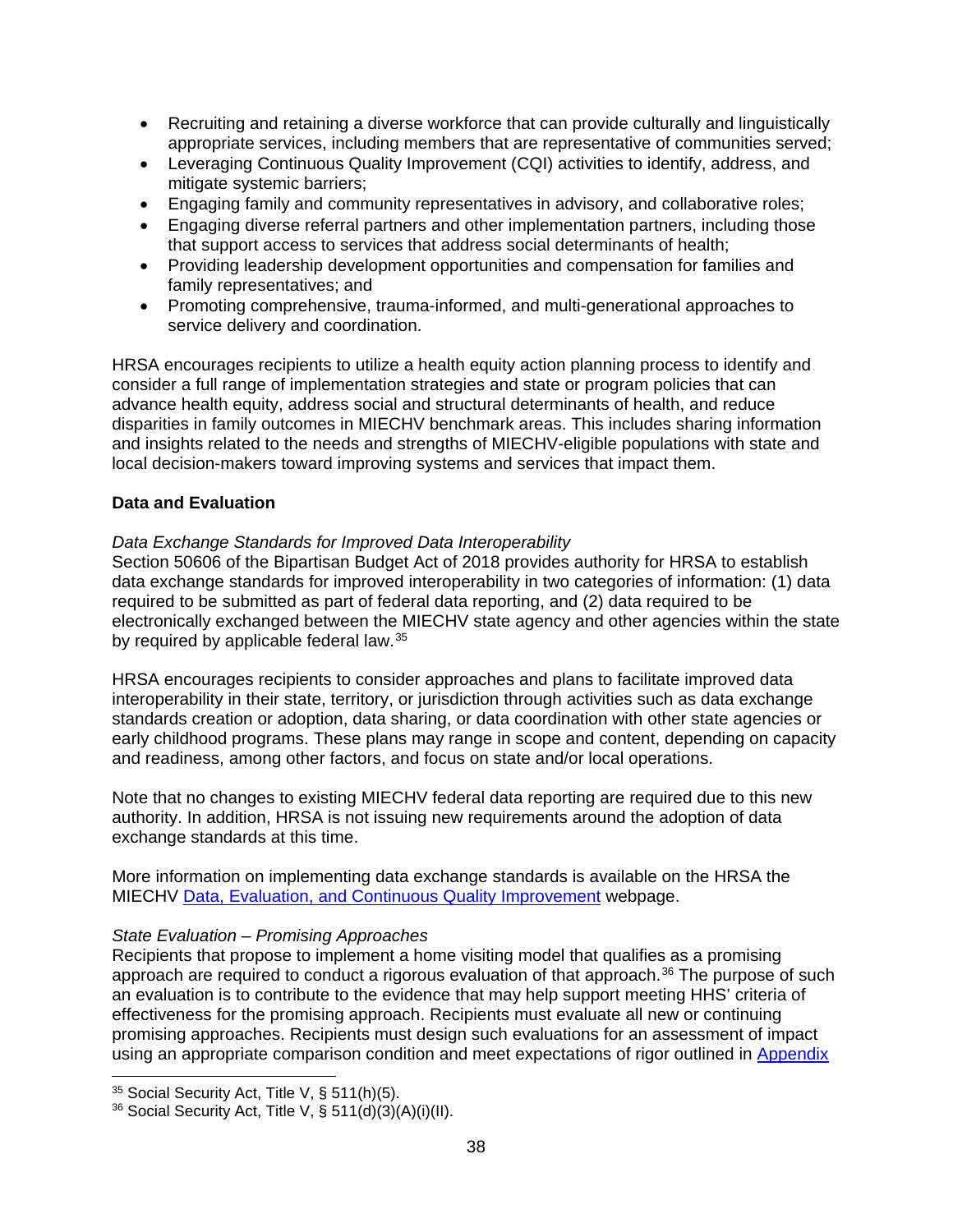- Recruiting and retaining a diverse workforce that can provide culturally and linguistically appropriate services, including members that are representative of communities served;
- Leveraging Continuous Quality Improvement (CQI) activities to identify, address, and mitigate systemic barriers;
- Engaging family and community representatives in advisory, and collaborative roles;
- Engaging diverse referral partners and other implementation partners, including those that support access to services that address social determinants of health;
- Providing leadership development opportunities and compensation for families and family representatives; and
- Promoting comprehensive, trauma-informed, and multi-generational approaches to service delivery and coordination.

HRSA encourages recipients to utilize a health equity action planning process to identify and consider a full range of implementation strategies and state or program policies that can advance health equity, address social and structural determinants of health, and reduce disparities in family outcomes in MIECHV benchmark areas. This includes sharing information and insights related to the needs and strengths of MIECHV-eligible populations with state and local decision-makers toward improving systems and services that impact them.

**Data and Evaluation**

*Data Exchange Standards for Improved Data Interoperability*

Section 50606 of the Bipartisan Budget Act of 2018 provides authority for HRSA to establish data exchange standards for improved interoperability in two categories of information: (1) data required to be submitted as part of federal data reporting, and (2) data required to be electronically exchanged between the MIECHV state agency and other agencies within the state by required by applicable federal law.[35]

HRSA encourages recipients to consider approaches and plans to facilitate improved data interoperability in their state, territory, or jurisdiction through activities such as data exchange standards creation or adoption, data sharing, or data coordination with other state agencies or early childhood programs. These plans may range in scope and content, depending on capacity and readiness, among other factors, and focus on state and/or local operations.

Note that no changes to existing MIECHV federal data reporting are required due to this new authority. In addition, HRSA is not issuing new requirements around the adoption of data exchange standards at this time.

More information on implementing data exchange standards is available on the HRSA the MIECHV [Data, Evaluation, and Continuous Quality Improvement]() webpage.

*State Evaluation – Promising Approaches*

Recipients that propose to implement a home visiting model that qualifies as a promising approach are required to conduct a rigorous evaluation of that approach.[36] The purpose of such an evaluation is to contribute to the evidence that may help support meeting HHS' criteria of effectiveness for the promising approach. Recipients must evaluate all new or continuing promising approaches. Recipients must design such evaluations for an assessment of impact using an appropriate comparison condition and meet expectations of rigor outlined in [Appendix]()

[35] Social Security Act, Title V, § 511(h)(5).

[36] Social Security Act, Title V, § 511(d)(3)(A)(i)(II).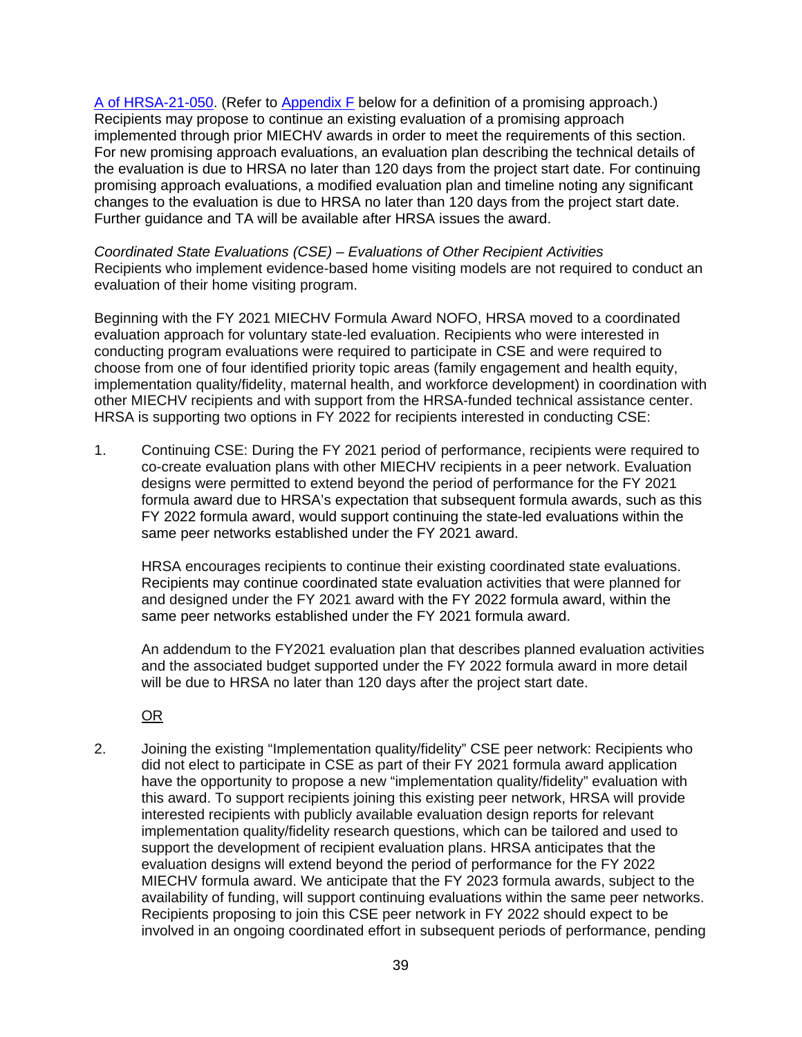A of HRSA-21-050. (Refer to Appendix F below for a definition of a promising approach.) Recipients may propose to continue an existing evaluation of a promising approach implemented through prior MIECHV awards in order to meet the requirements of this section. For new promising approach evaluations, an evaluation plan describing the technical details of the evaluation is due to HRSA no later than 120 days from the project start date. For continuing promising approach evaluations, a modified evaluation plan and timeline noting any significant changes to the evaluation is due to HRSA no later than 120 days from the project start date. Further guidance and TA will be available after HRSA issues the award.

*Coordinated State Evaluations (CSE) – Evaluations of Other Recipient Activities*
Recipients who implement evidence-based home visiting models are not required to conduct an evaluation of their home visiting program.

Beginning with the FY 2021 MIECHV Formula Award NOFO, HRSA moved to a coordinated evaluation approach for voluntary state-led evaluation. Recipients who were interested in conducting program evaluations were required to participate in CSE and were required to choose from one of four identified priority topic areas (family engagement and health equity, implementation quality/fidelity, maternal health, and workforce development) in coordination with other MIECHV recipients and with support from the HRSA-funded technical assistance center. HRSA is supporting two options in FY 2022 for recipients interested in conducting CSE:

1. Continuing CSE: During the FY 2021 period of performance, recipients were required to co-create evaluation plans with other MIECHV recipients in a peer network. Evaluation designs were permitted to extend beyond the period of performance for the FY 2021 formula award due to HRSA's expectation that subsequent formula awards, such as this FY 2022 formula award, would support continuing the state-led evaluations within the same peer networks established under the FY 2021 award.

   HRSA encourages recipients to continue their existing coordinated state evaluations. Recipients may continue coordinated state evaluation activities that were planned for and designed under the FY 2021 award with the FY 2022 formula award, within the same peer networks established under the FY 2021 formula award.

   An addendum to the FY2021 evaluation plan that describes planned evaluation activities and the associated budget supported under the FY 2022 formula award in more detail will be due to HRSA no later than 120 days after the project start date.

   OR

2. Joining the existing "Implementation quality/fidelity" CSE peer network: Recipients who did not elect to participate in CSE as part of their FY 2021 formula award application have the opportunity to propose a new "implementation quality/fidelity" evaluation with this award. To support recipients joining this existing peer network, HRSA will provide interested recipients with publicly available evaluation design reports for relevant implementation quality/fidelity research questions, which can be tailored and used to support the development of recipient evaluation plans. HRSA anticipates that the evaluation designs will extend beyond the period of performance for the FY 2022 MIECHV formula award. We anticipate that the FY 2023 formula awards, subject to the availability of funding, will support continuing evaluations within the same peer networks. Recipients proposing to join this CSE peer network in FY 2022 should expect to be involved in an ongoing coordinated effort in subsequent periods of performance, pending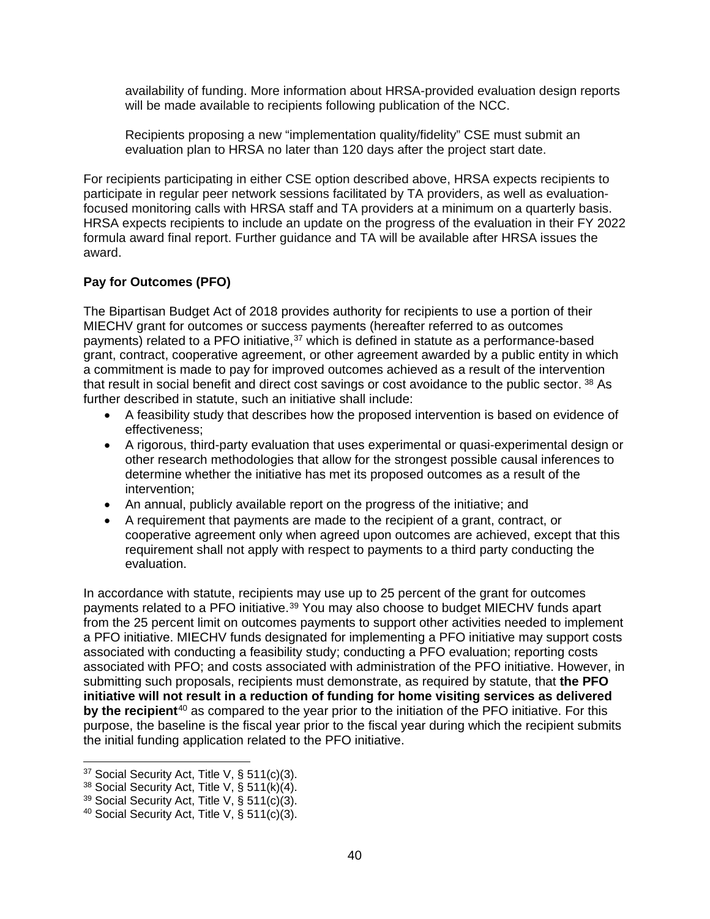availability of funding. More information about HRSA-provided evaluation design reports will be made available to recipients following publication of the NCC.

Recipients proposing a new "implementation quality/fidelity" CSE must submit an evaluation plan to HRSA no later than 120 days after the project start date.

For recipients participating in either CSE option described above, HRSA expects recipients to participate in regular peer network sessions facilitated by TA providers, as well as evaluation-focused monitoring calls with HRSA staff and TA providers at a minimum on a quarterly basis. HRSA expects recipients to include an update on the progress of the evaluation in their FY 2022 formula award final report. Further guidance and TA will be available after HRSA issues the award.

**Pay for Outcomes (PFO)**

The Bipartisan Budget Act of 2018 provides authority for recipients to use a portion of their MIECHV grant for outcomes or success payments (hereafter referred to as outcomes payments) related to a PFO initiative,[37] which is defined in statute as a performance-based grant, contract, cooperative agreement, or other agreement awarded by a public entity in which a commitment is made to pay for improved outcomes achieved as a result of the intervention that result in social benefit and direct cost savings or cost avoidance to the public sector.[38] As further described in statute, such an initiative shall include:

- A feasibility study that describes how the proposed intervention is based on evidence of effectiveness;
- A rigorous, third-party evaluation that uses experimental or quasi-experimental design or other research methodologies that allow for the strongest possible causal inferences to determine whether the initiative has met its proposed outcomes as a result of the intervention;
- An annual, publicly available report on the progress of the initiative; and
- A requirement that payments are made to the recipient of a grant, contract, or cooperative agreement only when agreed upon outcomes are achieved, except that this requirement shall not apply with respect to payments to a third party conducting the evaluation.

In accordance with statute, recipients may use up to 25 percent of the grant for outcomes payments related to a PFO initiative.[39] You may also choose to budget MIECHV funds apart from the 25 percent limit on outcomes payments to support other activities needed to implement a PFO initiative. MIECHV funds designated for implementing a PFO initiative may support costs associated with conducting a feasibility study; conducting a PFO evaluation; reporting costs associated with PFO; and costs associated with administration of the PFO initiative. However, in submitting such proposals, recipients must demonstrate, as required by statute, that **the PFO initiative will not result in a reduction of funding for home visiting services as delivered by the recipient**[40] as compared to the year prior to the initiation of the PFO initiative. For this purpose, the baseline is the fiscal year prior to the fiscal year during which the recipient submits the initial funding application related to the PFO initiative.

---

[37] Social Security Act, Title V, § 511(c)(3).
[38] Social Security Act, Title V, § 511(k)(4).
[39] Social Security Act, Title V, § 511(c)(3).
[40] Social Security Act, Title V, § 511(c)(3).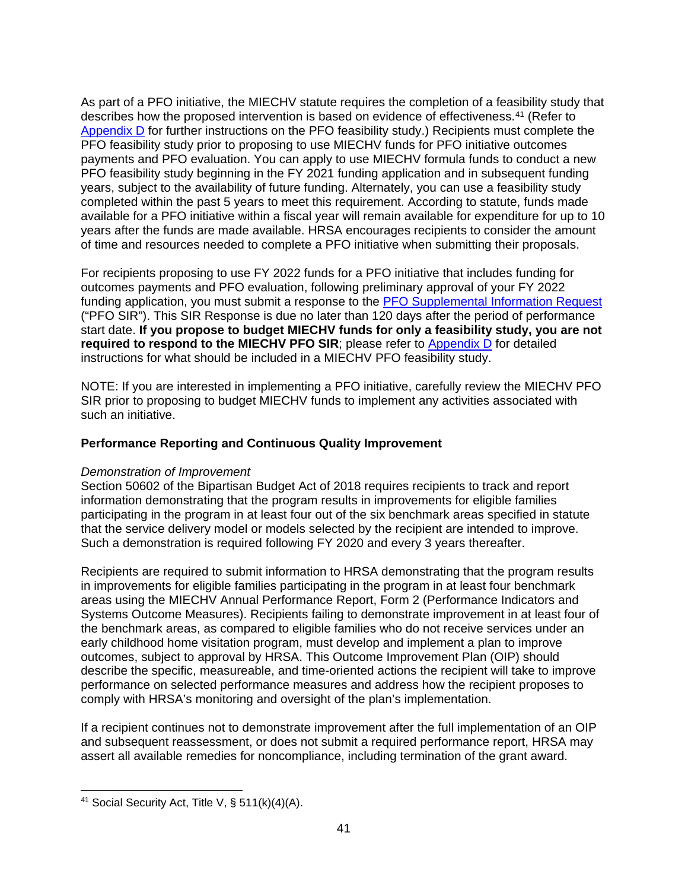As part of a PFO initiative, the MIECHV statute requires the completion of a feasibility study that describes how the proposed intervention is based on evidence of effectiveness.[41] (Refer to Appendix D for further instructions on the PFO feasibility study.) Recipients must complete the PFO feasibility study prior to proposing to use MIECHV funds for PFO initiative outcomes payments and PFO evaluation. You can apply to use MIECHV formula funds to conduct a new PFO feasibility study beginning in the FY 2021 funding application and in subsequent funding years, subject to the availability of future funding. Alternately, you can use a feasibility study completed within the past 5 years to meet this requirement. According to statute, funds made available for a PFO initiative within a fiscal year will remain available for expenditure for up to 10 years after the funds are made available. HRSA encourages recipients to consider the amount of time and resources needed to complete a PFO initiative when submitting their proposals.

For recipients proposing to use FY 2022 funds for a PFO initiative that includes funding for outcomes payments and PFO evaluation, following preliminary approval of your FY 2022 funding application, you must submit a response to the PFO Supplemental Information Request ("PFO SIR"). This SIR Response is due no later than 120 days after the period of performance start date. **If you propose to budget MIECHV funds for only a feasibility study, you are not required to respond to the MIECHV PFO SIR**; please refer to Appendix D for detailed instructions for what should be included in a MIECHV PFO feasibility study.

NOTE: If you are interested in implementing a PFO initiative, carefully review the MIECHV PFO SIR prior to proposing to budget MIECHV funds to implement any activities associated with such an initiative.

**Performance Reporting and Continuous Quality Improvement**

*Demonstration of Improvement*
Section 50602 of the Bipartisan Budget Act of 2018 requires recipients to track and report information demonstrating that the program results in improvements for eligible families participating in the program in at least four out of the six benchmark areas specified in statute that the service delivery model or models selected by the recipient are intended to improve. Such a demonstration is required following FY 2020 and every 3 years thereafter.

Recipients are required to submit information to HRSA demonstrating that the program results in improvements for eligible families participating in the program in at least four benchmark areas using the MIECHV Annual Performance Report, Form 2 (Performance Indicators and Systems Outcome Measures). Recipients failing to demonstrate improvement in at least four of the benchmark areas, as compared to eligible families who do not receive services under an early childhood home visitation program, must develop and implement a plan to improve outcomes, subject to approval by HRSA. This Outcome Improvement Plan (OIP) should describe the specific, measureable, and time-oriented actions the recipient will take to improve performance on selected performance measures and address how the recipient proposes to comply with HRSA's monitoring and oversight of the plan's implementation.

If a recipient continues not to demonstrate improvement after the full implementation of an OIP and subsequent reassessment, or does not submit a required performance report, HRSA may assert all available remedies for noncompliance, including termination of the grant award.

[41] Social Security Act, Title V, § 511(k)(4)(A).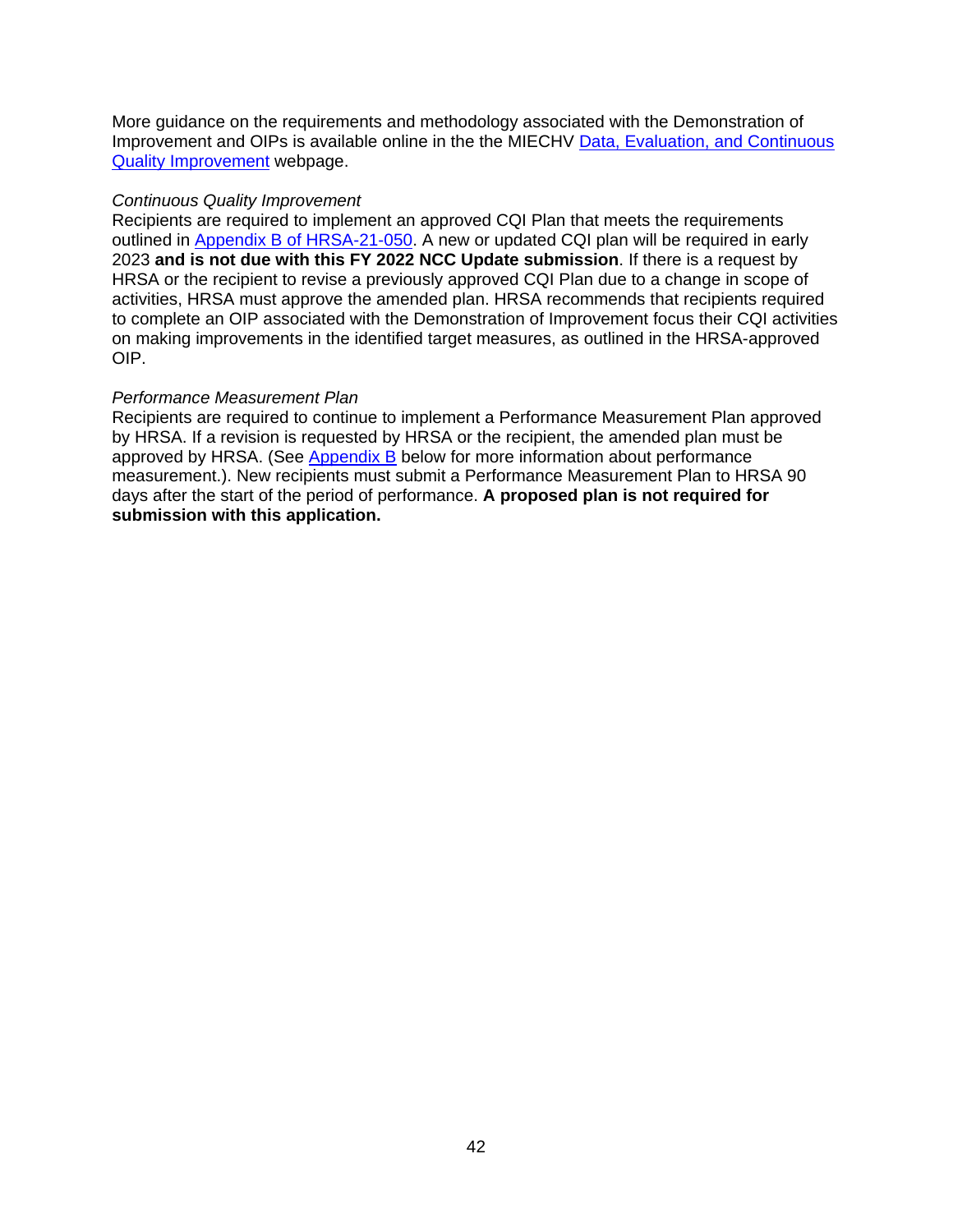More guidance on the requirements and methodology associated with the Demonstration of Improvement and OIPs is available online in the the MIECHV [Data, Evaluation, and Continuous Quality Improvement]() webpage.

*Continuous Quality Improvement*

Recipients are required to implement an approved CQI Plan that meets the requirements outlined in [Appendix B of HRSA-21-050](). A new or updated CQI plan will be required in early 2023 **and is not due with this FY 2022 NCC Update submission**. If there is a request by HRSA or the recipient to revise a previously approved CQI Plan due to a change in scope of activities, HRSA must approve the amended plan. HRSA recommends that recipients required to complete an OIP associated with the Demonstration of Improvement focus their CQI activities on making improvements in the identified target measures, as outlined in the HRSA-approved OIP.

*Performance Measurement Plan*

Recipients are required to continue to implement a Performance Measurement Plan approved by HRSA. If a revision is requested by HRSA or the recipient, the amended plan must be approved by HRSA. (See [Appendix B]() below for more information about performance measurement.). New recipients must submit a Performance Measurement Plan to HRSA 90 days after the start of the period of performance. **A proposed plan is not required for submission with this application.**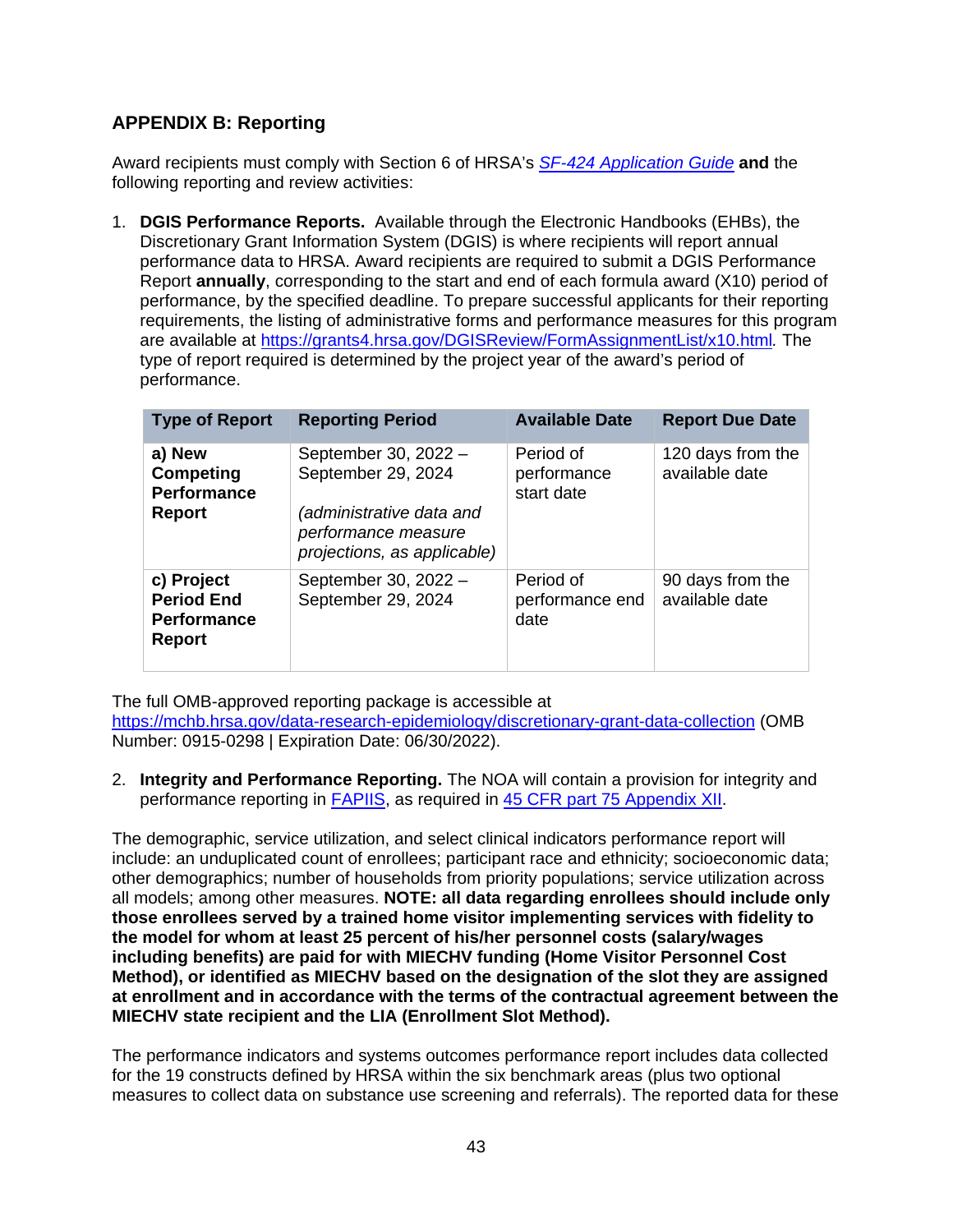## APPENDIX B: Reporting

Award recipients must comply with Section 6 of HRSA's [*SF-424 Application Guide*](#) **and** the following reporting and review activities:

1. **DGIS Performance Reports.** Available through the Electronic Handbooks (EHBs), the Discretionary Grant Information System (DGIS) is where recipients will report annual performance data to HRSA. Award recipients are required to submit a DGIS Performance Report **annually**, corresponding to the start and end of each formula award (X10) period of performance, by the specified deadline. To prepare successful applicants for their reporting requirements, the listing of administrative forms and performance measures for this program are available at https://grants4.hrsa.gov/DGISReview/FormAssignmentList/x10.html*.* The type of report required is determined by the project year of the award's period of performance.

| Type of Report | Reporting Period | Available Date | Report Due Date |
|---|---|---|---|
| **a) New Competing Performance Report** | September 30, 2022 – September 29, 2024<br><br>*(administrative data and performance measure projections, as applicable)* | Period of performance start date | 120 days from the available date |
| **c) Project Period End Performance Report** | September 30, 2022 – September 29, 2024 | Period of performance end date | 90 days from the available date |

The full OMB-approved reporting package is accessible at https://mchb.hrsa.gov/data-research-epidemiology/discretionary-grant-data-collection (OMB Number: 0915-0298 | Expiration Date: 06/30/2022).

2. **Integrity and Performance Reporting.** The NOA will contain a provision for integrity and performance reporting in [FAPIIS](#), as required in [45 CFR part 75 Appendix XII](#).

The demographic, service utilization, and select clinical indicators performance report will include: an unduplicated count of enrollees; participant race and ethnicity; socioeconomic data; other demographics; number of households from priority populations; service utilization across all models; among other measures. **NOTE: all data regarding enrollees should include only those enrollees served by a trained home visitor implementing services with fidelity to the model for whom at least 25 percent of his/her personnel costs (salary/wages including benefits) are paid for with MIECHV funding (Home Visitor Personnel Cost Method), or identified as MIECHV based on the designation of the slot they are assigned at enrollment and in accordance with the terms of the contractual agreement between the MIECHV state recipient and the LIA (Enrollment Slot Method).**

The performance indicators and systems outcomes performance report includes data collected for the 19 constructs defined by HRSA within the six benchmark areas (plus two optional measures to collect data on substance use screening and referrals). The reported data for these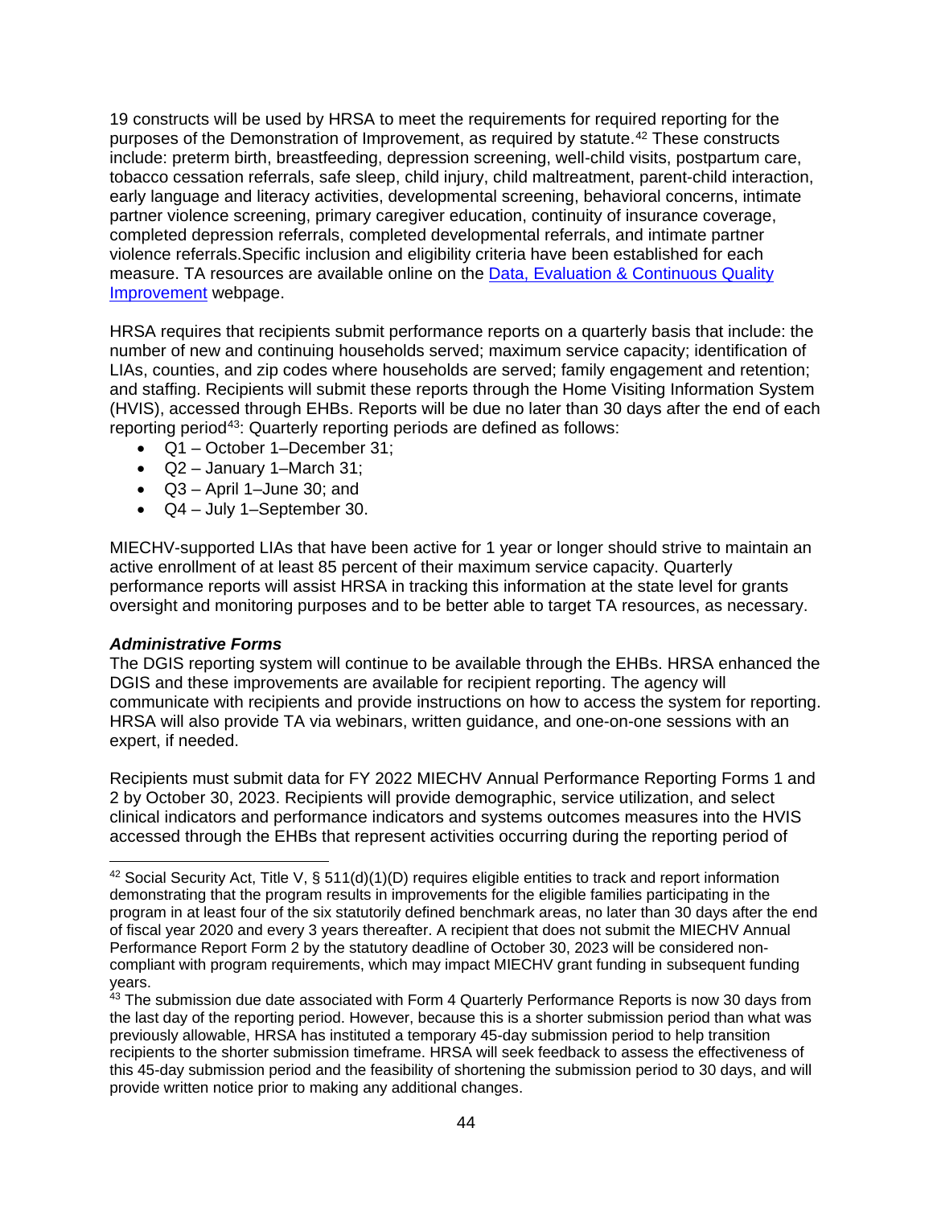19 constructs will be used by HRSA to meet the requirements for required reporting for the purposes of the Demonstration of Improvement, as required by statute.[42] These constructs include: preterm birth, breastfeeding, depression screening, well-child visits, postpartum care, tobacco cessation referrals, safe sleep, child injury, child maltreatment, parent-child interaction, early language and literacy activities, developmental screening, behavioral concerns, intimate partner violence screening, primary caregiver education, continuity of insurance coverage, completed depression referrals, completed developmental referrals, and intimate partner violence referrals.Specific inclusion and eligibility criteria have been established for each measure. TA resources are available online on the [Data, Evaluation & Continuous Quality Improvement](#) webpage.

HRSA requires that recipients submit performance reports on a quarterly basis that include: the number of new and continuing households served; maximum service capacity; identification of LIAs, counties, and zip codes where households are served; family engagement and retention; and staffing. Recipients will submit these reports through the Home Visiting Information System (HVIS), accessed through EHBs. Reports will be due no later than 30 days after the end of each reporting period[43]: Quarterly reporting periods are defined as follows:

- Q1 – October 1–December 31;
- Q2 – January 1–March 31;
- Q3 – April 1–June 30; and
- Q4 – July 1–September 30.

MIECHV-supported LIAs that have been active for 1 year or longer should strive to maintain an active enrollment of at least 85 percent of their maximum service capacity. Quarterly performance reports will assist HRSA in tracking this information at the state level for grants oversight and monitoring purposes and to be better able to target TA resources, as necessary.

***Administrative Forms***

The DGIS reporting system will continue to be available through the EHBs. HRSA enhanced the DGIS and these improvements are available for recipient reporting. The agency will communicate with recipients and provide instructions on how to access the system for reporting. HRSA will also provide TA via webinars, written guidance, and one-on-one sessions with an expert, if needed.

Recipients must submit data for FY 2022 MIECHV Annual Performance Reporting Forms 1 and 2 by October 30, 2023. Recipients will provide demographic, service utilization, and select clinical indicators and performance indicators and systems outcomes measures into the HVIS accessed through the EHBs that represent activities occurring during the reporting period of

---

[42] Social Security Act, Title V, § 511(d)(1)(D) requires eligible entities to track and report information demonstrating that the program results in improvements for the eligible families participating in the program in at least four of the six statutorily defined benchmark areas, no later than 30 days after the end of fiscal year 2020 and every 3 years thereafter. A recipient that does not submit the MIECHV Annual Performance Report Form 2 by the statutory deadline of October 30, 2023 will be considered non-compliant with program requirements, which may impact MIECHV grant funding in subsequent funding years.

[43] The submission due date associated with Form 4 Quarterly Performance Reports is now 30 days from the last day of the reporting period. However, because this is a shorter submission period than what was previously allowable, HRSA has instituted a temporary 45-day submission period to help transition recipients to the shorter submission timeframe. HRSA will seek feedback to assess the effectiveness of this 45-day submission period and the feasibility of shortening the submission period to 30 days, and will provide written notice prior to making any additional changes.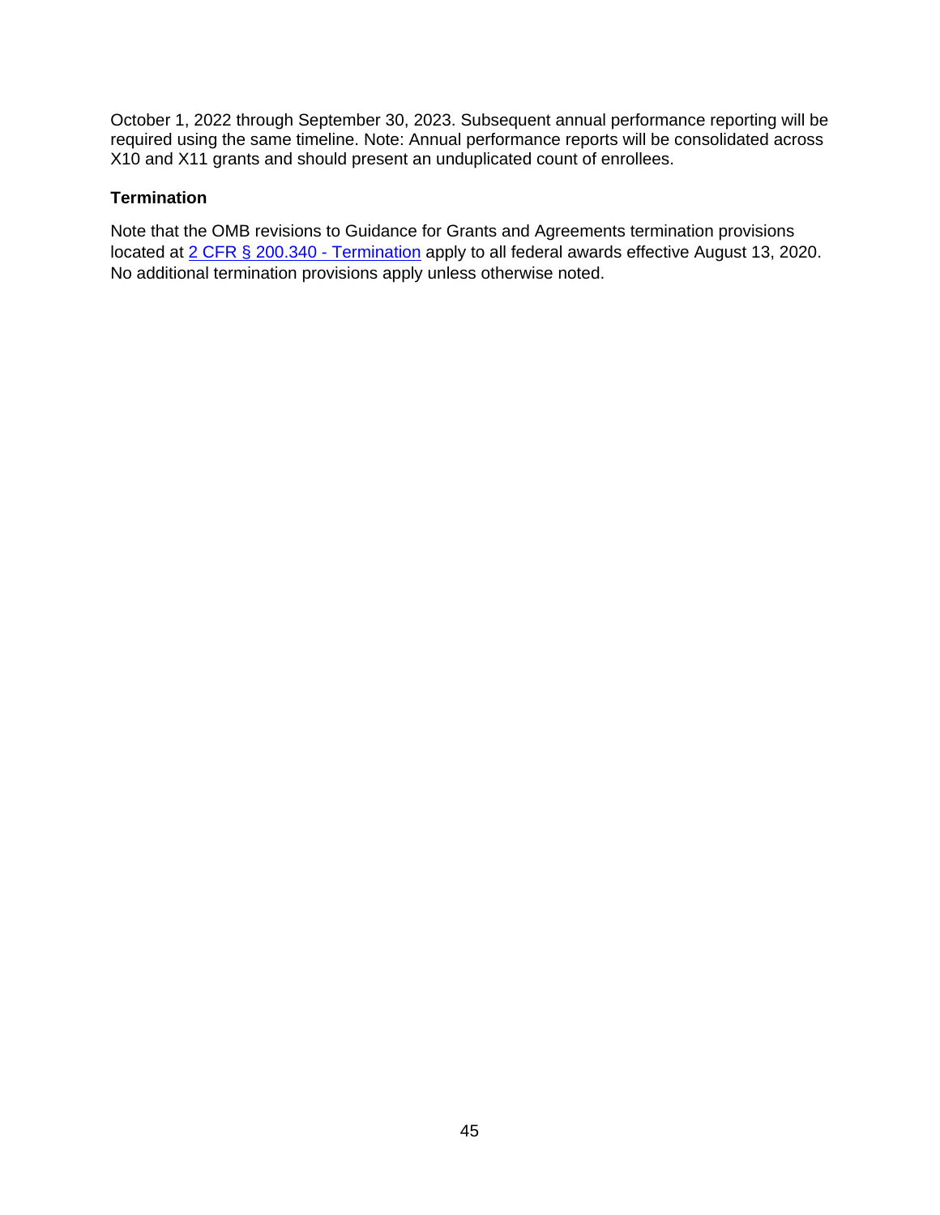October 1, 2022 through September 30, 2023. Subsequent annual performance reporting will be required using the same timeline. Note: Annual performance reports will be consolidated across X10 and X11 grants and should present an unduplicated count of enrollees.

**Termination**

Note that the OMB revisions to Guidance for Grants and Agreements termination provisions located at [2 CFR § 200.340 - Termination]() apply to all federal awards effective August 13, 2020. No additional termination provisions apply unless otherwise noted.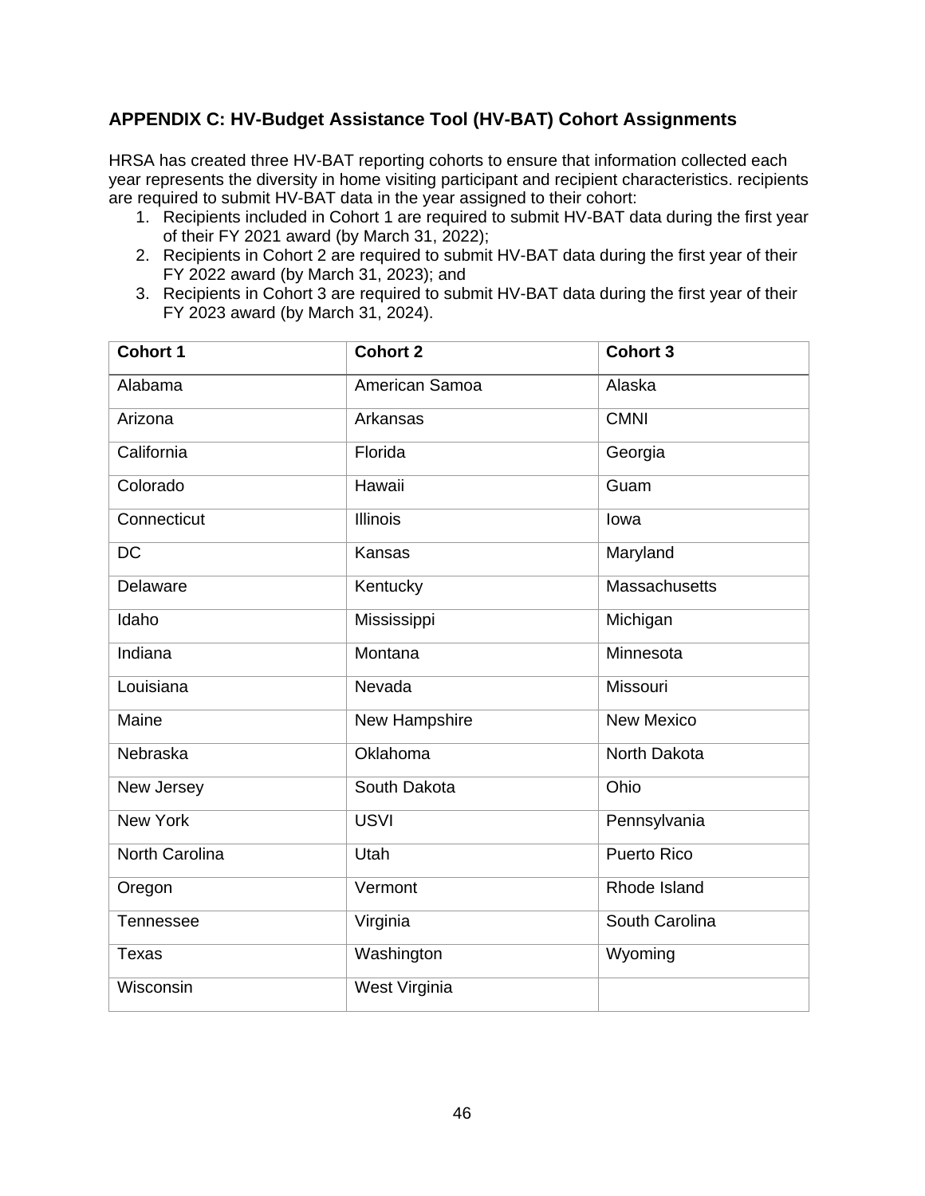## APPENDIX C: HV-Budget Assistance Tool (HV-BAT) Cohort Assignments

HRSA has created three HV-BAT reporting cohorts to ensure that information collected each year represents the diversity in home visiting participant and recipient characteristics. recipients are required to submit HV-BAT data in the year assigned to their cohort:

1. Recipients included in Cohort 1 are required to submit HV-BAT data during the first year of their FY 2021 award (by March 31, 2022);
2. Recipients in Cohort 2 are required to submit HV-BAT data during the first year of their FY 2022 award (by March 31, 2023); and
3. Recipients in Cohort 3 are required to submit HV-BAT data during the first year of their FY 2023 award (by March 31, 2024).

| Cohort 1 | Cohort 2 | Cohort 3 |
|---|---|---|
| Alabama | American Samoa | Alaska |
| Arizona | Arkansas | CMNI |
| California | Florida | Georgia |
| Colorado | Hawaii | Guam |
| Connecticut | Illinois | Iowa |
| DC | Kansas | Maryland |
| Delaware | Kentucky | Massachusetts |
| Idaho | Mississippi | Michigan |
| Indiana | Montana | Minnesota |
| Louisiana | Nevada | Missouri |
| Maine | New Hampshire | New Mexico |
| Nebraska | Oklahoma | North Dakota |
| New Jersey | South Dakota | Ohio |
| New York | USVI | Pennsylvania |
| North Carolina | Utah | Puerto Rico |
| Oregon | Vermont | Rhode Island |
| Tennessee | Virginia | South Carolina |
| Texas | Washington | Wyoming |
| Wisconsin | West Virginia | |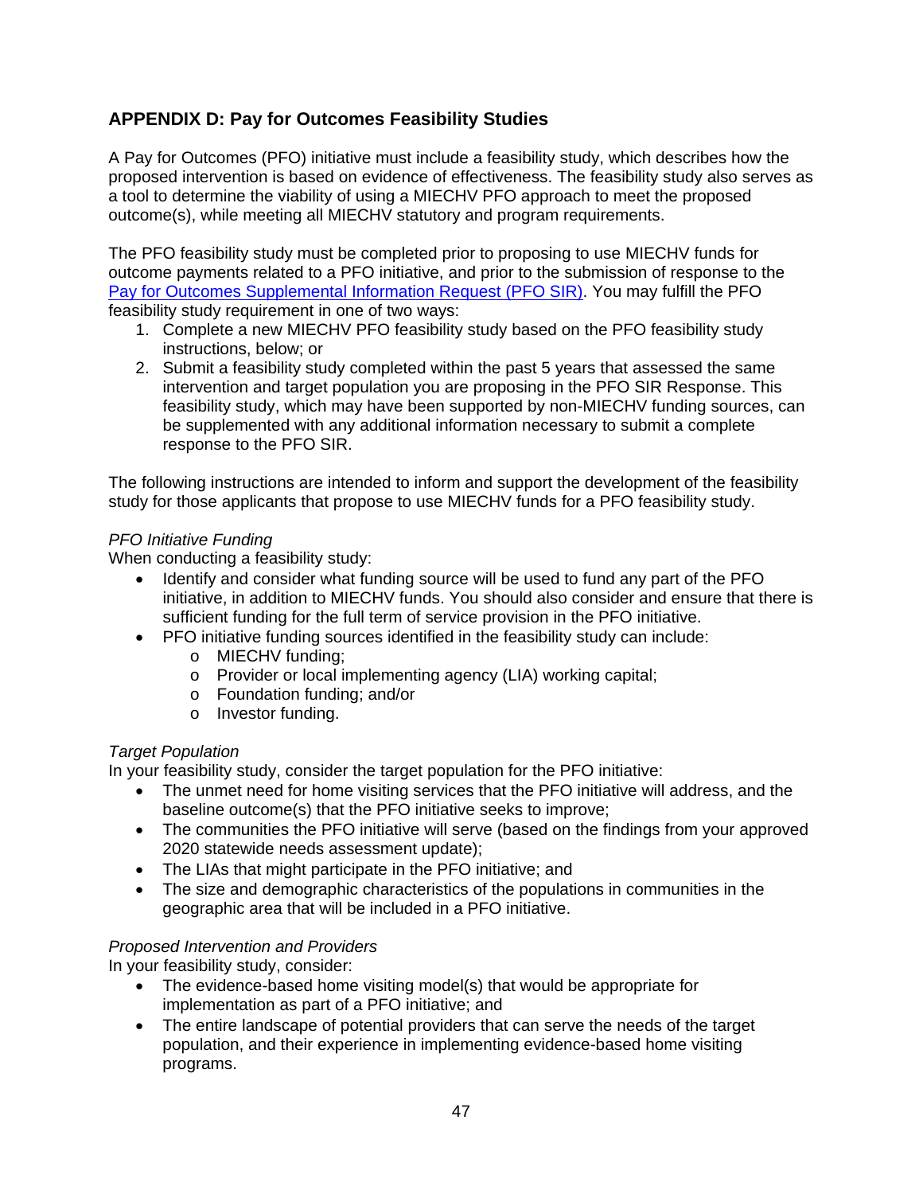## APPENDIX D: Pay for Outcomes Feasibility Studies

A Pay for Outcomes (PFO) initiative must include a feasibility study, which describes how the proposed intervention is based on evidence of effectiveness. The feasibility study also serves as a tool to determine the viability of using a MIECHV PFO approach to meet the proposed outcome(s), while meeting all MIECHV statutory and program requirements.

The PFO feasibility study must be completed prior to proposing to use MIECHV funds for outcome payments related to a PFO initiative, and prior to the submission of response to the [Pay for Outcomes Supplemental Information Request (PFO SIR)](). You may fulfill the PFO feasibility study requirement in one of two ways:

1. Complete a new MIECHV PFO feasibility study based on the PFO feasibility study instructions, below; or
2. Submit a feasibility study completed within the past 5 years that assessed the same intervention and target population you are proposing in the PFO SIR Response. This feasibility study, which may have been supported by non-MIECHV funding sources, can be supplemented with any additional information necessary to submit a complete response to the PFO SIR.

The following instructions are intended to inform and support the development of the feasibility study for those applicants that propose to use MIECHV funds for a PFO feasibility study.

*PFO Initiative Funding*

When conducting a feasibility study:

- Identify and consider what funding source will be used to fund any part of the PFO initiative, in addition to MIECHV funds. You should also consider and ensure that there is sufficient funding for the full term of service provision in the PFO initiative.
- PFO initiative funding sources identified in the feasibility study can include:
  - MIECHV funding;
  - Provider or local implementing agency (LIA) working capital;
  - Foundation funding; and/or
  - Investor funding.

*Target Population*

In your feasibility study, consider the target population for the PFO initiative:

- The unmet need for home visiting services that the PFO initiative will address, and the baseline outcome(s) that the PFO initiative seeks to improve;
- The communities the PFO initiative will serve (based on the findings from your approved 2020 statewide needs assessment update);
- The LIAs that might participate in the PFO initiative; and
- The size and demographic characteristics of the populations in communities in the geographic area that will be included in a PFO initiative.

*Proposed Intervention and Providers*

In your feasibility study, consider:

- The evidence-based home visiting model(s) that would be appropriate for implementation as part of a PFO initiative; and
- The entire landscape of potential providers that can serve the needs of the target population, and their experience in implementing evidence-based home visiting programs.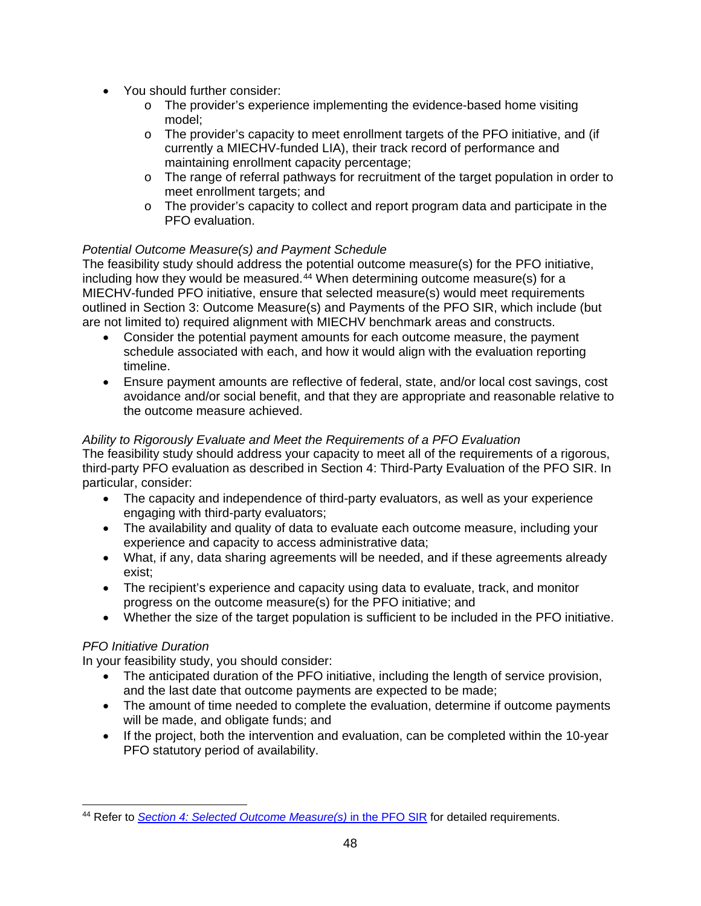- You should further consider:
  - The provider's experience implementing the evidence-based home visiting model;
  - The provider's capacity to meet enrollment targets of the PFO initiative, and (if currently a MIECHV-funded LIA), their track record of performance and maintaining enrollment capacity percentage;
  - The range of referral pathways for recruitment of the target population in order to meet enrollment targets; and
  - The provider's capacity to collect and report program data and participate in the PFO evaluation.

*Potential Outcome Measure(s) and Payment Schedule*

The feasibility study should address the potential outcome measure(s) for the PFO initiative, including how they would be measured.[44] When determining outcome measure(s) for a MIECHV-funded PFO initiative, ensure that selected measure(s) would meet requirements outlined in Section 3: Outcome Measure(s) and Payments of the PFO SIR, which include (but are not limited to) required alignment with MIECHV benchmark areas and constructs.

- Consider the potential payment amounts for each outcome measure, the payment schedule associated with each, and how it would align with the evaluation reporting timeline.
- Ensure payment amounts are reflective of federal, state, and/or local cost savings, cost avoidance and/or social benefit, and that they are appropriate and reasonable relative to the outcome measure achieved.

*Ability to Rigorously Evaluate and Meet the Requirements of a PFO Evaluation*

The feasibility study should address your capacity to meet all of the requirements of a rigorous, third-party PFO evaluation as described in Section 4: Third-Party Evaluation of the PFO SIR. In particular, consider:

- The capacity and independence of third-party evaluators, as well as your experience engaging with third-party evaluators;
- The availability and quality of data to evaluate each outcome measure, including your experience and capacity to access administrative data;
- What, if any, data sharing agreements will be needed, and if these agreements already exist;
- The recipient's experience and capacity using data to evaluate, track, and monitor progress on the outcome measure(s) for the PFO initiative; and
- Whether the size of the target population is sufficient to be included in the PFO initiative.

*PFO Initiative Duration*

In your feasibility study, you should consider:

- The anticipated duration of the PFO initiative, including the length of service provision, and the last date that outcome payments are expected to be made;
- The amount of time needed to complete the evaluation, determine if outcome payments will be made, and obligate funds; and
- If the project, both the intervention and evaluation, can be completed within the 10-year PFO statutory period of availability.

---

[44] Refer to *Section 4: Selected Outcome Measure(s)* in the PFO SIR for detailed requirements.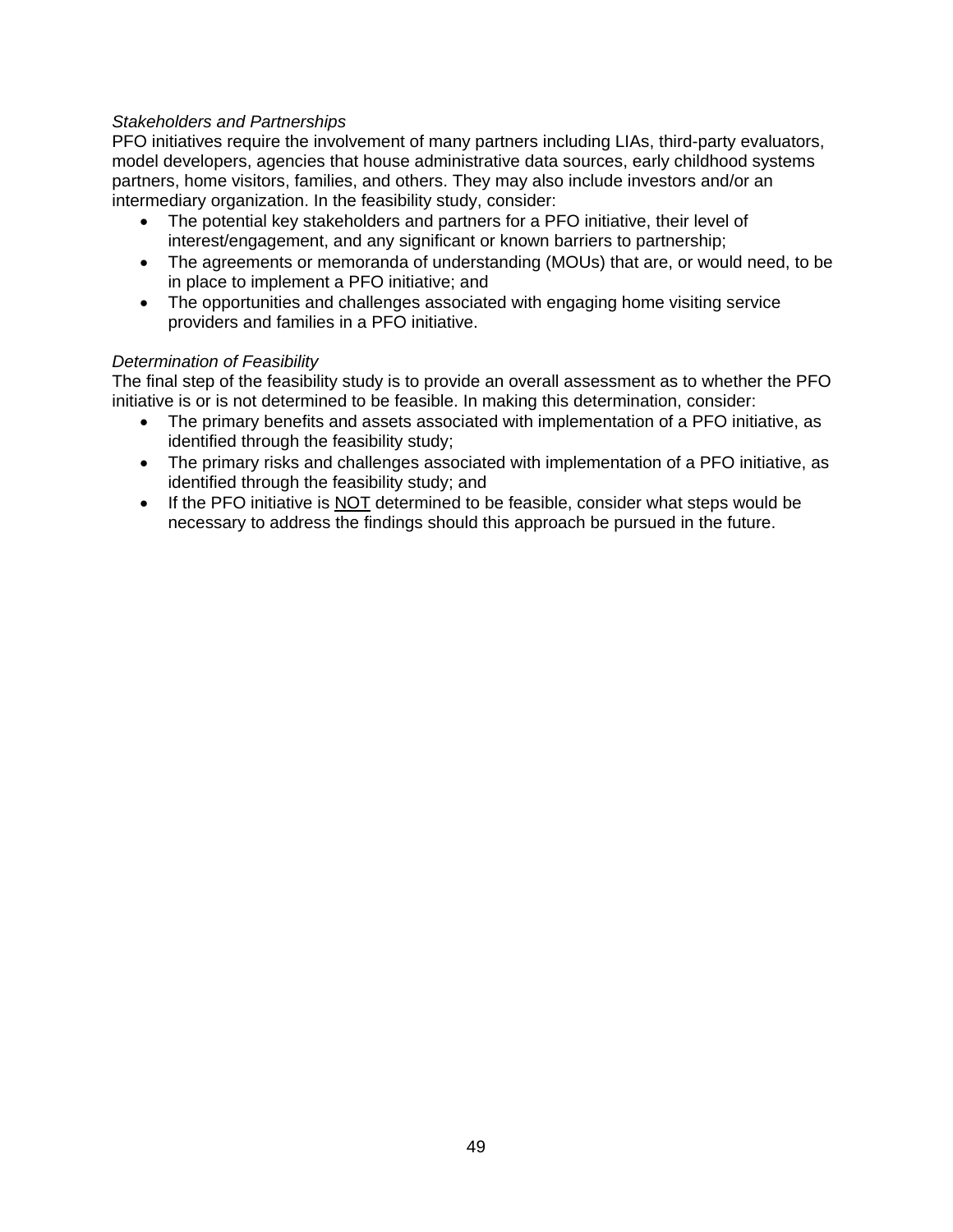*Stakeholders and Partnerships*

PFO initiatives require the involvement of many partners including LIAs, third-party evaluators, model developers, agencies that house administrative data sources, early childhood systems partners, home visitors, families, and others. They may also include investors and/or an intermediary organization. In the feasibility study, consider:

- The potential key stakeholders and partners for a PFO initiative, their level of interest/engagement, and any significant or known barriers to partnership;
- The agreements or memoranda of understanding (MOUs) that are, or would need, to be in place to implement a PFO initiative; and
- The opportunities and challenges associated with engaging home visiting service providers and families in a PFO initiative.

*Determination of Feasibility*

The final step of the feasibility study is to provide an overall assessment as to whether the PFO initiative is or is not determined to be feasible. In making this determination, consider:

- The primary benefits and assets associated with implementation of a PFO initiative, as identified through the feasibility study;
- The primary risks and challenges associated with implementation of a PFO initiative, as identified through the feasibility study; and
- If the PFO initiative is <u>NOT</u> determined to be feasible, consider what steps would be necessary to address the findings should this approach be pursued in the future.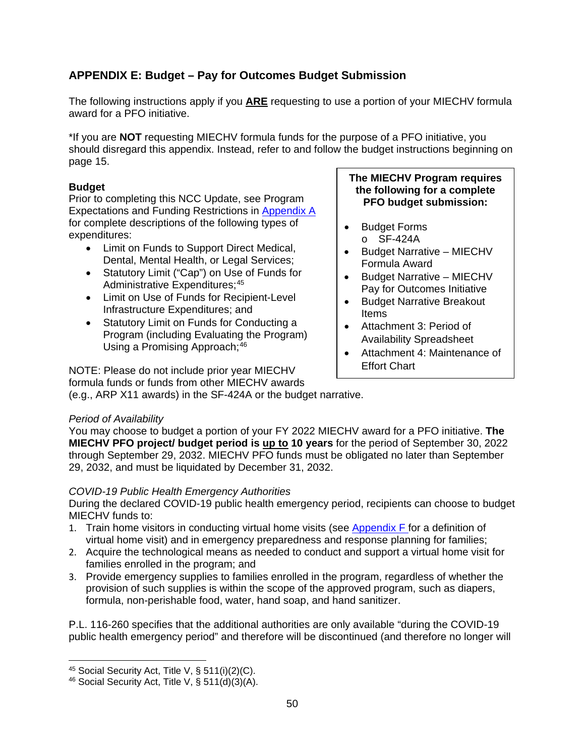## APPENDIX E: Budget – Pay for Outcomes Budget Submission

The following instructions apply if you **ARE** requesting to use a portion of your MIECHV formula award for a PFO initiative.

*If you are **NOT** requesting MIECHV formula funds for the purpose of a PFO initiative, you should disregard this appendix. Instead, refer to and follow the budget instructions beginning on page 15.

**The MIECHV Program requires the following for a complete PFO budget submission:**

- Budget Forms
  - SF-424A
- Budget Narrative – MIECHV Formula Award
- Budget Narrative – MIECHV Pay for Outcomes Initiative
- Budget Narrative Breakout Items
- Attachment 3: Period of Availability Spreadsheet
- Attachment 4: Maintenance of Effort Chart

**Budget**

Prior to completing this NCC Update, see Program Expectations and Funding Restrictions in Appendix A for complete descriptions of the following types of expenditures:

- Limit on Funds to Support Direct Medical, Dental, Mental Health, or Legal Services;
- Statutory Limit ("Cap") on Use of Funds for Administrative Expenditures;[45]
- Limit on Use of Funds for Recipient-Level Infrastructure Expenditures; and
- Statutory Limit on Funds for Conducting a Program (including Evaluating the Program) Using a Promising Approach;[46]

NOTE: Please do not include prior year MIECHV formula funds or funds from other MIECHV awards (e.g., ARP X11 awards) in the SF-424A or the budget narrative.

*Period of Availability*

You may choose to budget a portion of your FY 2022 MIECHV award for a PFO initiative. **The MIECHV PFO project/ budget period is up to 10 years** for the period of September 30, 2022 through September 29, 2032. MIECHV PFO funds must be obligated no later than September 29, 2032, and must be liquidated by December 31, 2032.

*COVID-19 Public Health Emergency Authorities*

During the declared COVID-19 public health emergency period, recipients can choose to budget MIECHV funds to:

1. Train home visitors in conducting virtual home visits (see Appendix F for a definition of virtual home visit) and in emergency preparedness and response planning for families;
2. Acquire the technological means as needed to conduct and support a virtual home visit for families enrolled in the program; and
3. Provide emergency supplies to families enrolled in the program, regardless of whether the provision of such supplies is within the scope of the approved program, such as diapers, formula, non-perishable food, water, hand soap, and hand sanitizer.

P.L. 116-260 specifies that the additional authorities are only available "during the COVID-19 public health emergency period" and therefore will be discontinued (and therefore no longer will

[45] Social Security Act, Title V, § 511(i)(2)(C).

[46] Social Security Act, Title V, § 511(d)(3)(A).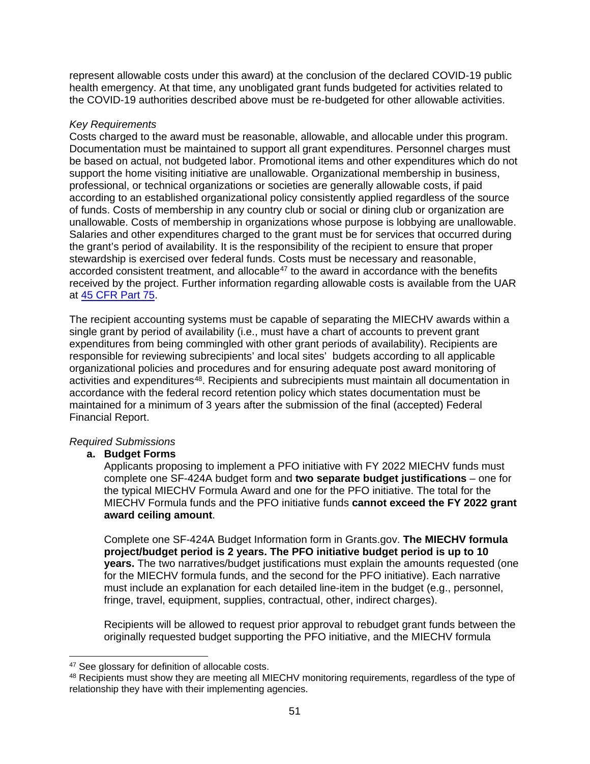represent allowable costs under this award) at the conclusion of the declared COVID-19 public health emergency. At that time, any unobligated grant funds budgeted for activities related to the COVID-19 authorities described above must be re-budgeted for other allowable activities.

*Key Requirements*

Costs charged to the award must be reasonable, allowable, and allocable under this program. Documentation must be maintained to support all grant expenditures. Personnel charges must be based on actual, not budgeted labor. Promotional items and other expenditures which do not support the home visiting initiative are unallowable. Organizational membership in business, professional, or technical organizations or societies are generally allowable costs, if paid according to an established organizational policy consistently applied regardless of the source of funds. Costs of membership in any country club or social or dining club or organization are unallowable. Costs of membership in organizations whose purpose is lobbying are unallowable. Salaries and other expenditures charged to the grant must be for services that occurred during the grant's period of availability. It is the responsibility of the recipient to ensure that proper stewardship is exercised over federal funds. Costs must be necessary and reasonable, accorded consistent treatment, and allocable[47] to the award in accordance with the benefits received by the project. Further information regarding allowable costs is available from the UAR at [45 CFR Part 75](45 CFR Part 75).

The recipient accounting systems must be capable of separating the MIECHV awards within a single grant by period of availability (i.e., must have a chart of accounts to prevent grant expenditures from being commingled with other grant periods of availability). Recipients are responsible for reviewing subrecipients' and local sites' budgets according to all applicable organizational policies and procedures and for ensuring adequate post award monitoring of activities and expenditures[48]. Recipients and subrecipients must maintain all documentation in accordance with the federal record retention policy which states documentation must be maintained for a minimum of 3 years after the submission of the final (accepted) Federal Financial Report.

*Required Submissions*

**a. Budget Forms**

Applicants proposing to implement a PFO initiative with FY 2022 MIECHV funds must complete one SF-424A budget form and **two separate budget justifications** – one for the typical MIECHV Formula Award and one for the PFO initiative. The total for the MIECHV Formula funds and the PFO initiative funds **cannot exceed the FY 2022 grant award ceiling amount**.

Complete one SF-424A Budget Information form in Grants.gov. **The MIECHV formula project/budget period is 2 years. The PFO initiative budget period is up to 10 years.** The two narratives/budget justifications must explain the amounts requested (one for the MIECHV formula funds, and the second for the PFO initiative). Each narrative must include an explanation for each detailed line-item in the budget (e.g., personnel, fringe, travel, equipment, supplies, contractual, other, indirect charges).

Recipients will be allowed to request prior approval to rebudget grant funds between the originally requested budget supporting the PFO initiative, and the MIECHV formula

---

[47] See glossary for definition of allocable costs.

[48] Recipients must show they are meeting all MIECHV monitoring requirements, regardless of the type of relationship they have with their implementing agencies.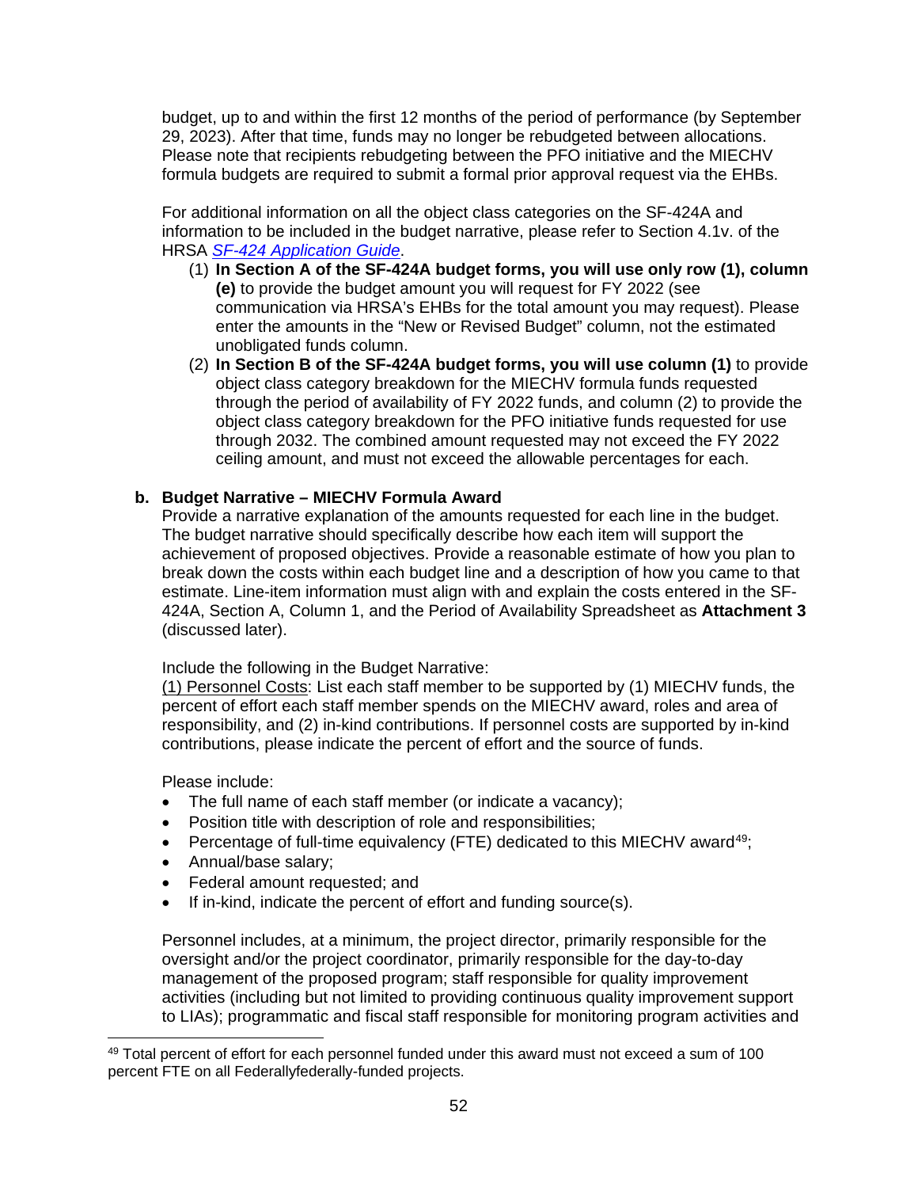budget, up to and within the first 12 months of the period of performance (by September 29, 2023). After that time, funds may no longer be rebudgeted between allocations. Please note that recipients rebudgeting between the PFO initiative and the MIECHV formula budgets are required to submit a formal prior approval request via the EHBs.

For additional information on all the object class categories on the SF-424A and information to be included in the budget narrative, please refer to Section 4.1v. of the HRSA *SF-424 Application Guide*.

(1) **In Section A of the SF-424A budget forms, you will use only row (1), column (e)** to provide the budget amount you will request for FY 2022 (see communication via HRSA's EHBs for the total amount you may request). Please enter the amounts in the "New or Revised Budget" column, not the estimated unobligated funds column.

(2) **In Section B of the SF-424A budget forms, you will use column (1)** to provide object class category breakdown for the MIECHV formula funds requested through the period of availability of FY 2022 funds, and column (2) to provide the object class category breakdown for the PFO initiative funds requested for use through 2032. The combined amount requested may not exceed the FY 2022 ceiling amount, and must not exceed the allowable percentages for each.

**b. Budget Narrative – MIECHV Formula Award**

Provide a narrative explanation of the amounts requested for each line in the budget. The budget narrative should specifically describe how each item will support the achievement of proposed objectives. Provide a reasonable estimate of how you plan to break down the costs within each budget line and a description of how you came to that estimate. Line-item information must align with and explain the costs entered in the SF-424A, Section A, Column 1, and the Period of Availability Spreadsheet as **Attachment 3** (discussed later).

Include the following in the Budget Narrative:

(1) Personnel Costs: List each staff member to be supported by (1) MIECHV funds, the percent of effort each staff member spends on the MIECHV award, roles and area of responsibility, and (2) in-kind contributions. If personnel costs are supported by in-kind contributions, please indicate the percent of effort and the source of funds.

Please include:

- The full name of each staff member (or indicate a vacancy);
- Position title with description of role and responsibilities;
- Percentage of full-time equivalency (FTE) dedicated to this MIECHV award[49];
- Annual/base salary;
- Federal amount requested; and
- If in-kind, indicate the percent of effort and funding source(s).

Personnel includes, at a minimum, the project director, primarily responsible for the oversight and/or the project coordinator, primarily responsible for the day-to-day management of the proposed program; staff responsible for quality improvement activities (including but not limited to providing continuous quality improvement support to LIAs); programmatic and fiscal staff responsible for monitoring program activities and

[49] Total percent of effort for each personnel funded under this award must not exceed a sum of 100 percent FTE on all Federallyfederally-funded projects.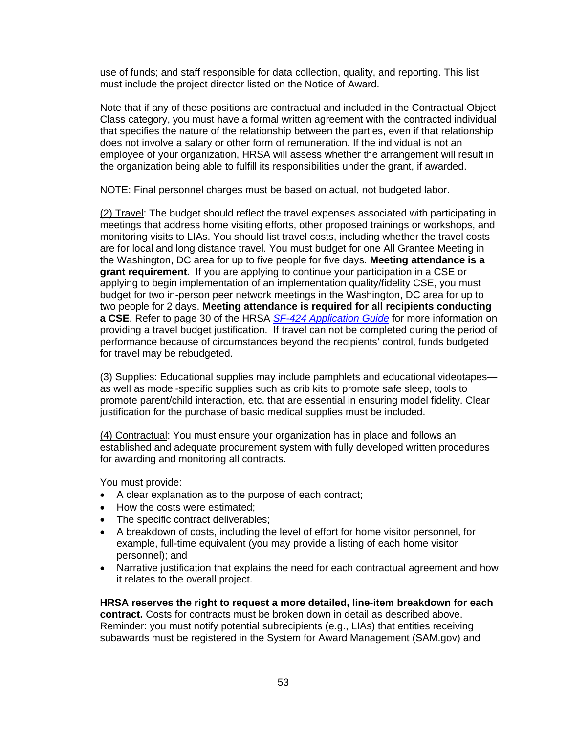use of funds; and staff responsible for data collection, quality, and reporting. This list must include the project director listed on the Notice of Award.

Note that if any of these positions are contractual and included in the Contractual Object Class category, you must have a formal written agreement with the contracted individual that specifies the nature of the relationship between the parties, even if that relationship does not involve a salary or other form of remuneration. If the individual is not an employee of your organization, HRSA will assess whether the arrangement will result in the organization being able to fulfill its responsibilities under the grant, if awarded.

NOTE: Final personnel charges must be based on actual, not budgeted labor.

(2) Travel: The budget should reflect the travel expenses associated with participating in meetings that address home visiting efforts, other proposed trainings or workshops, and monitoring visits to LIAs. You should list travel costs, including whether the travel costs are for local and long distance travel. You must budget for one All Grantee Meeting in the Washington, DC area for up to five people for five days. **Meeting attendance is a grant requirement.** If you are applying to continue your participation in a CSE or applying to begin implementation of an implementation quality/fidelity CSE, you must budget for two in-person peer network meetings in the Washington, DC area for up to two people for 2 days. **Meeting attendance is required for all recipients conducting a CSE**. Refer to page 30 of the HRSA *SF-424 Application Guide* for more information on providing a travel budget justification. If travel can not be completed during the period of performance because of circumstances beyond the recipients' control, funds budgeted for travel may be rebudgeted.

(3) Supplies: Educational supplies may include pamphlets and educational videotapes—as well as model-specific supplies such as crib kits to promote safe sleep, tools to promote parent/child interaction, etc. that are essential in ensuring model fidelity. Clear justification for the purchase of basic medical supplies must be included.

(4) Contractual: You must ensure your organization has in place and follows an established and adequate procurement system with fully developed written procedures for awarding and monitoring all contracts.

You must provide:

- A clear explanation as to the purpose of each contract;
- How the costs were estimated;
- The specific contract deliverables;
- A breakdown of costs, including the level of effort for home visitor personnel, for example, full-time equivalent (you may provide a listing of each home visitor personnel); and
- Narrative justification that explains the need for each contractual agreement and how it relates to the overall project.

**HRSA reserves the right to request a more detailed, line-item breakdown for each contract.** Costs for contracts must be broken down in detail as described above. Reminder: you must notify potential subrecipients (e.g., LIAs) that entities receiving subawards must be registered in the System for Award Management (SAM.gov) and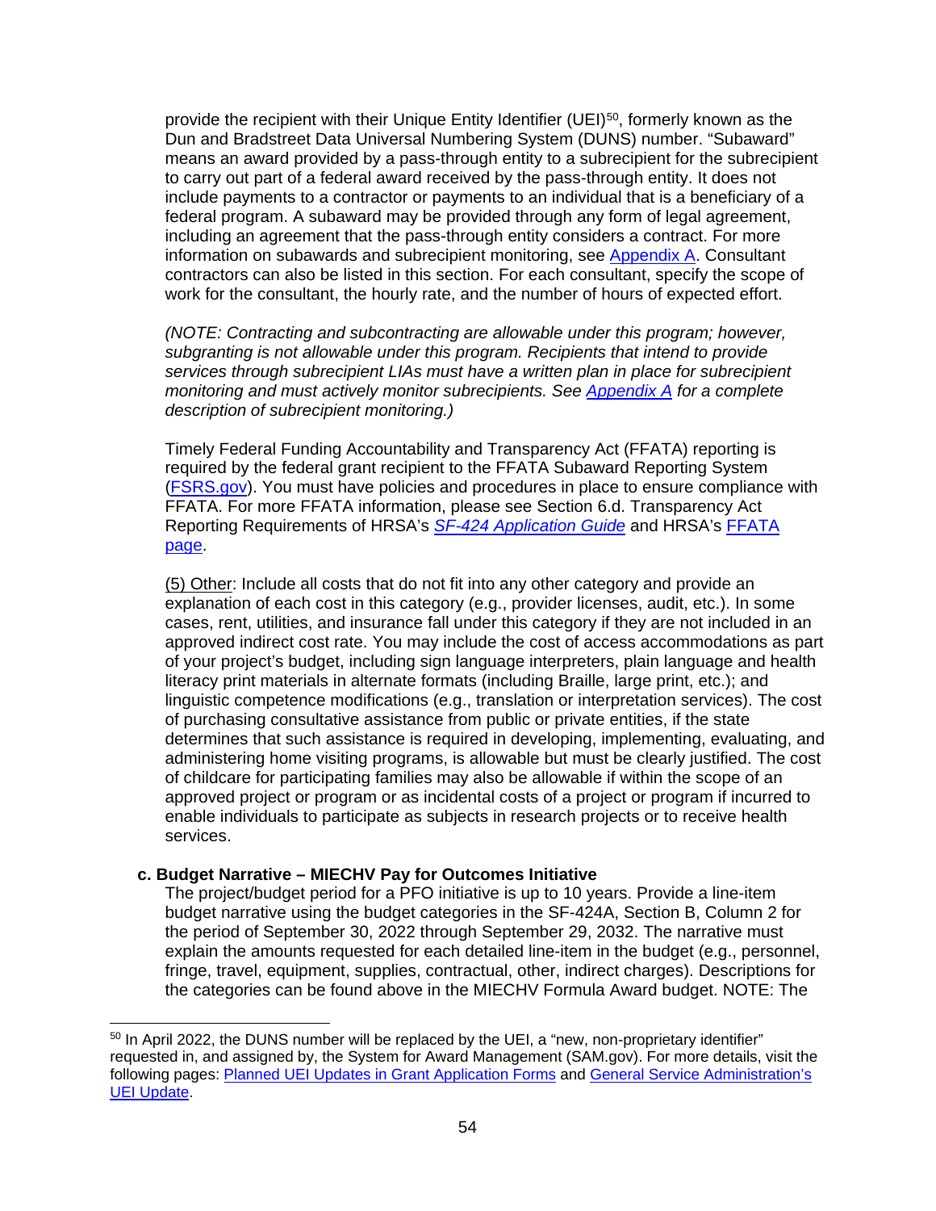provide the recipient with their Unique Entity Identifier (UEI)[50], formerly known as the Dun and Bradstreet Data Universal Numbering System (DUNS) number. "Subaward" means an award provided by a pass-through entity to a subrecipient for the subrecipient to carry out part of a federal award received by the pass-through entity. It does not include payments to a contractor or payments to an individual that is a beneficiary of a federal program. A subaward may be provided through any form of legal agreement, including an agreement that the pass-through entity considers a contract. For more information on subawards and subrecipient monitoring, see [Appendix A](). Consultant contractors can also be listed in this section. For each consultant, specify the scope of work for the consultant, the hourly rate, and the number of hours of expected effort.

*(NOTE: Contracting and subcontracting are allowable under this program; however, subgranting is not allowable under this program. Recipients that intend to provide services through subrecipient LIAs must have a written plan in place for subrecipient monitoring and must actively monitor subrecipients. See [Appendix A]() for a complete description of subrecipient monitoring.)*

Timely Federal Funding Accountability and Transparency Act (FFATA) reporting is required by the federal grant recipient to the FFATA Subaward Reporting System ([FSRS.gov]()). You must have policies and procedures in place to ensure compliance with FFATA. For more FFATA information, please see Section 6.d. Transparency Act Reporting Requirements of HRSA's [*SF-424 Application Guide*]() and HRSA's [FFATA page]().

(5) Other: Include all costs that do not fit into any other category and provide an explanation of each cost in this category (e.g., provider licenses, audit, etc.). In some cases, rent, utilities, and insurance fall under this category if they are not included in an approved indirect cost rate. You may include the cost of access accommodations as part of your project's budget, including sign language interpreters, plain language and health literacy print materials in alternate formats (including Braille, large print, etc.); and linguistic competence modifications (e.g., translation or interpretation services). The cost of purchasing consultative assistance from public or private entities, if the state determines that such assistance is required in developing, implementing, evaluating, and administering home visiting programs, is allowable but must be clearly justified. The cost of childcare for participating families may also be allowable if within the scope of an approved project or program or as incidental costs of a project or program if incurred to enable individuals to participate as subjects in research projects or to receive health services.

**c. Budget Narrative – MIECHV Pay for Outcomes Initiative**

The project/budget period for a PFO initiative is up to 10 years. Provide a line-item budget narrative using the budget categories in the SF-424A, Section B, Column 2 for the period of September 30, 2022 through September 29, 2032. The narrative must explain the amounts requested for each detailed line-item in the budget (e.g., personnel, fringe, travel, equipment, supplies, contractual, other, indirect charges). Descriptions for the categories can be found above in the MIECHV Formula Award budget. NOTE: The

---

[50] In April 2022, the DUNS number will be replaced by the UEI, a "new, non-proprietary identifier" requested in, and assigned by, the System for Award Management (SAM.gov). For more details, visit the following pages: [Planned UEI Updates in Grant Application Forms]() and [General Service Administration's UEI Update]().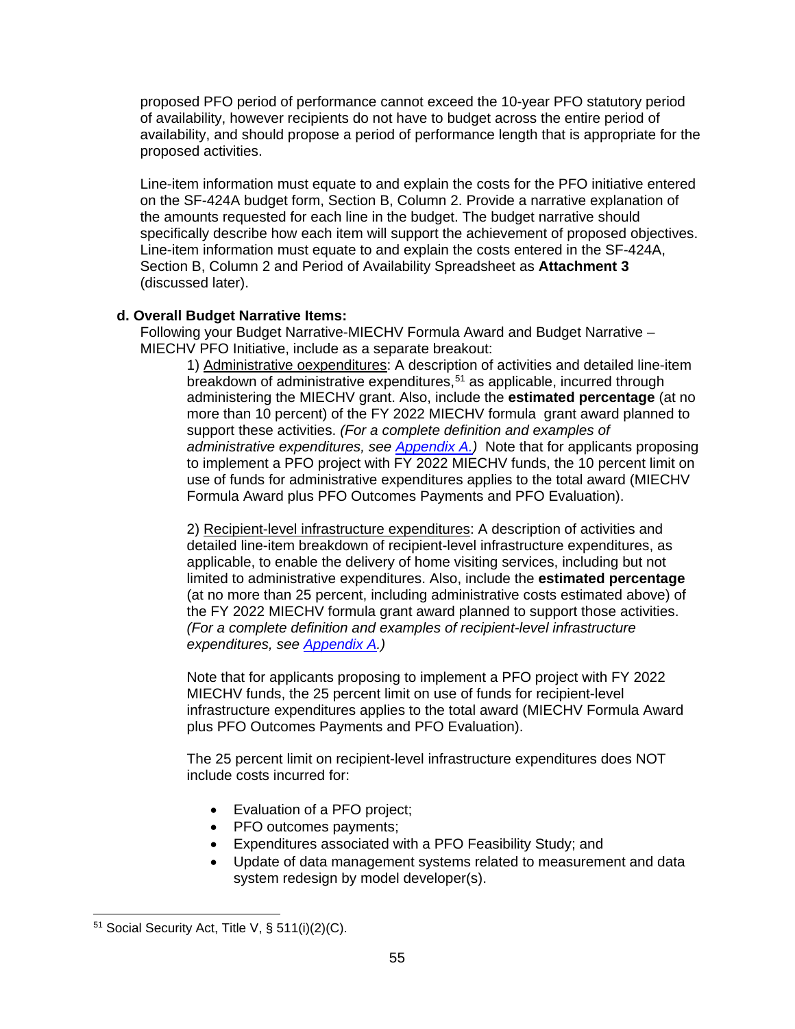proposed PFO period of performance cannot exceed the 10-year PFO statutory period of availability, however recipients do not have to budget across the entire period of availability, and should propose a period of performance length that is appropriate for the proposed activities.

Line-item information must equate to and explain the costs for the PFO initiative entered on the SF-424A budget form, Section B, Column 2. Provide a narrative explanation of the amounts requested for each line in the budget. The budget narrative should specifically describe how each item will support the achievement of proposed objectives. Line-item information must equate to and explain the costs entered in the SF-424A, Section B, Column 2 and Period of Availability Spreadsheet as **Attachment 3** (discussed later).

**d. Overall Budget Narrative Items:**

Following your Budget Narrative-MIECHV Formula Award and Budget Narrative – MIECHV PFO Initiative, include as a separate breakout:

1) Administrative oexpenditures: A description of activities and detailed line-item breakdown of administrative expenditures,[51] as applicable, incurred through administering the MIECHV grant. Also, include the **estimated percentage** (at no more than 10 percent) of the FY 2022 MIECHV formula grant award planned to support these activities. *(For a complete definition and examples of administrative expenditures, see [Appendix A.](#))* Note that for applicants proposing to implement a PFO project with FY 2022 MIECHV funds, the 10 percent limit on use of funds for administrative expenditures applies to the total award (MIECHV Formula Award plus PFO Outcomes Payments and PFO Evaluation).

2) Recipient-level infrastructure expenditures: A description of activities and detailed line-item breakdown of recipient-level infrastructure expenditures, as applicable, to enable the delivery of home visiting services, including but not limited to administrative expenditures. Also, include the **estimated percentage** (at no more than 25 percent, including administrative costs estimated above) of the FY 2022 MIECHV formula grant award planned to support those activities. *(For a complete definition and examples of recipient-level infrastructure expenditures, see [Appendix A](#).)*

Note that for applicants proposing to implement a PFO project with FY 2022 MIECHV funds, the 25 percent limit on use of funds for recipient-level infrastructure expenditures applies to the total award (MIECHV Formula Award plus PFO Outcomes Payments and PFO Evaluation).

The 25 percent limit on recipient-level infrastructure expenditures does NOT include costs incurred for:

- Evaluation of a PFO project;
- PFO outcomes payments;
- Expenditures associated with a PFO Feasibility Study; and
- Update of data management systems related to measurement and data system redesign by model developer(s).

[51] Social Security Act, Title V, § 511(i)(2)(C).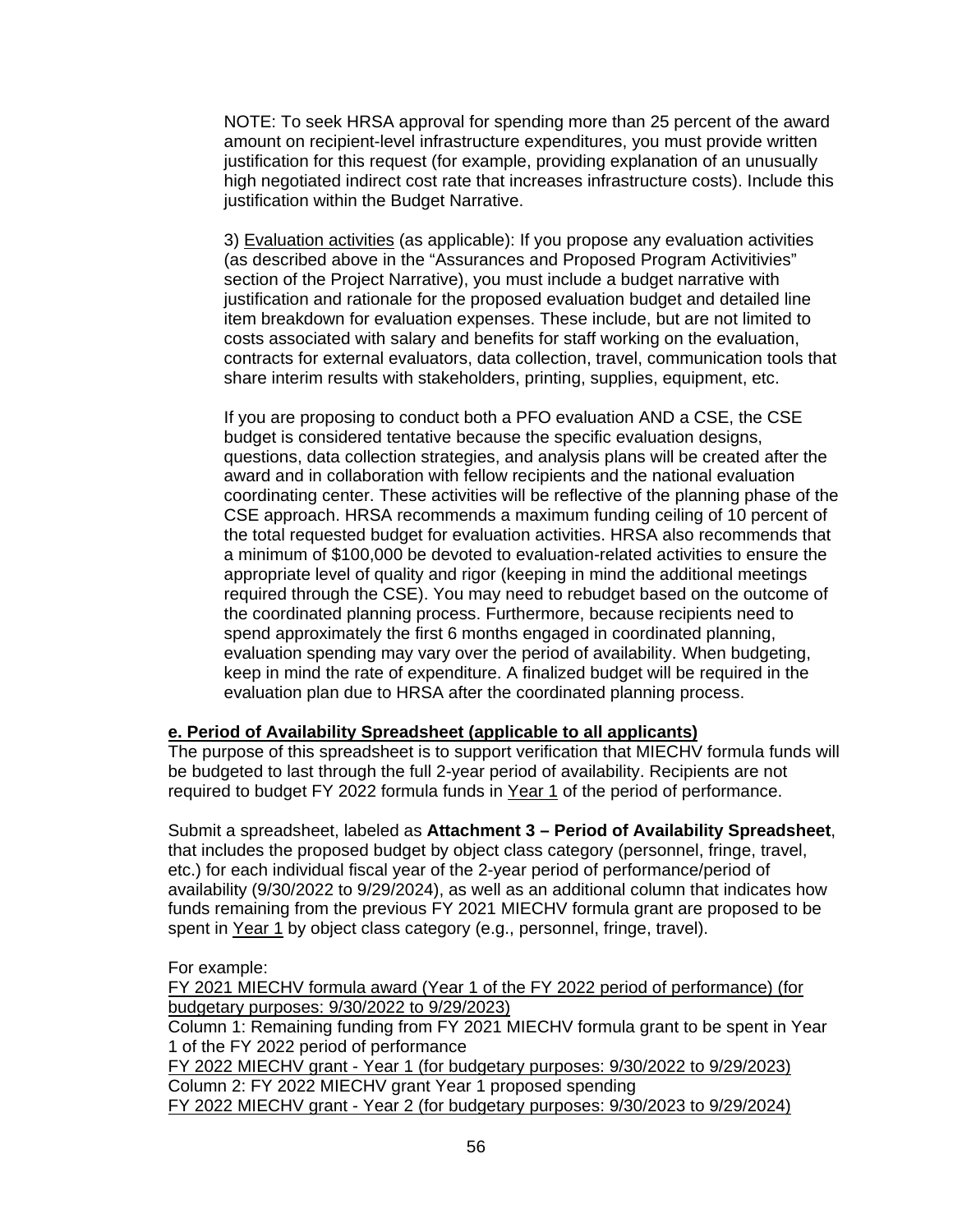NOTE: To seek HRSA approval for spending more than 25 percent of the award amount on recipient-level infrastructure expenditures, you must provide written justification for this request (for example, providing explanation of an unusually high negotiated indirect cost rate that increases infrastructure costs). Include this justification within the Budget Narrative.

3) <u>Evaluation activities</u> (as applicable): If you propose any evaluation activities (as described above in the "Assurances and Proposed Program Activitivies" section of the Project Narrative), you must include a budget narrative with justification and rationale for the proposed evaluation budget and detailed line item breakdown for evaluation expenses. These include, but are not limited to costs associated with salary and benefits for staff working on the evaluation, contracts for external evaluators, data collection, travel, communication tools that share interim results with stakeholders, printing, supplies, equipment, etc.

If you are proposing to conduct both a PFO evaluation AND a CSE, the CSE budget is considered tentative because the specific evaluation designs, questions, data collection strategies, and analysis plans will be created after the award and in collaboration with fellow recipients and the national evaluation coordinating center. These activities will be reflective of the planning phase of the CSE approach. HRSA recommends a maximum funding ceiling of 10 percent of the total requested budget for evaluation activities. HRSA also recommends that a minimum of $100,000 be devoted to evaluation-related activities to ensure the appropriate level of quality and rigor (keeping in mind the additional meetings required through the CSE). You may need to rebudget based on the outcome of the coordinated planning process. Furthermore, because recipients need to spend approximately the first 6 months engaged in coordinated planning, evaluation spending may vary over the period of availability. When budgeting, keep in mind the rate of expenditure. A finalized budget will be required in the evaluation plan due to HRSA after the coordinated planning process.

**e. Period of Availability Spreadsheet (applicable to all applicants)**

The purpose of this spreadsheet is to support verification that MIECHV formula funds will be budgeted to last through the full 2-year period of availability. Recipients are not required to budget FY 2022 formula funds in <u>Year 1</u> of the period of performance.

Submit a spreadsheet, labeled as **Attachment 3 – Period of Availability Spreadsheet**, that includes the proposed budget by object class category (personnel, fringe, travel, etc.) for each individual fiscal year of the 2-year period of performance/period of availability (9/30/2022 to 9/29/2024), as well as an additional column that indicates how funds remaining from the previous FY 2021 MIECHV formula grant are proposed to be spent in <u>Year 1</u> by object class category (e.g., personnel, fringe, travel).

For example:

<u>FY 2021 MIECHV formula award (Year 1 of the FY 2022 period of performance) (for budgetary purposes: 9/30/2022 to 9/29/2023)</u>

Column 1: Remaining funding from FY 2021 MIECHV formula grant to be spent in Year 1 of the FY 2022 period of performance

<u>FY 2022 MIECHV grant - Year 1 (for budgetary purposes: 9/30/2022 to 9/29/2023)</u>

Column 2: FY 2022 MIECHV grant Year 1 proposed spending

<u>FY 2022 MIECHV grant - Year 2 (for budgetary purposes: 9/30/2023 to 9/29/2024)</u>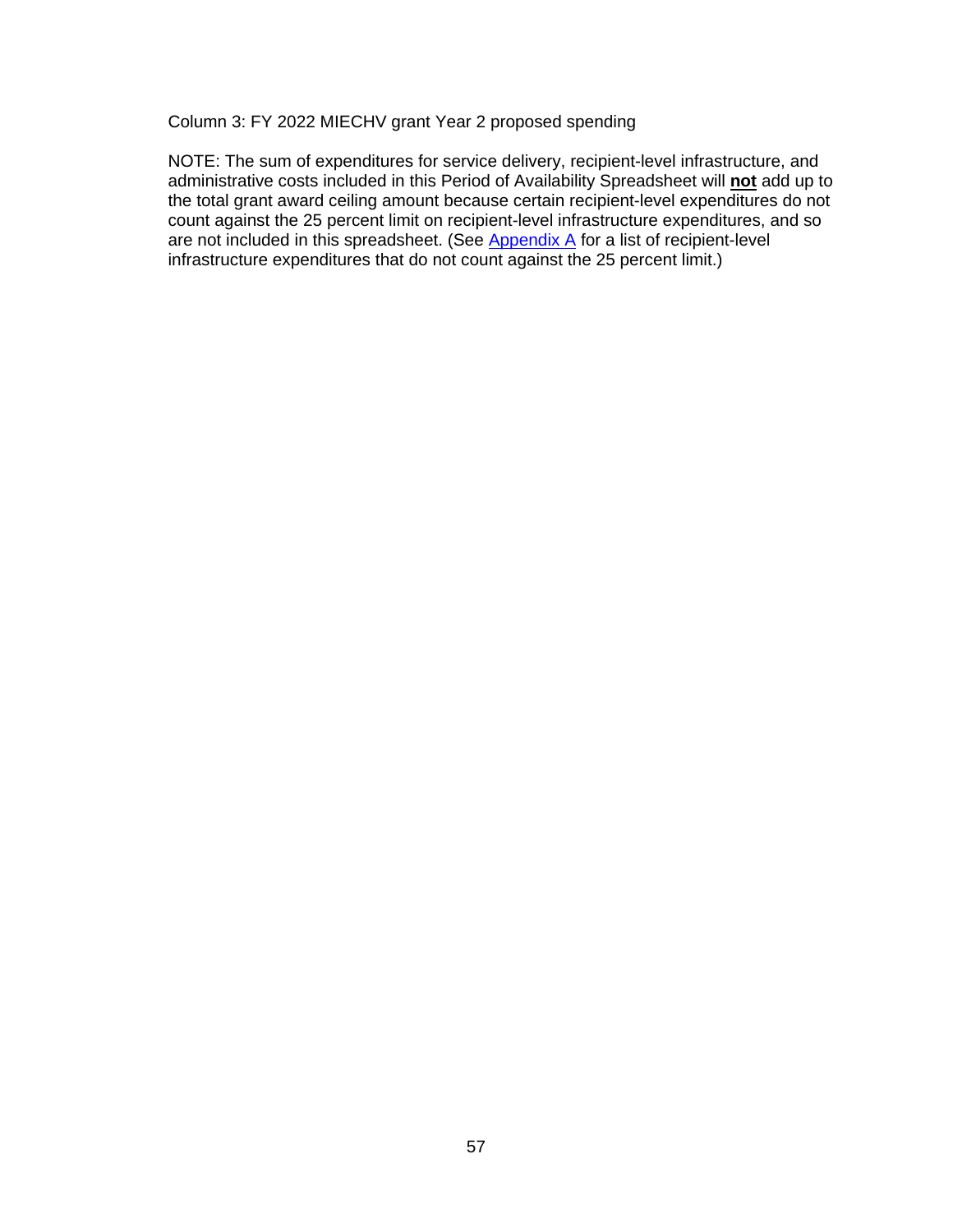Column 3: FY 2022 MIECHV grant Year 2 proposed spending

NOTE: The sum of expenditures for service delivery, recipient-level infrastructure, and administrative costs included in this Period of Availability Spreadsheet will **not** add up to the total grant award ceiling amount because certain recipient-level expenditures do not count against the 25 percent limit on recipient-level infrastructure expenditures, and so are not included in this spreadsheet. (See Appendix A for a list of recipient-level infrastructure expenditures that do not count against the 25 percent limit.)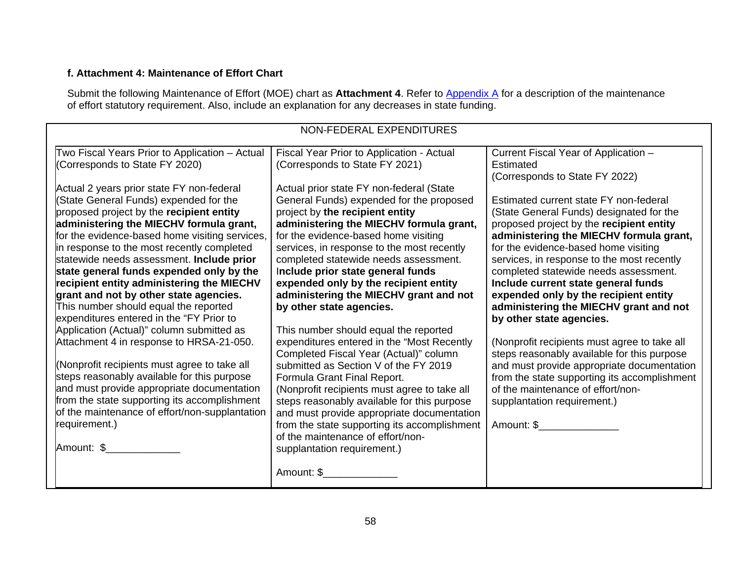**f. Attachment 4: Maintenance of Effort Chart**

Submit the following Maintenance of Effort (MOE) chart as **Attachment 4**. Refer to Appendix A for a description of the maintenance of effort statutory requirement. Also, include an explanation for any decreases in state funding.

| NON-FEDERAL EXPENDITURES | | |
|---|---|---|
| Two Fiscal Years Prior to Application – Actual (Corresponds to State FY 2020)<br><br>Actual 2 years prior state FY non-federal (State General Funds) expended for the proposed project by the **recipient entity administering the MIECHV formula grant,** for the evidence-based home visiting services, in response to the most recently completed statewide needs assessment. **Include prior state general funds expended only by the recipient entity administering the MIECHV grant and not by other state agencies.** This number should equal the reported expenditures entered in the "FY Prior to Application (Actual)" column submitted as Attachment 4 in response to HRSA-21-050.<br><br>(Nonprofit recipients must agree to take all steps reasonably available for this purpose and must provide appropriate documentation from the state supporting its accomplishment of the maintenance of effort/non-supplantation requirement.)<br><br>Amount: $_____________ | Fiscal Year Prior to Application - Actual (Corresponds to State FY 2021)<br><br>Actual prior state FY non-federal (State General Funds) expended for the proposed project by **the recipient entity administering the MIECHV formula grant,** for the evidence-based home visiting services, in response to the most recently completed statewide needs assessment. **Include prior state general funds expended only by the recipient entity administering the MIECHV grant and not by other state agencies.**<br><br>This number should equal the reported expenditures entered in the "Most Recently Completed Fiscal Year (Actual)" column submitted as Section V of the FY 2019 Formula Grant Final Report. (Nonprofit recipients must agree to take all steps reasonably available for this purpose and must provide appropriate documentation from the state supporting its accomplishment of the maintenance of effort/non-supplantation requirement.)<br><br>Amount: $_____________ | Current Fiscal Year of Application – Estimated (Corresponds to State FY 2022)<br><br>Estimated current state FY non-federal (State General Funds) designated for the proposed project by the **recipient entity administering the MIECHV formula grant,** for the evidence-based home visiting services, in response to the most recently completed statewide needs assessment. **Include current state general funds expended only by the recipient entity administering the MIECHV grant and not by other state agencies.**<br><br>(Nonprofit recipients must agree to take all steps reasonably available for this purpose and must provide appropriate documentation from the state supporting its accomplishment of the maintenance of effort/non-supplantation requirement.)<br><br>Amount: $_____________ |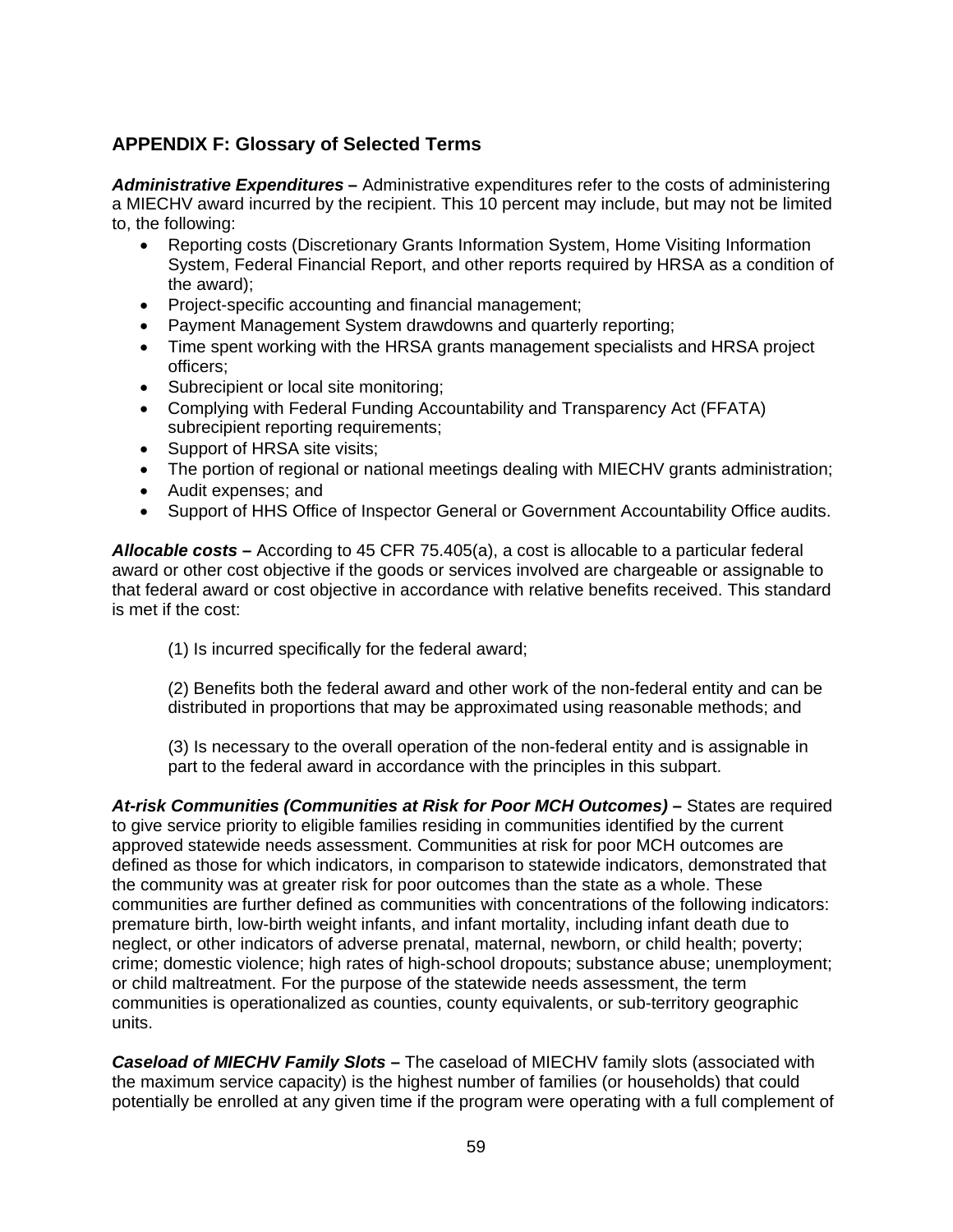## APPENDIX F: Glossary of Selected Terms

***Administrative Expenditures*** **–** Administrative expenditures refer to the costs of administering a MIECHV award incurred by the recipient. This 10 percent may include, but may not be limited to, the following:

- Reporting costs (Discretionary Grants Information System, Home Visiting Information System, Federal Financial Report, and other reports required by HRSA as a condition of the award);
- Project-specific accounting and financial management;
- Payment Management System drawdowns and quarterly reporting;
- Time spent working with the HRSA grants management specialists and HRSA project officers;
- Subrecipient or local site monitoring;
- Complying with Federal Funding Accountability and Transparency Act (FFATA) subrecipient reporting requirements;
- Support of HRSA site visits;
- The portion of regional or national meetings dealing with MIECHV grants administration;
- Audit expenses; and
- Support of HHS Office of Inspector General or Government Accountability Office audits.

***Allocable costs*** **–** According to 45 CFR 75.405(a), a cost is allocable to a particular federal award or other cost objective if the goods or services involved are chargeable or assignable to that federal award or cost objective in accordance with relative benefits received. This standard is met if the cost:

(1) Is incurred specifically for the federal award;

(2) Benefits both the federal award and other work of the non-federal entity and can be distributed in proportions that may be approximated using reasonable methods; and

(3) Is necessary to the overall operation of the non-federal entity and is assignable in part to the federal award in accordance with the principles in this subpart.

***At-risk Communities (Communities at Risk for Poor MCH Outcomes)*** **–** States are required to give service priority to eligible families residing in communities identified by the current approved statewide needs assessment. Communities at risk for poor MCH outcomes are defined as those for which indicators, in comparison to statewide indicators, demonstrated that the community was at greater risk for poor outcomes than the state as a whole. These communities are further defined as communities with concentrations of the following indicators: premature birth, low-birth weight infants, and infant mortality, including infant death due to neglect, or other indicators of adverse prenatal, maternal, newborn, or child health; poverty; crime; domestic violence; high rates of high-school dropouts; substance abuse; unemployment; or child maltreatment. For the purpose of the statewide needs assessment, the term communities is operationalized as counties, county equivalents, or sub-territory geographic units.

***Caseload of MIECHV Family Slots*** **–** The caseload of MIECHV family slots (associated with the maximum service capacity) is the highest number of families (or households) that could potentially be enrolled at any given time if the program were operating with a full complement of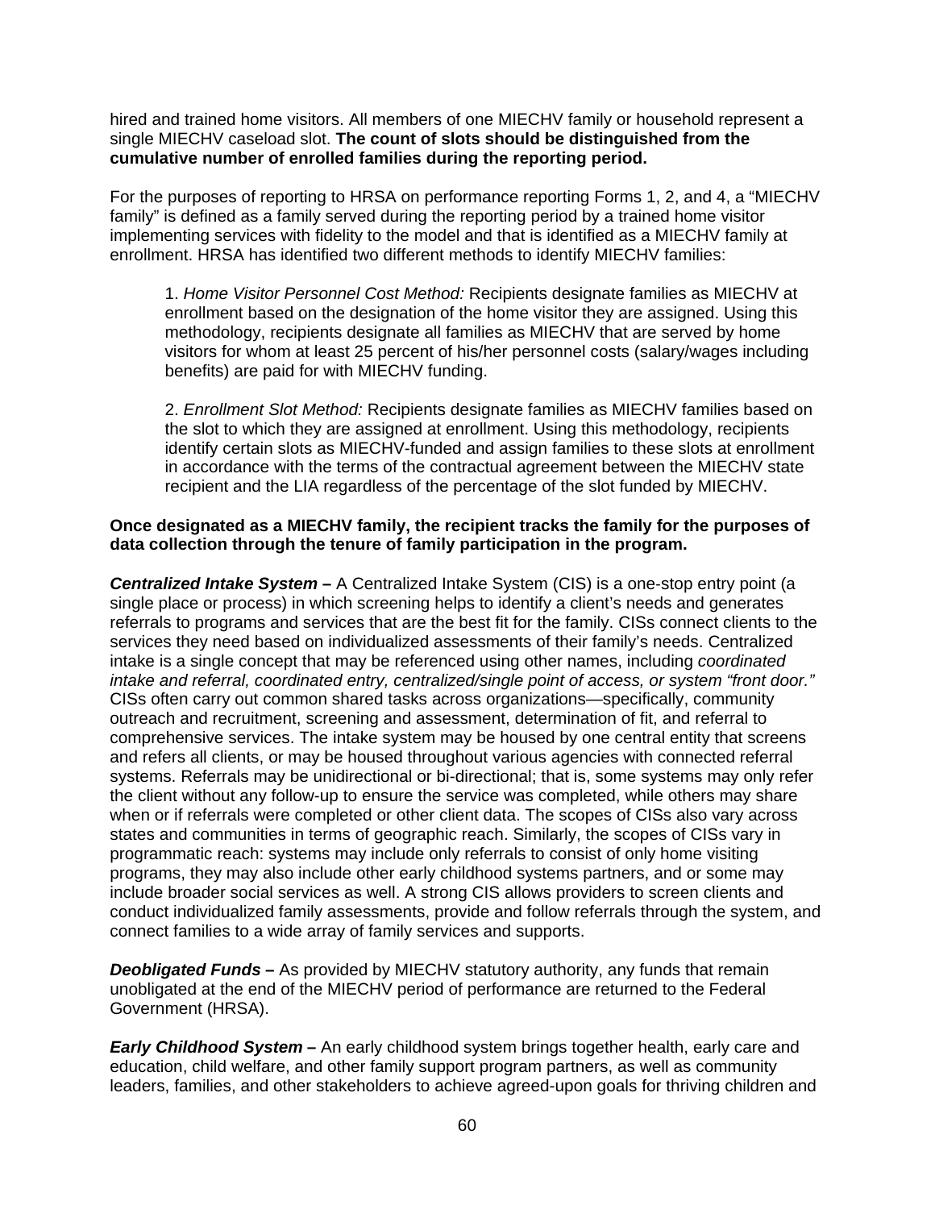hired and trained home visitors. All members of one MIECHV family or household represent a single MIECHV caseload slot. **The count of slots should be distinguished from the cumulative number of enrolled families during the reporting period.**

For the purposes of reporting to HRSA on performance reporting Forms 1, 2, and 4, a "MIECHV family" is defined as a family served during the reporting period by a trained home visitor implementing services with fidelity to the model and that is identified as a MIECHV family at enrollment. HRSA has identified two different methods to identify MIECHV families:

> 1. *Home Visitor Personnel Cost Method:* Recipients designate families as MIECHV at enrollment based on the designation of the home visitor they are assigned. Using this methodology, recipients designate all families as MIECHV that are served by home visitors for whom at least 25 percent of his/her personnel costs (salary/wages including benefits) are paid for with MIECHV funding.
>
> 2. *Enrollment Slot Method:* Recipients designate families as MIECHV families based on the slot to which they are assigned at enrollment. Using this methodology, recipients identify certain slots as MIECHV-funded and assign families to these slots at enrollment in accordance with the terms of the contractual agreement between the MIECHV state recipient and the LIA regardless of the percentage of the slot funded by MIECHV.

**Once designated as a MIECHV family, the recipient tracks the family for the purposes of data collection through the tenure of family participation in the program.**

***Centralized Intake System* –** A Centralized Intake System (CIS) is a one-stop entry point (a single place or process) in which screening helps to identify a client's needs and generates referrals to programs and services that are the best fit for the family. CISs connect clients to the services they need based on individualized assessments of their family's needs. Centralized intake is a single concept that may be referenced using other names, including *coordinated intake and referral, coordinated entry, centralized/single point of access, or system "front door."* CISs often carry out common shared tasks across organizations—specifically, community outreach and recruitment, screening and assessment, determination of fit, and referral to comprehensive services. The intake system may be housed by one central entity that screens and refers all clients, or may be housed throughout various agencies with connected referral systems. Referrals may be unidirectional or bi-directional; that is, some systems may only refer the client without any follow-up to ensure the service was completed, while others may share when or if referrals were completed or other client data. The scopes of CISs also vary across states and communities in terms of geographic reach. Similarly, the scopes of CISs vary in programmatic reach: systems may include only referrals to consist of only home visiting programs, they may also include other early childhood systems partners, and or some may include broader social services as well. A strong CIS allows providers to screen clients and conduct individualized family assessments, provide and follow referrals through the system, and connect families to a wide array of family services and supports.

***Deobligated Funds* –** As provided by MIECHV statutory authority, any funds that remain unobligated at the end of the MIECHV period of performance are returned to the Federal Government (HRSA).

***Early Childhood System* –** An early childhood system brings together health, early care and education, child welfare, and other family support program partners, as well as community leaders, families, and other stakeholders to achieve agreed-upon goals for thriving children and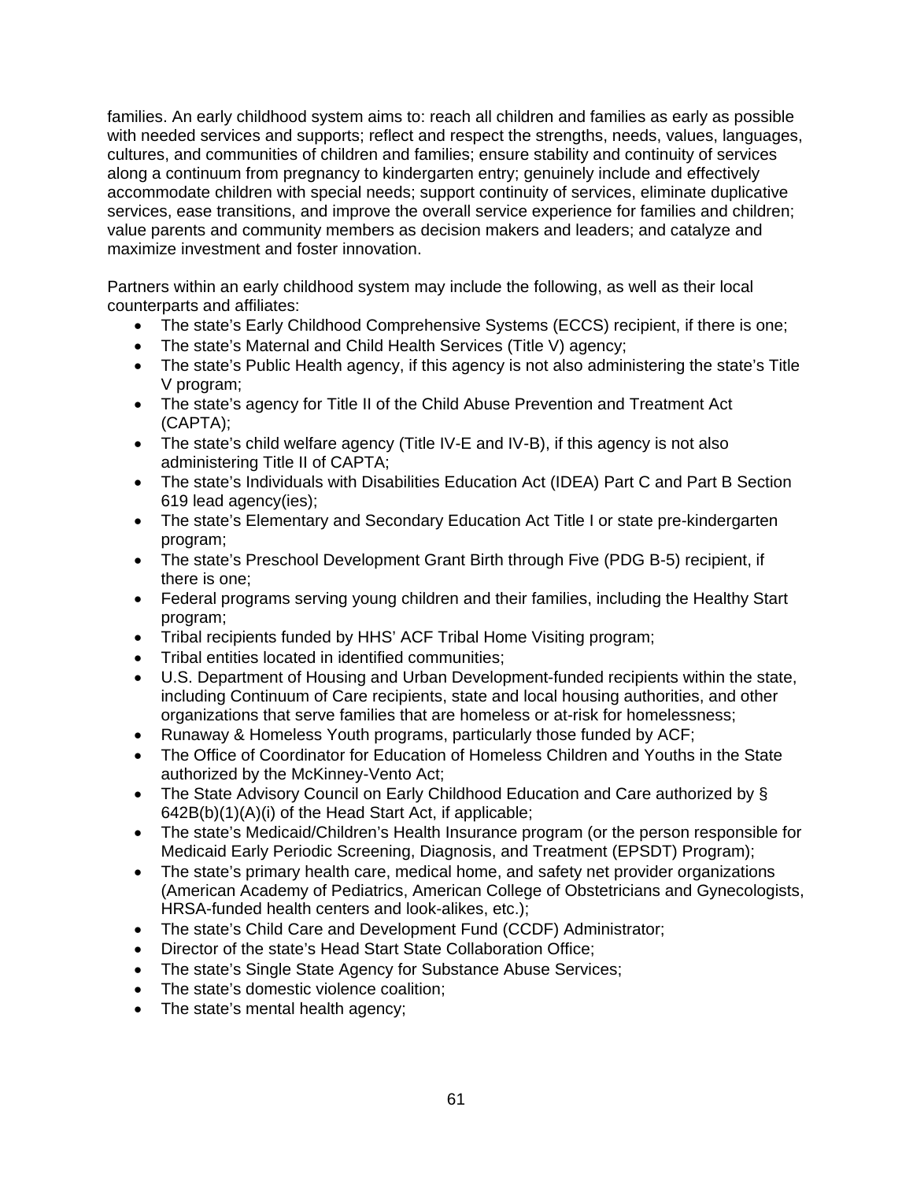families. An early childhood system aims to: reach all children and families as early as possible with needed services and supports; reflect and respect the strengths, needs, values, languages, cultures, and communities of children and families; ensure stability and continuity of services along a continuum from pregnancy to kindergarten entry; genuinely include and effectively accommodate children with special needs; support continuity of services, eliminate duplicative services, ease transitions, and improve the overall service experience for families and children; value parents and community members as decision makers and leaders; and catalyze and maximize investment and foster innovation.

Partners within an early childhood system may include the following, as well as their local counterparts and affiliates:

- The state's Early Childhood Comprehensive Systems (ECCS) recipient, if there is one;
- The state's Maternal and Child Health Services (Title V) agency;
- The state's Public Health agency, if this agency is not also administering the state's Title V program;
- The state's agency for Title II of the Child Abuse Prevention and Treatment Act (CAPTA);
- The state's child welfare agency (Title IV-E and IV-B), if this agency is not also administering Title II of CAPTA;
- The state's Individuals with Disabilities Education Act (IDEA) Part C and Part B Section 619 lead agency(ies);
- The state's Elementary and Secondary Education Act Title I or state pre-kindergarten program;
- The state's Preschool Development Grant Birth through Five (PDG B-5) recipient, if there is one;
- Federal programs serving young children and their families, including the Healthy Start program;
- Tribal recipients funded by HHS' ACF Tribal Home Visiting program;
- Tribal entities located in identified communities;
- U.S. Department of Housing and Urban Development-funded recipients within the state, including Continuum of Care recipients, state and local housing authorities, and other organizations that serve families that are homeless or at-risk for homelessness;
- Runaway & Homeless Youth programs, particularly those funded by ACF;
- The Office of Coordinator for Education of Homeless Children and Youths in the State authorized by the McKinney-Vento Act;
- The State Advisory Council on Early Childhood Education and Care authorized by § 642B(b)(1)(A)(i) of the Head Start Act, if applicable;
- The state's Medicaid/Children's Health Insurance program (or the person responsible for Medicaid Early Periodic Screening, Diagnosis, and Treatment (EPSDT) Program);
- The state's primary health care, medical home, and safety net provider organizations (American Academy of Pediatrics, American College of Obstetricians and Gynecologists, HRSA-funded health centers and look-alikes, etc.);
- The state's Child Care and Development Fund (CCDF) Administrator;
- Director of the state's Head Start State Collaboration Office;
- The state's Single State Agency for Substance Abuse Services;
- The state's domestic violence coalition;
- The state's mental health agency;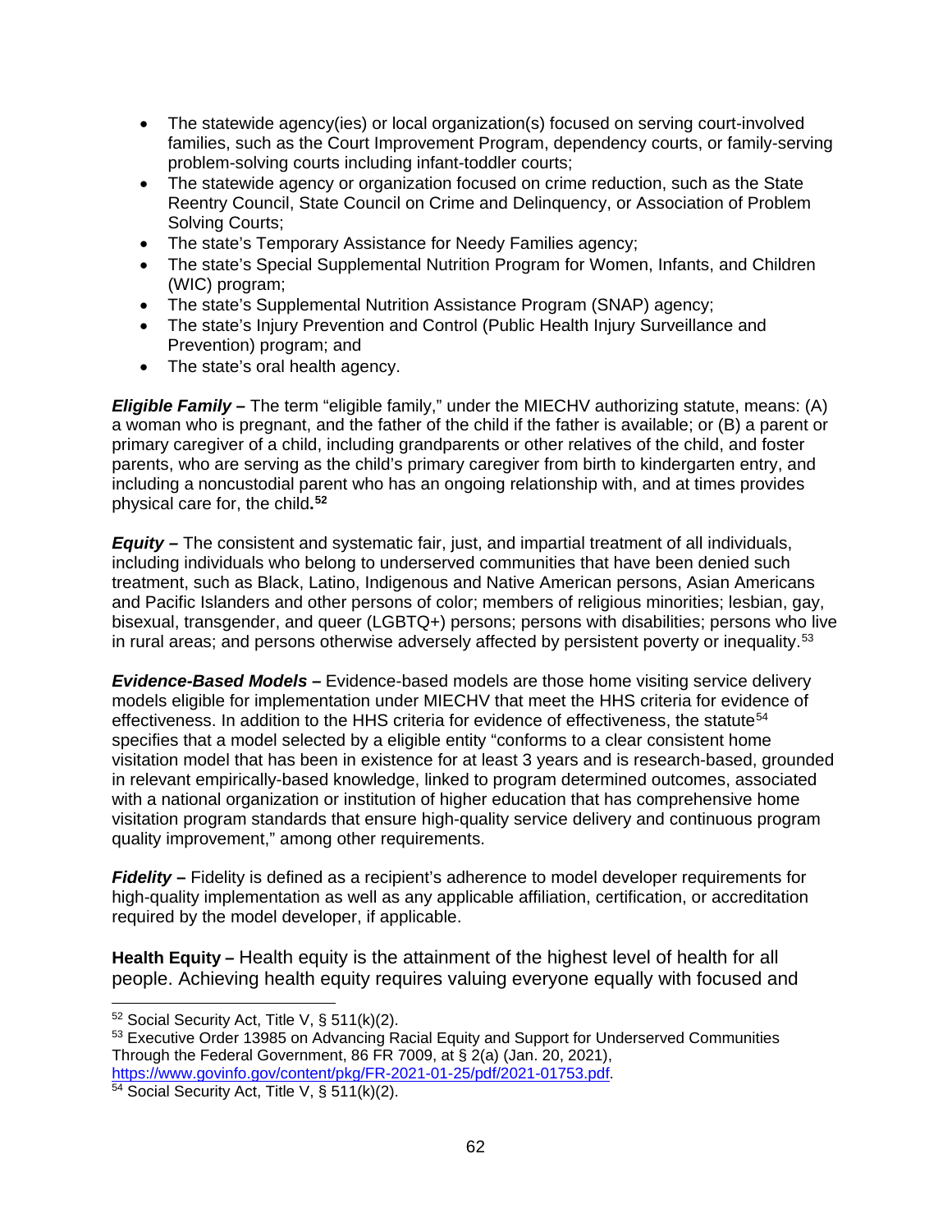- The statewide agency(ies) or local organization(s) focused on serving court-involved families, such as the Court Improvement Program, dependency courts, or family-serving problem-solving courts including infant-toddler courts;
- The statewide agency or organization focused on crime reduction, such as the State Reentry Council, State Council on Crime and Delinquency, or Association of Problem Solving Courts;
- The state's Temporary Assistance for Needy Families agency;
- The state's Special Supplemental Nutrition Program for Women, Infants, and Children (WIC) program;
- The state's Supplemental Nutrition Assistance Program (SNAP) agency;
- The state's Injury Prevention and Control (Public Health Injury Surveillance and Prevention) program; and
- The state's oral health agency.

***Eligible Family* –** The term "eligible family," under the MIECHV authorizing statute, means: (A) a woman who is pregnant, and the father of the child if the father is available; or (B) a parent or primary caregiver of a child, including grandparents or other relatives of the child, and foster parents, who are serving as the child's primary caregiver from birth to kindergarten entry, and including a noncustodial parent who has an ongoing relationship with, and at times provides physical care for, the child.[52]

***Equity* –** The consistent and systematic fair, just, and impartial treatment of all individuals, including individuals who belong to underserved communities that have been denied such treatment, such as Black, Latino, Indigenous and Native American persons, Asian Americans and Pacific Islanders and other persons of color; members of religious minorities; lesbian, gay, bisexual, transgender, and queer (LGBTQ+) persons; persons with disabilities; persons who live in rural areas; and persons otherwise adversely affected by persistent poverty or inequality.[53]

***Evidence-Based Models* –** Evidence-based models are those home visiting service delivery models eligible for implementation under MIECHV that meet the HHS criteria for evidence of effectiveness. In addition to the HHS criteria for evidence of effectiveness, the statute[54] specifies that a model selected by a eligible entity "conforms to a clear consistent home visitation model that has been in existence for at least 3 years and is research-based, grounded in relevant empirically-based knowledge, linked to program determined outcomes, associated with a national organization or institution of higher education that has comprehensive home visitation program standards that ensure high-quality service delivery and continuous program quality improvement," among other requirements.

***Fidelity* –** Fidelity is defined as a recipient's adherence to model developer requirements for high-quality implementation as well as any applicable affiliation, certification, or accreditation required by the model developer, if applicable.

**Health Equity –** Health equity is the attainment of the highest level of health for all people. Achieving health equity requires valuing everyone equally with focused and

---

[52] Social Security Act, Title V, § 511(k)(2).

[53] Executive Order 13985 on Advancing Racial Equity and Support for Underserved Communities Through the Federal Government, 86 FR 7009, at § 2(a) (Jan. 20, 2021), https://www.govinfo.gov/content/pkg/FR-2021-01-25/pdf/2021-01753.pdf.

[54] Social Security Act, Title V, § 511(k)(2).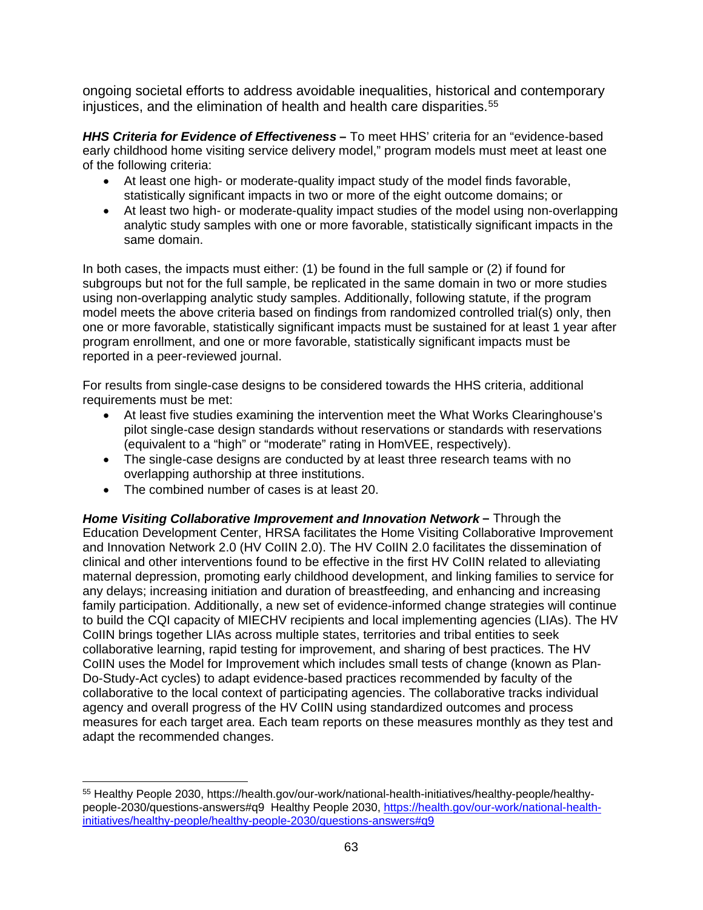ongoing societal efforts to address avoidable inequalities, historical and contemporary injustices, and the elimination of health and health care disparities.[55]

***HHS Criteria for Evidence of Effectiveness* –** To meet HHS' criteria for an "evidence-based early childhood home visiting service delivery model," program models must meet at least one of the following criteria:

- At least one high- or moderate-quality impact study of the model finds favorable, statistically significant impacts in two or more of the eight outcome domains; or
- At least two high- or moderate-quality impact studies of the model using non-overlapping analytic study samples with one or more favorable, statistically significant impacts in the same domain.

In both cases, the impacts must either: (1) be found in the full sample or (2) if found for subgroups but not for the full sample, be replicated in the same domain in two or more studies using non-overlapping analytic study samples. Additionally, following statute, if the program model meets the above criteria based on findings from randomized controlled trial(s) only, then one or more favorable, statistically significant impacts must be sustained for at least 1 year after program enrollment, and one or more favorable, statistically significant impacts must be reported in a peer-reviewed journal.

For results from single-case designs to be considered towards the HHS criteria, additional requirements must be met:

- At least five studies examining the intervention meet the What Works Clearinghouse's pilot single-case design standards without reservations or standards with reservations (equivalent to a "high" or "moderate" rating in HomVEE, respectively).
- The single-case designs are conducted by at least three research teams with no overlapping authorship at three institutions.
- The combined number of cases is at least 20.

***Home Visiting Collaborative Improvement and Innovation Network* –** Through the Education Development Center, HRSA facilitates the Home Visiting Collaborative Improvement and Innovation Network 2.0 (HV CoIIN 2.0). The HV CoIIN 2.0 facilitates the dissemination of clinical and other interventions found to be effective in the first HV CoIIN related to alleviating maternal depression, promoting early childhood development, and linking families to service for any delays; increasing initiation and duration of breastfeeding, and enhancing and increasing family participation. Additionally, a new set of evidence-informed change strategies will continue to build the CQI capacity of MIECHV recipients and local implementing agencies (LIAs). The HV CoIIN brings together LIAs across multiple states, territories and tribal entities to seek collaborative learning, rapid testing for improvement, and sharing of best practices. The HV CoIIN uses the Model for Improvement which includes small tests of change (known as Plan-Do-Study-Act cycles) to adapt evidence-based practices recommended by faculty of the collaborative to the local context of participating agencies. The collaborative tracks individual agency and overall progress of the HV CoIIN using standardized outcomes and process measures for each target area. Each team reports on these measures monthly as they test and adapt the recommended changes.

---

[55] Healthy People 2030, https://health.gov/our-work/national-health-initiatives/healthy-people/healthy-people-2030/questions-answers#q9 Healthy People 2030, [https://health.gov/our-work/national-health-initiatives/healthy-people/healthy-people-2030/questions-answers#q9](https://health.gov/our-work/national-health-initiatives/healthy-people/healthy-people-2030/questions-answers#q9)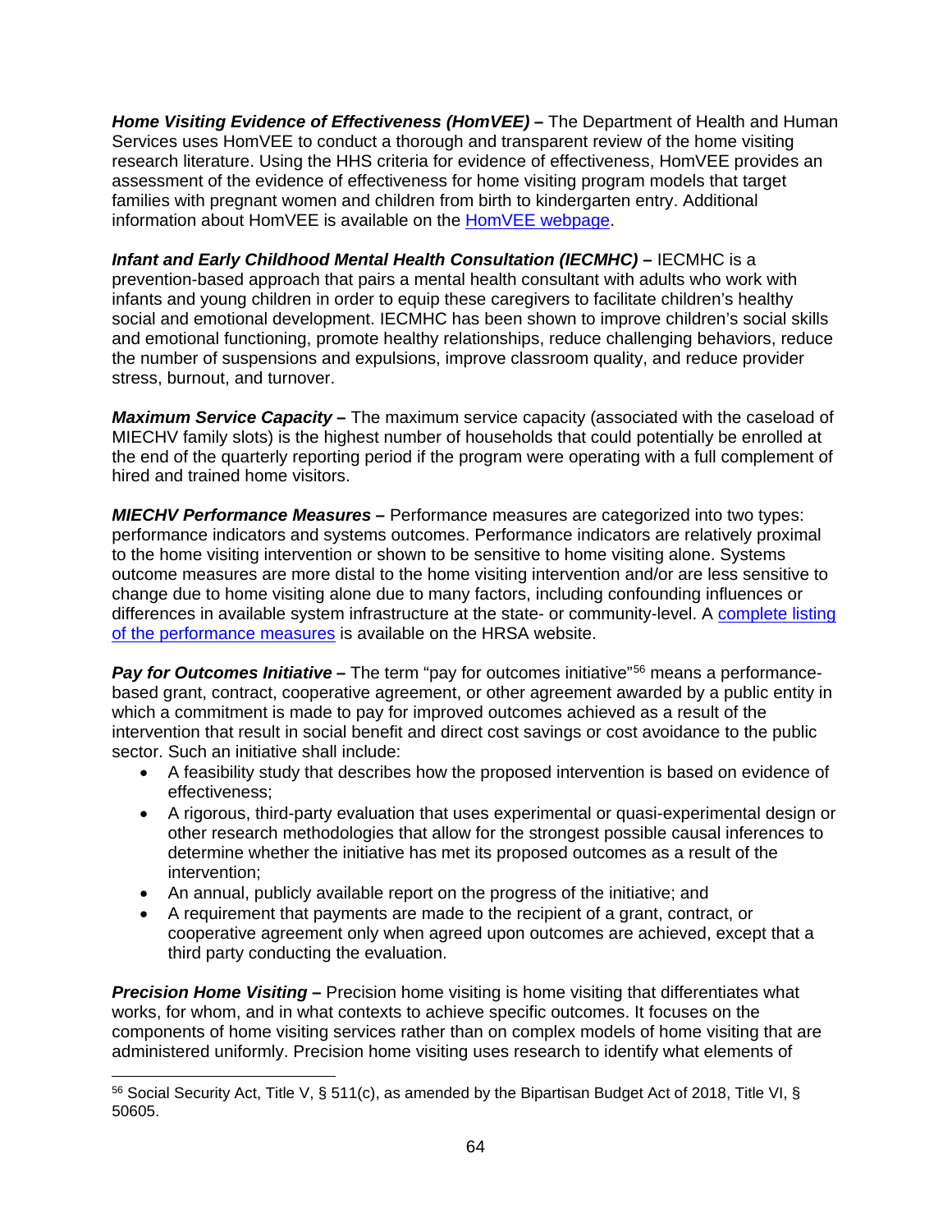***Home Visiting Evidence of Effectiveness (HomVEE)* –** The Department of Health and Human Services uses HomVEE to conduct a thorough and transparent review of the home visiting research literature. Using the HHS criteria for evidence of effectiveness, HomVEE provides an assessment of the evidence of effectiveness for home visiting program models that target families with pregnant women and children from birth to kindergarten entry. Additional information about HomVEE is available on the HomVEE webpage.

***Infant and Early Childhood Mental Health Consultation (IECMHC)* –** IECMHC is a prevention-based approach that pairs a mental health consultant with adults who work with infants and young children in order to equip these caregivers to facilitate children's healthy social and emotional development. IECMHC has been shown to improve children's social skills and emotional functioning, promote healthy relationships, reduce challenging behaviors, reduce the number of suspensions and expulsions, improve classroom quality, and reduce provider stress, burnout, and turnover.

***Maximum Service Capacity* –** The maximum service capacity (associated with the caseload of MIECHV family slots) is the highest number of households that could potentially be enrolled at the end of the quarterly reporting period if the program were operating with a full complement of hired and trained home visitors.

***MIECHV Performance Measures* –** Performance measures are categorized into two types: performance indicators and systems outcomes. Performance indicators are relatively proximal to the home visiting intervention or shown to be sensitive to home visiting alone. Systems outcome measures are more distal to the home visiting intervention and/or are less sensitive to change due to home visiting alone due to many factors, including confounding influences or differences in available system infrastructure at the state- or community-level. A complete listing of the performance measures is available on the HRSA website.

***Pay for Outcomes Initiative* –** The term "pay for outcomes initiative"[56] means a performance-based grant, contract, cooperative agreement, or other agreement awarded by a public entity in which a commitment is made to pay for improved outcomes achieved as a result of the intervention that result in social benefit and direct cost savings or cost avoidance to the public sector. Such an initiative shall include:

- A feasibility study that describes how the proposed intervention is based on evidence of effectiveness;
- A rigorous, third-party evaluation that uses experimental or quasi-experimental design or other research methodologies that allow for the strongest possible causal inferences to determine whether the initiative has met its proposed outcomes as a result of the intervention;
- An annual, publicly available report on the progress of the initiative; and
- A requirement that payments are made to the recipient of a grant, contract, or cooperative agreement only when agreed upon outcomes are achieved, except that a third party conducting the evaluation.

***Precision Home Visiting* –** Precision home visiting is home visiting that differentiates what works, for whom, and in what contexts to achieve specific outcomes. It focuses on the components of home visiting services rather than on complex models of home visiting that are administered uniformly. Precision home visiting uses research to identify what elements of

[56] Social Security Act, Title V, § 511(c), as amended by the Bipartisan Budget Act of 2018, Title VI, § 50605.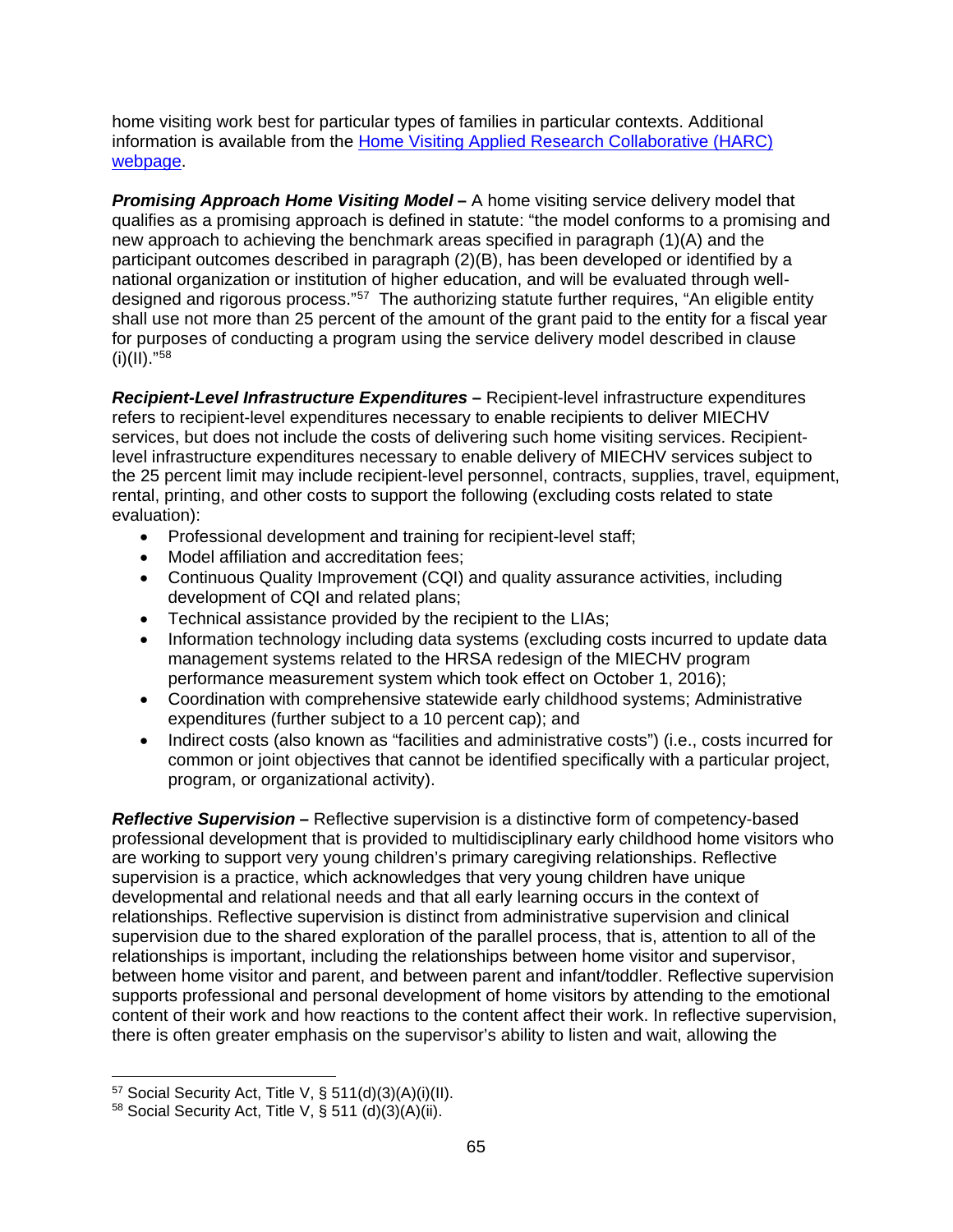home visiting work best for particular types of families in particular contexts. Additional information is available from the [Home Visiting Applied Research Collaborative (HARC) webpage](#).

***Promising Approach Home Visiting Model –*** A home visiting service delivery model that qualifies as a promising approach is defined in statute: "the model conforms to a promising and new approach to achieving the benchmark areas specified in paragraph (1)(A) and the participant outcomes described in paragraph (2)(B), has been developed or identified by a national organization or institution of higher education, and will be evaluated through well-designed and rigorous process."[57] The authorizing statute further requires, "An eligible entity shall use not more than 25 percent of the amount of the grant paid to the entity for a fiscal year for purposes of conducting a program using the service delivery model described in clause (i)(II)."[58]

***Recipient-Level Infrastructure Expenditures –*** Recipient-level infrastructure expenditures refers to recipient-level expenditures necessary to enable recipients to deliver MIECHV services, but does not include the costs of delivering such home visiting services. Recipient-level infrastructure expenditures necessary to enable delivery of MIECHV services subject to the 25 percent limit may include recipient-level personnel, contracts, supplies, travel, equipment, rental, printing, and other costs to support the following (excluding costs related to state evaluation):

- Professional development and training for recipient-level staff;
- Model affiliation and accreditation fees;
- Continuous Quality Improvement (CQI) and quality assurance activities, including development of CQI and related plans;
- Technical assistance provided by the recipient to the LIAs;
- Information technology including data systems (excluding costs incurred to update data management systems related to the HRSA redesign of the MIECHV program performance measurement system which took effect on October 1, 2016);
- Coordination with comprehensive statewide early childhood systems; Administrative expenditures (further subject to a 10 percent cap); and
- Indirect costs (also known as "facilities and administrative costs") (i.e., costs incurred for common or joint objectives that cannot be identified specifically with a particular project, program, or organizational activity).

***Reflective Supervision –*** Reflective supervision is a distinctive form of competency-based professional development that is provided to multidisciplinary early childhood home visitors who are working to support very young children's primary caregiving relationships. Reflective supervision is a practice, which acknowledges that very young children have unique developmental and relational needs and that all early learning occurs in the context of relationships. Reflective supervision is distinct from administrative supervision and clinical supervision due to the shared exploration of the parallel process, that is, attention to all of the relationships is important, including the relationships between home visitor and supervisor, between home visitor and parent, and between parent and infant/toddler. Reflective supervision supports professional and personal development of home visitors by attending to the emotional content of their work and how reactions to the content affect their work. In reflective supervision, there is often greater emphasis on the supervisor's ability to listen and wait, allowing the

---

[57] Social Security Act, Title V, § 511(d)(3)(A)(i)(II).

[58] Social Security Act, Title V, § 511 (d)(3)(A)(ii).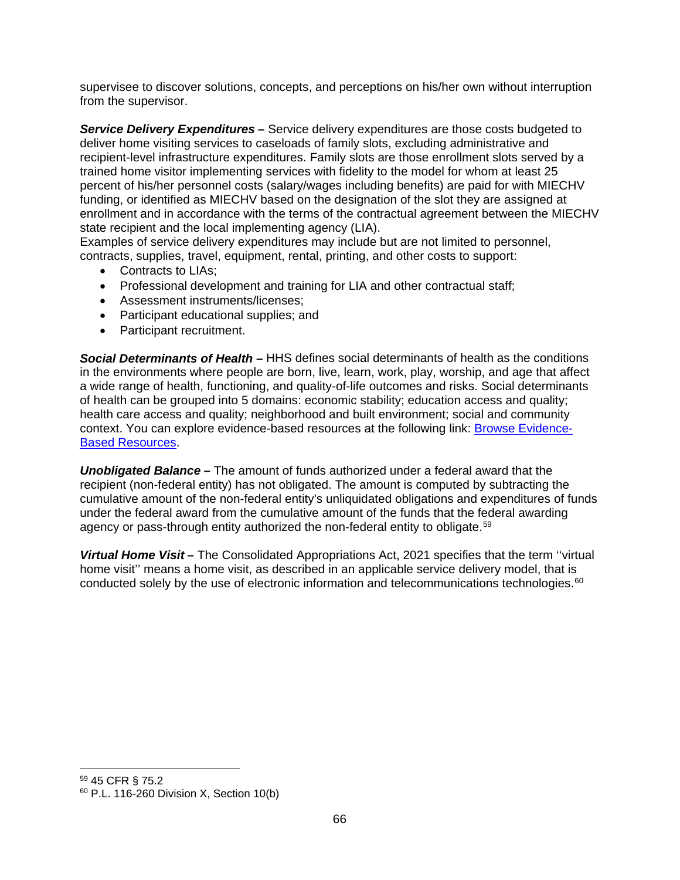supervisee to discover solutions, concepts, and perceptions on his/her own without interruption from the supervisor.

***Service Delivery Expenditures –*** Service delivery expenditures are those costs budgeted to deliver home visiting services to caseloads of family slots, excluding administrative and recipient-level infrastructure expenditures. Family slots are those enrollment slots served by a trained home visitor implementing services with fidelity to the model for whom at least 25 percent of his/her personnel costs (salary/wages including benefits) are paid for with MIECHV funding, or identified as MIECHV based on the designation of the slot they are assigned at enrollment and in accordance with the terms of the contractual agreement between the MIECHV state recipient and the local implementing agency (LIA).
Examples of service delivery expenditures may include but are not limited to personnel, contracts, supplies, travel, equipment, rental, printing, and other costs to support:

- Contracts to LIAs;
- Professional development and training for LIA and other contractual staff;
- Assessment instruments/licenses;
- Participant educational supplies; and
- Participant recruitment.

***Social Determinants of Health –*** HHS defines social determinants of health as the conditions in the environments where people are born, live, learn, work, play, worship, and age that affect a wide range of health, functioning, and quality-of-life outcomes and risks. Social determinants of health can be grouped into 5 domains: economic stability; education access and quality; health care access and quality; neighborhood and built environment; social and community context. You can explore evidence-based resources at the following link: Browse Evidence-Based Resources.

***Unobligated Balance –*** The amount of funds authorized under a federal award that the recipient (non-federal entity) has not obligated. The amount is computed by subtracting the cumulative amount of the non-federal entity's unliquidated obligations and expenditures of funds under the federal award from the cumulative amount of the funds that the federal awarding agency or pass-through entity authorized the non-federal entity to obligate.[59]

***Virtual Home Visit –*** The Consolidated Appropriations Act, 2021 specifies that the term ''virtual home visit'' means a home visit, as described in an applicable service delivery model, that is conducted solely by the use of electronic information and telecommunications technologies.[60]

[59] 45 CFR § 75.2
[60] P.L. 116-260 Division X, Section 10(b)